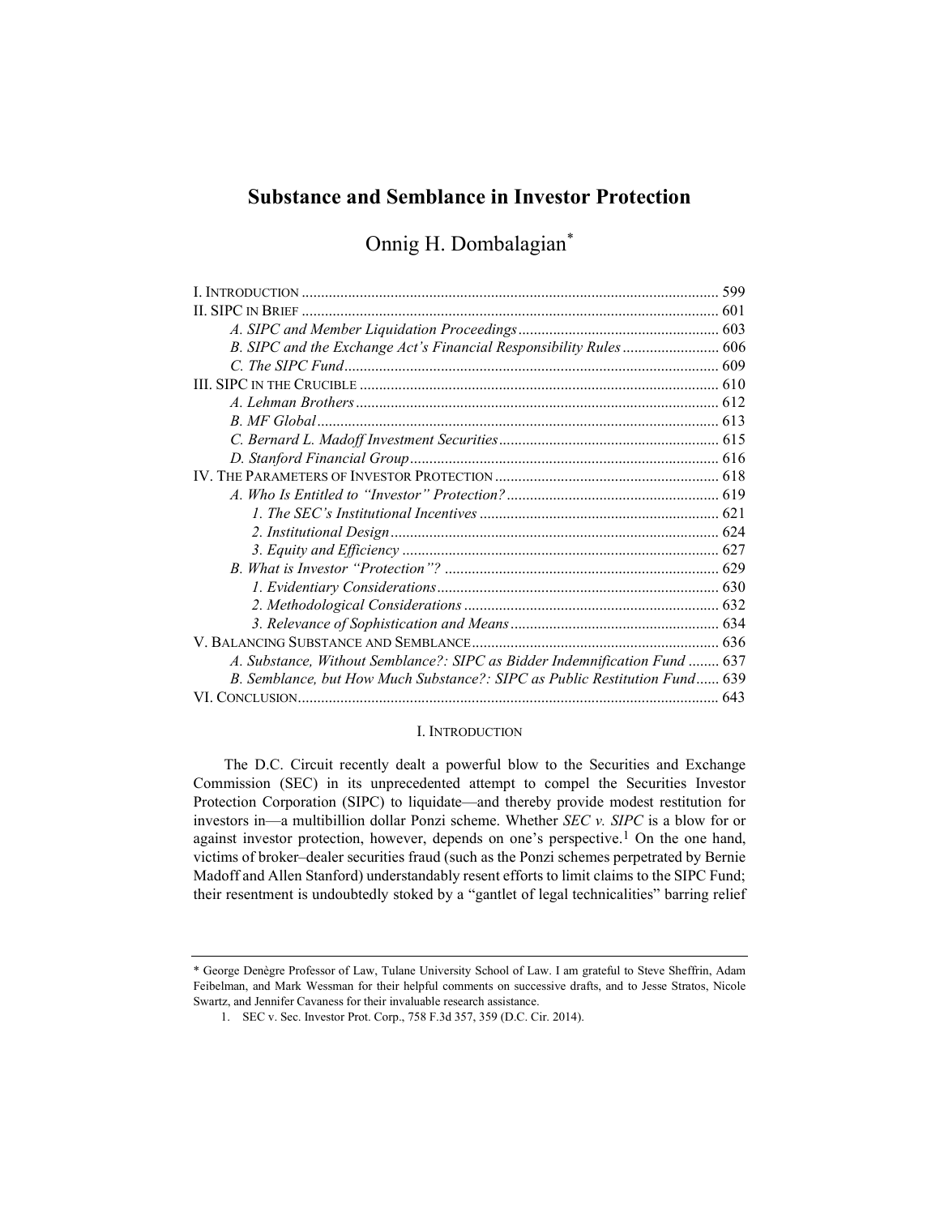# Substance and Semblance in Investor Protection

Onnig H. Dombalagian*

I. INTRODUCTION .......... 599
II. SIPC IN BRIEF .......... 601
*A. SIPC and Member Liquidation Proceedings* .......... 603
*B. SIPC and the Exchange Act's Financial Responsibility Rules* .......... 606
*C. The SIPC Fund* .......... 609
III. SIPC IN THE CRUCIBLE .......... 610
*A. Lehman Brothers* .......... 612
*B. MF Global* .......... 613
*C. Bernard L. Madoff Investment Securities* .......... 615
*D. Stanford Financial Group* .......... 616
IV. THE PARAMETERS OF INVESTOR PROTECTION .......... 618
*A. Who Is Entitled to "Investor" Protection?* .......... 619
*1. The SEC's Institutional Incentives* .......... 621
*2. Institutional Design* .......... 624
*3. Equity and Efficiency* .......... 627
*B. What is Investor "Protection"?* .......... 629
*1. Evidentiary Considerations* .......... 630
*2. Methodological Considerations* .......... 632
*3. Relevance of Sophistication and Means* .......... 634
V. BALANCING SUBSTANCE AND SEMBLANCE .......... 636
*A. Substance, Without Semblance?: SIPC as Bidder Indemnification Fund* .......... 637
*B. Semblance, but How Much Substance?: SIPC as Public Restitution Fund* .......... 639
VI. CONCLUSION .......... 643

## I. INTRODUCTION

The D.C. Circuit recently dealt a powerful blow to the Securities and Exchange Commission (SEC) in its unprecedented attempt to compel the Securities Investor Protection Corporation (SIPC) to liquidate—and thereby provide modest restitution for investors in—a multibillion dollar Ponzi scheme. Whether *SEC v. SIPC* is a blow for or against investor protection, however, depends on one's perspective.[1] On the one hand, victims of broker–dealer securities fraud (such as the Ponzi schemes perpetrated by Bernie Madoff and Allen Stanford) understandably resent efforts to limit claims to the SIPC Fund; their resentment is undoubtedly stoked by a "gantlet of legal technicalities" barring relief

---

\* George Denègre Professor of Law, Tulane University School of Law. I am grateful to Steve Sheffrin, Adam Feibelman, and Mark Wessman for their helpful comments on successive drafts, and to Jesse Stratos, Nicole Swartz, and Jennifer Cavaness for their invaluable research assistance.

1. SEC v. Sec. Investor Prot. Corp., 758 F.3d 357, 359 (D.C. Cir. 2014).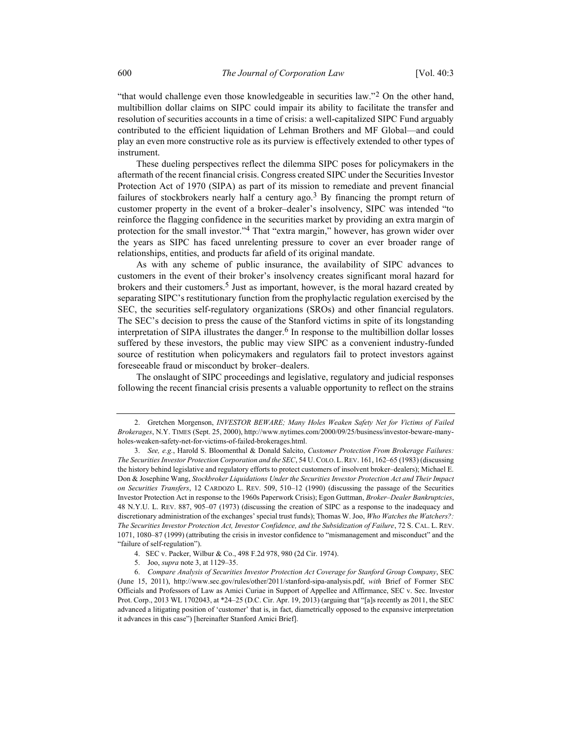"that would challenge even those knowledgeable in securities law."[2] On the other hand, multibillion dollar claims on SIPC could impair its ability to facilitate the transfer and resolution of securities accounts in a time of crisis: a well-capitalized SIPC Fund arguably contributed to the efficient liquidation of Lehman Brothers and MF Global—and could play an even more constructive role as its purview is effectively extended to other types of instrument.

These dueling perspectives reflect the dilemma SIPC poses for policymakers in the aftermath of the recent financial crisis. Congress created SIPC under the Securities Investor Protection Act of 1970 (SIPA) as part of its mission to remediate and prevent financial failures of stockbrokers nearly half a century ago.[3] By financing the prompt return of customer property in the event of a broker–dealer's insolvency, SIPC was intended "to reinforce the flagging confidence in the securities market by providing an extra margin of protection for the small investor."[4] That "extra margin," however, has grown wider over the years as SIPC has faced unrelenting pressure to cover an ever broader range of relationships, entities, and products far afield of its original mandate.

As with any scheme of public insurance, the availability of SIPC advances to customers in the event of their broker's insolvency creates significant moral hazard for brokers and their customers.[5] Just as important, however, is the moral hazard created by separating SIPC's restitutionary function from the prophylactic regulation exercised by the SEC, the securities self-regulatory organizations (SROs) and other financial regulators. The SEC's decision to press the cause of the Stanford victims in spite of its longstanding interpretation of SIPA illustrates the danger.[6] In response to the multibillion dollar losses suffered by these investors, the public may view SIPC as a convenient industry-funded source of restitution when policymakers and regulators fail to protect investors against foreseeable fraud or misconduct by broker–dealers.

The onslaught of SIPC proceedings and legislative, regulatory and judicial responses following the recent financial crisis presents a valuable opportunity to reflect on the strains

---

2. Gretchen Morgenson, *INVESTOR BEWARE; Many Holes Weaken Safety Net for Victims of Failed Brokerages*, N.Y. TIMES (Sept. 25, 2000), http://www.nytimes.com/2000/09/25/business/investor-beware-many-holes-weaken-safety-net-for-victims-of-failed-brokerages.html.

3. *See, e.g.*, Harold S. Bloomenthal & Donald Salcito, *Customer Protection From Brokerage Failures: The Securities Investor Protection Corporation and the SEC*, 54 U. COLO. L. REV. 161, 162–65 (1983) (discussing the history behind legislative and regulatory efforts to protect customers of insolvent broker–dealers); Michael E. Don & Josephine Wang, *Stockbroker Liquidations Under the Securities Investor Protection Act and Their Impact on Securities Transfers*, 12 CARDOZO L. REV. 509, 510–12 (1990) (discussing the passage of the Securities Investor Protection Act in response to the 1960s Paperwork Crisis); Egon Guttman, *Broker–Dealer Bankruptcies*, 48 N.Y.U. L. REV. 887, 905–07 (1973) (discussing the creation of SIPC as a response to the inadequacy and discretionary administration of the exchanges' special trust funds); Thomas W. Joo, *Who Watches the Watchers?: The Securities Investor Protection Act, Investor Confidence, and the Subsidization of Failure*, 72 S. CAL. L. REV. 1071, 1080–87 (1999) (attributing the crisis in investor confidence to "mismanagement and misconduct" and the "failure of self-regulation").

4. SEC v. Packer, Wilbur & Co., 498 F.2d 978, 980 (2d Cir. 1974).

5. Joo, *supra* note 3, at 1129–35.

6. *Compare Analysis of Securities Investor Protection Act Coverage for Stanford Group Company*, SEC (June 15, 2011), http://www.sec.gov/rules/other/2011/stanford-sipa-analysis.pdf, *with* Brief of Former SEC Officials and Professors of Law as Amici Curiae in Support of Appellee and Affirmance, SEC v. Sec. Investor Prot. Corp., 2013 WL 1702043, at *24–25 (D.C. Cir. Apr. 19, 2013) (arguing that "[a]s recently as 2011, the SEC advanced a litigating position of 'customer' that is, in fact, diametrically opposed to the expansive interpretation it advances in this case") [hereinafter Stanford Amici Brief].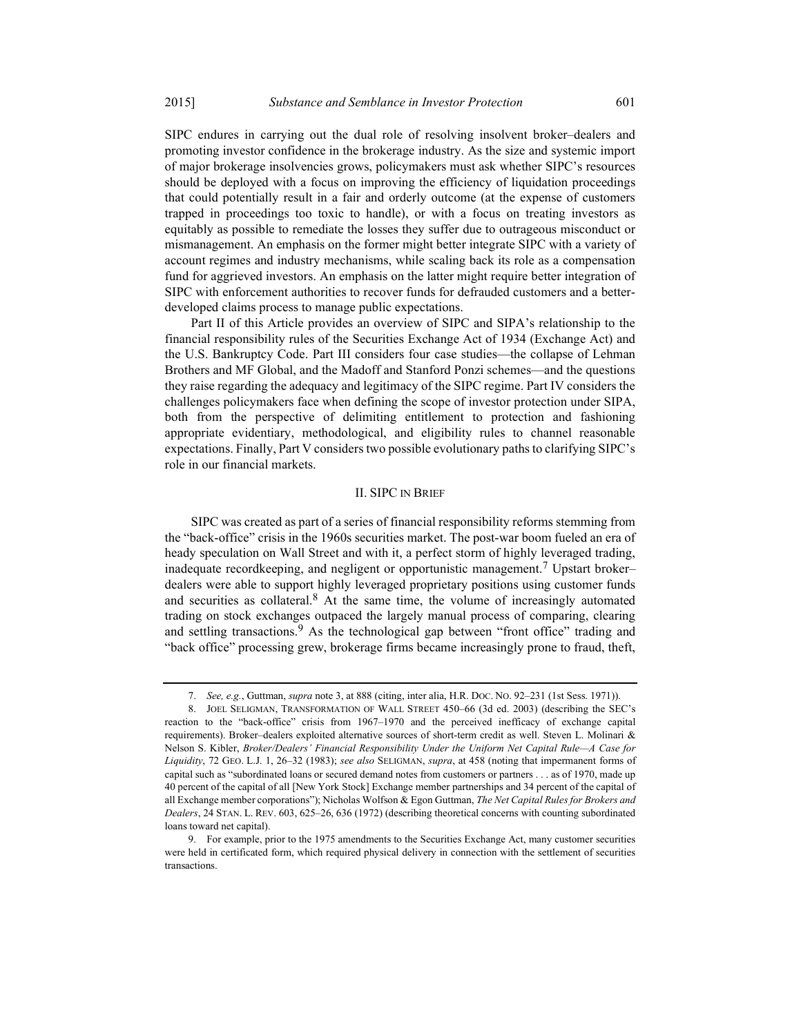SIPC endures in carrying out the dual role of resolving insolvent broker–dealers and promoting investor confidence in the brokerage industry. As the size and systemic import of major brokerage insolvencies grows, policymakers must ask whether SIPC's resources should be deployed with a focus on improving the efficiency of liquidation proceedings that could potentially result in a fair and orderly outcome (at the expense of customers trapped in proceedings too toxic to handle), or with a focus on treating investors as equitably as possible to remediate the losses they suffer due to outrageous misconduct or mismanagement. An emphasis on the former might better integrate SIPC with a variety of account regimes and industry mechanisms, while scaling back its role as a compensation fund for aggrieved investors. An emphasis on the latter might require better integration of SIPC with enforcement authorities to recover funds for defrauded customers and a better-developed claims process to manage public expectations.

Part II of this Article provides an overview of SIPC and SIPA's relationship to the financial responsibility rules of the Securities Exchange Act of 1934 (Exchange Act) and the U.S. Bankruptcy Code. Part III considers four case studies—the collapse of Lehman Brothers and MF Global, and the Madoff and Stanford Ponzi schemes—and the questions they raise regarding the adequacy and legitimacy of the SIPC regime. Part IV considers the challenges policymakers face when defining the scope of investor protection under SIPA, both from the perspective of delimiting entitlement to protection and fashioning appropriate evidentiary, methodological, and eligibility rules to channel reasonable expectations. Finally, Part V considers two possible evolutionary paths to clarifying SIPC's role in our financial markets.

## II. SIPC IN BRIEF

SIPC was created as part of a series of financial responsibility reforms stemming from the "back-office" crisis in the 1960s securities market. The post-war boom fueled an era of heady speculation on Wall Street and with it, a perfect storm of highly leveraged trading, inadequate recordkeeping, and negligent or opportunistic management.[7] Upstart broker–dealers were able to support highly leveraged proprietary positions using customer funds and securities as collateral.[8] At the same time, the volume of increasingly automated trading on stock exchanges outpaced the largely manual process of comparing, clearing and settling transactions.[9] As the technological gap between "front office" trading and "back office" processing grew, brokerage firms became increasingly prone to fraud, theft,

---

7. *See, e.g.*, Guttman, *supra* note 3, at 888 (citing, inter alia, H.R. DOC. NO. 92–231 (1st Sess. 1971)).

8. JOEL SELIGMAN, TRANSFORMATION OF WALL STREET 450–66 (3d ed. 2003) (describing the SEC's reaction to the "back-office" crisis from 1967–1970 and the perceived inefficacy of exchange capital requirements). Broker–dealers exploited alternative sources of short-term credit as well. Steven L. Molinari & Nelson S. Kibler, *Broker/Dealers' Financial Responsibility Under the Uniform Net Capital Rule—A Case for Liquidity*, 72 GEO. L.J. 1, 26–32 (1983); *see also* SELIGMAN, *supra*, at 458 (noting that impermanent forms of capital such as "subordinated loans or secured demand notes from customers or partners . . . as of 1970, made up 40 percent of the capital of all [New York Stock] Exchange member partnerships and 34 percent of the capital of all Exchange member corporations"); Nicholas Wolfson & Egon Guttman, *The Net Capital Rules for Brokers and Dealers*, 24 STAN. L. REV. 603, 625–26, 636 (1972) (describing theoretical concerns with counting subordinated loans toward net capital).

9. For example, prior to the 1975 amendments to the Securities Exchange Act, many customer securities were held in certificated form, which required physical delivery in connection with the settlement of securities transactions.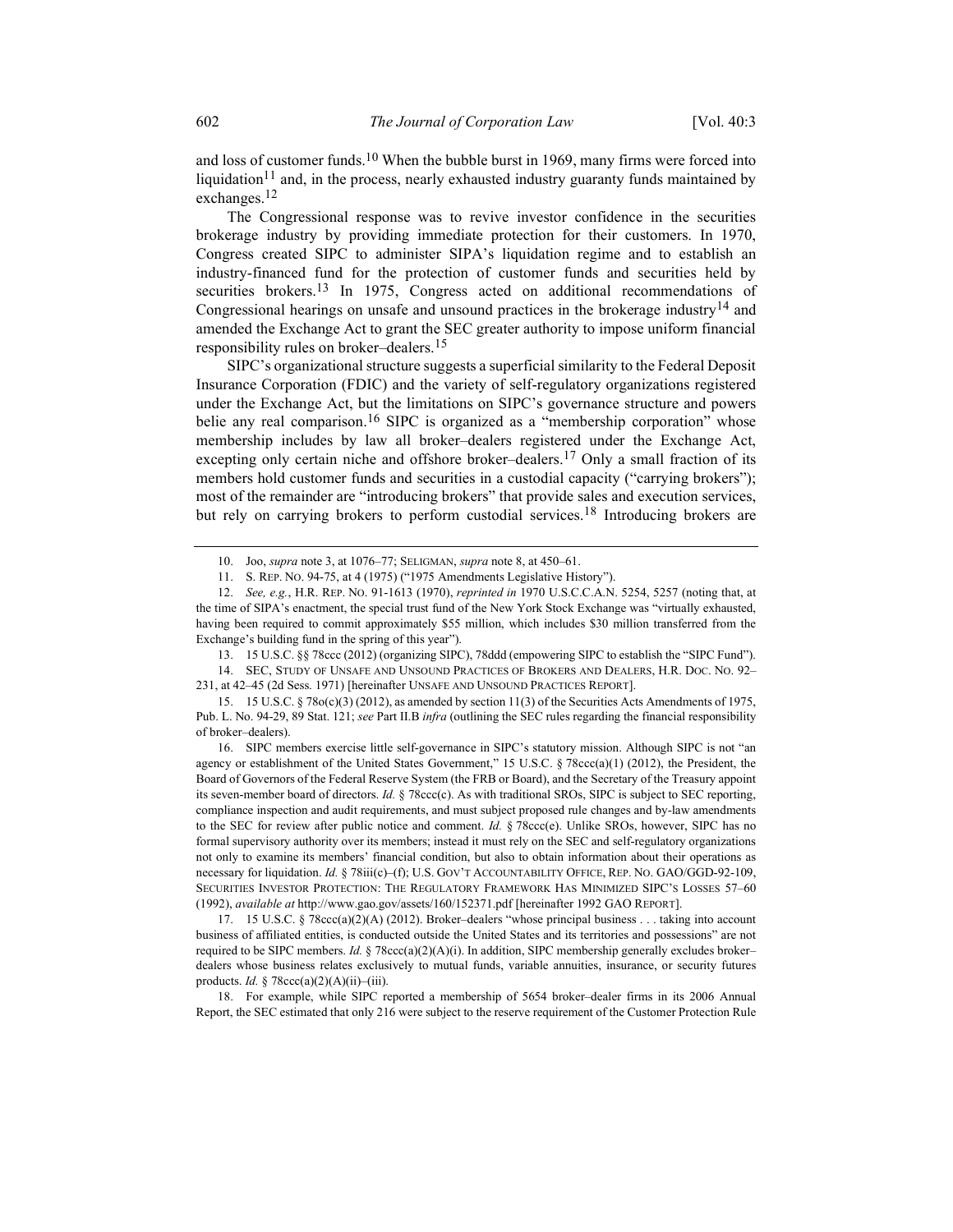and loss of customer funds.[10] When the bubble burst in 1969, many firms were forced into liquidation[11] and, in the process, nearly exhausted industry guaranty funds maintained by exchanges.[12]

The Congressional response was to revive investor confidence in the securities brokerage industry by providing immediate protection for their customers. In 1970, Congress created SIPC to administer SIPA's liquidation regime and to establish an industry-financed fund for the protection of customer funds and securities held by securities brokers.[13] In 1975, Congress acted on additional recommendations of Congressional hearings on unsafe and unsound practices in the brokerage industry[14] and amended the Exchange Act to grant the SEC greater authority to impose uniform financial responsibility rules on broker–dealers.[15]

SIPC's organizational structure suggests a superficial similarity to the Federal Deposit Insurance Corporation (FDIC) and the variety of self-regulatory organizations registered under the Exchange Act, but the limitations on SIPC's governance structure and powers belie any real comparison.[16] SIPC is organized as a "membership corporation" whose membership includes by law all broker–dealers registered under the Exchange Act, excepting only certain niche and offshore broker–dealers.[17] Only a small fraction of its members hold customer funds and securities in a custodial capacity ("carrying brokers"); most of the remainder are "introducing brokers" that provide sales and execution services, but rely on carrying brokers to perform custodial services.[18] Introducing brokers are

---

10. Joo, *supra* note 3, at 1076–77; SELIGMAN, *supra* note 8, at 450–61.

11. S. REP. NO. 94-75, at 4 (1975) ("1975 Amendments Legislative History").

12. *See, e.g.*, H.R. REP. NO. 91-1613 (1970), *reprinted in* 1970 U.S.C.C.A.N. 5254, 5257 (noting that, at the time of SIPA's enactment, the special trust fund of the New York Stock Exchange was "virtually exhausted, having been required to commit approximately $55 million, which includes $30 million transferred from the Exchange's building fund in the spring of this year").

13. 15 U.S.C. §§ 78ccc (2012) (organizing SIPC), 78ddd (empowering SIPC to establish the "SIPC Fund").

14. SEC, STUDY OF UNSAFE AND UNSOUND PRACTICES OF BROKERS AND DEALERS, H.R. DOC. NO. 92–231, at 42–45 (2d Sess. 1971) [hereinafter UNSAFE AND UNSOUND PRACTICES REPORT].

15. 15 U.S.C. § 78o(c)(3) (2012), as amended by section 11(3) of the Securities Acts Amendments of 1975, Pub. L. No. 94-29, 89 Stat. 121; *see* Part II.B *infra* (outlining the SEC rules regarding the financial responsibility of broker–dealers).

16. SIPC members exercise little self-governance in SIPC's statutory mission. Although SIPC is not "an agency or establishment of the United States Government," 15 U.S.C. § 78ccc(a)(1) (2012), the President, the Board of Governors of the Federal Reserve System (the FRB or Board), and the Secretary of the Treasury appoint its seven-member board of directors. *Id.* § 78ccc(c). As with traditional SROs, SIPC is subject to SEC reporting, compliance inspection and audit requirements, and must subject proposed rule changes and by-law amendments to the SEC for review after public notice and comment. *Id.* § 78ccc(e). Unlike SROs, however, SIPC has no formal supervisory authority over its members; instead it must rely on the SEC and self-regulatory organizations not only to examine its members' financial condition, but also to obtain information about their operations as necessary for liquidation. *Id.* § 78iii(c)–(f); U.S. GOV'T ACCOUNTABILITY OFFICE, REP. NO. GAO/GGD-92-109, SECURITIES INVESTOR PROTECTION: THE REGULATORY FRAMEWORK HAS MINIMIZED SIPC'S LOSSES 57–60 (1992), *available at* http://www.gao.gov/assets/160/152371.pdf [hereinafter 1992 GAO REPORT].

17. 15 U.S.C. § 78ccc(a)(2)(A) (2012). Broker–dealers "whose principal business . . . taking into account business of affiliated entities, is conducted outside the United States and its territories and possessions" are not required to be SIPC members. *Id.* § 78ccc(a)(2)(A)(i). In addition, SIPC membership generally excludes broker–dealers whose business relates exclusively to mutual funds, variable annuities, insurance, or security futures products. *Id.* § 78ccc(a)(2)(A)(ii)–(iii).

18. For example, while SIPC reported a membership of 5654 broker–dealer firms in its 2006 Annual Report, the SEC estimated that only 216 were subject to the reserve requirement of the Customer Protection Rule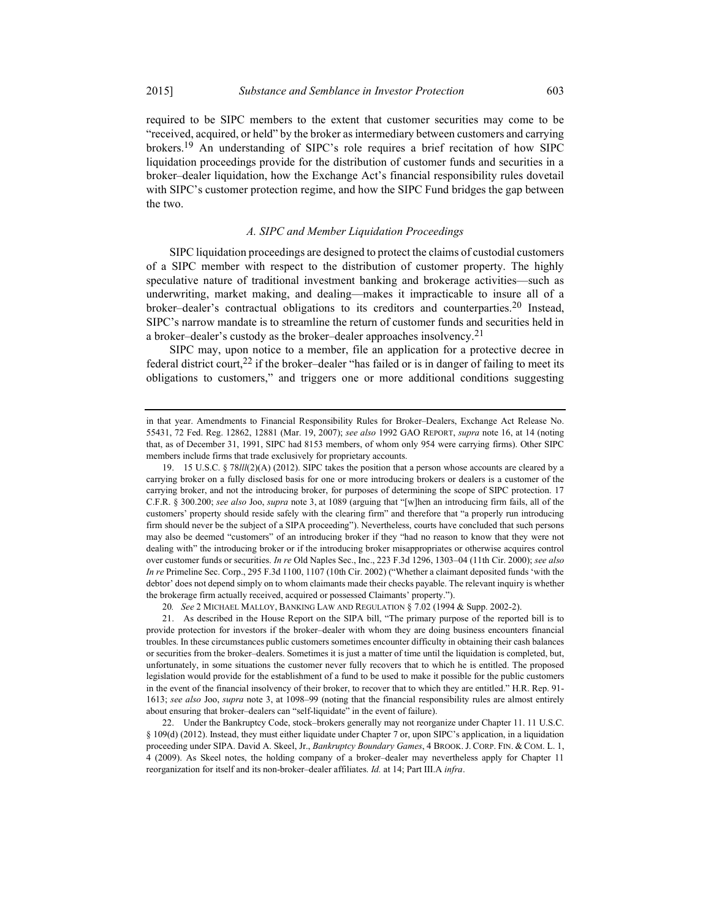required to be SIPC members to the extent that customer securities may come to be "received, acquired, or held" by the broker as intermediary between customers and carrying brokers.[19] An understanding of SIPC's role requires a brief recitation of how SIPC liquidation proceedings provide for the distribution of customer funds and securities in a broker–dealer liquidation, how the Exchange Act's financial responsibility rules dovetail with SIPC's customer protection regime, and how the SIPC Fund bridges the gap between the two.

### *A. SIPC and Member Liquidation Proceedings*

SIPC liquidation proceedings are designed to protect the claims of custodial customers of a SIPC member with respect to the distribution of customer property. The highly speculative nature of traditional investment banking and brokerage activities—such as underwriting, market making, and dealing—makes it impracticable to insure all of a broker–dealer's contractual obligations to its creditors and counterparties.[20] Instead, SIPC's narrow mandate is to streamline the return of customer funds and securities held in a broker–dealer's custody as the broker–dealer approaches insolvency.[21]

SIPC may, upon notice to a member, file an application for a protective decree in federal district court,[22] if the broker–dealer "has failed or is in danger of failing to meet its obligations to customers," and triggers one or more additional conditions suggesting

---

in that year. Amendments to Financial Responsibility Rules for Broker–Dealers, Exchange Act Release No. 55431, 72 Fed. Reg. 12862, 12881 (Mar. 19, 2007); *see also* 1992 GAO REPORT, *supra* note 16, at 14 (noting that, as of December 31, 1991, SIPC had 8153 members, of whom only 954 were carrying firms). Other SIPC members include firms that trade exclusively for proprietary accounts.

19. 15 U.S.C. § 78*lll*(2)(A) (2012). SIPC takes the position that a person whose accounts are cleared by a carrying broker on a fully disclosed basis for one or more introducing brokers or dealers is a customer of the carrying broker, and not the introducing broker, for purposes of determining the scope of SIPC protection. 17 C.F.R. § 300.200; *see also* Joo, *supra* note 3, at 1089 (arguing that "[w]hen an introducing firm fails, all of the customers' property should reside safely with the clearing firm" and therefore that "a properly run introducing firm should never be the subject of a SIPA proceeding"). Nevertheless, courts have concluded that such persons may also be deemed "customers" of an introducing broker if they "had no reason to know that they were not dealing with" the introducing broker or if the introducing broker misappropriates or otherwise acquires control over customer funds or securities. *In re* Old Naples Sec., Inc., 223 F.3d 1296, 1303–04 (11th Cir. 2000); *see also In re* Primeline Sec. Corp., 295 F.3d 1100, 1107 (10th Cir. 2002) ("Whether a claimant deposited funds 'with the debtor' does not depend simply on to whom claimants made their checks payable. The relevant inquiry is whether the brokerage firm actually received, acquired or possessed Claimants' property.").

20. *See* 2 MICHAEL MALLOY, BANKING LAW AND REGULATION § 7.02 (1994 & Supp. 2002-2).

21. As described in the House Report on the SIPA bill, "The primary purpose of the reported bill is to provide protection for investors if the broker–dealer with whom they are doing business encounters financial troubles. In these circumstances public customers sometimes encounter difficulty in obtaining their cash balances or securities from the broker–dealers. Sometimes it is just a matter of time until the liquidation is completed, but, unfortunately, in some situations the customer never fully recovers that to which he is entitled. The proposed legislation would provide for the establishment of a fund to be used to make it possible for the public customers in the event of the financial insolvency of their broker, to recover that to which they are entitled." H.R. Rep. 91-1613; *see also* Joo, *supra* note 3, at 1098–99 (noting that the financial responsibility rules are almost entirely about ensuring that broker–dealers can "self-liquidate" in the event of failure).

22. Under the Bankruptcy Code, stock–brokers generally may not reorganize under Chapter 11. 11 U.S.C. § 109(d) (2012). Instead, they must either liquidate under Chapter 7 or, upon SIPC's application, in a liquidation proceeding under SIPA. David A. Skeel, Jr., *Bankruptcy Boundary Games*, 4 BROOK. J. CORP. FIN. & COM. L. 1, 4 (2009). As Skeel notes, the holding company of a broker–dealer may nevertheless apply for Chapter 11 reorganization for itself and its non-broker–dealer affiliates. *Id.* at 14; Part III.A *infra*.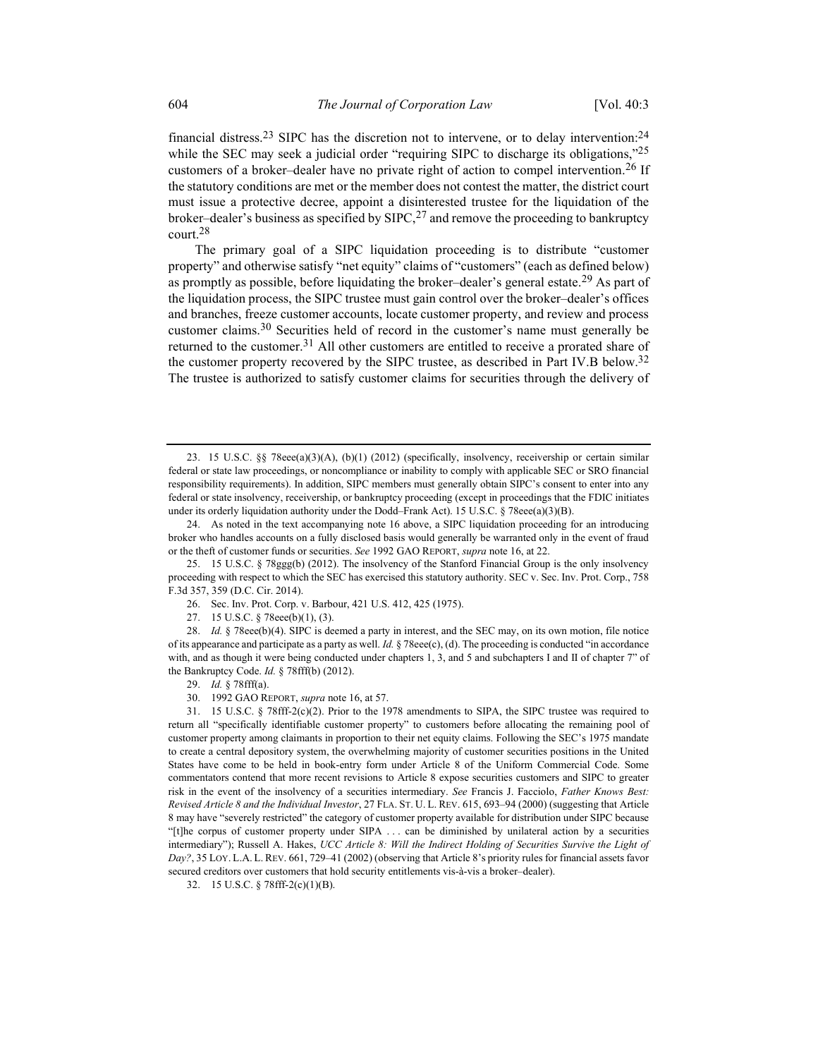financial distress.[23] SIPC has the discretion not to intervene, or to delay intervention:[24] while the SEC may seek a judicial order "requiring SIPC to discharge its obligations,"[25] customers of a broker–dealer have no private right of action to compel intervention.[26] If the statutory conditions are met or the member does not contest the matter, the district court must issue a protective decree, appoint a disinterested trustee for the liquidation of the broker–dealer's business as specified by SIPC,[27] and remove the proceeding to bankruptcy court.[28]

The primary goal of a SIPC liquidation proceeding is to distribute "customer property" and otherwise satisfy "net equity" claims of "customers" (each as defined below) as promptly as possible, before liquidating the broker–dealer's general estate.[29] As part of the liquidation process, the SIPC trustee must gain control over the broker–dealer's offices and branches, freeze customer accounts, locate customer property, and review and process customer claims.[30] Securities held of record in the customer's name must generally be returned to the customer.[31] All other customers are entitled to receive a prorated share of the customer property recovered by the SIPC trustee, as described in Part IV.B below.[32] The trustee is authorized to satisfy customer claims for securities through the delivery of

---

23. 15 U.S.C. §§ 78eee(a)(3)(A), (b)(1) (2012) (specifically, insolvency, receivership or certain similar federal or state law proceedings, or noncompliance or inability to comply with applicable SEC or SRO financial responsibility requirements). In addition, SIPC members must generally obtain SIPC's consent to enter into any federal or state insolvency, receivership, or bankruptcy proceeding (except in proceedings that the FDIC initiates under its orderly liquidation authority under the Dodd–Frank Act). 15 U.S.C. § 78eee(a)(3)(B).

24. As noted in the text accompanying note 16 above, a SIPC liquidation proceeding for an introducing broker who handles accounts on a fully disclosed basis would generally be warranted only in the event of fraud or the theft of customer funds or securities. *See* 1992 GAO REPORT, *supra* note 16, at 22.

25. 15 U.S.C. § 78ggg(b) (2012). The insolvency of the Stanford Financial Group is the only insolvency proceeding with respect to which the SEC has exercised this statutory authority. SEC v. Sec. Inv. Prot. Corp., 758 F.3d 357, 359 (D.C. Cir. 2014).

26. Sec. Inv. Prot. Corp. v. Barbour, 421 U.S. 412, 425 (1975).

27. 15 U.S.C. § 78eee(b)(1), (3).

28. *Id.* § 78eee(b)(4). SIPC is deemed a party in interest, and the SEC may, on its own motion, file notice of its appearance and participate as a party as well. *Id.* § 78eee(c), (d). The proceeding is conducted "in accordance with, and as though it were being conducted under chapters 1, 3, and 5 and subchapters I and II of chapter 7" of the Bankruptcy Code. *Id.* § 78fff(b) (2012).

29. *Id.* § 78fff(a).

30. 1992 GAO REPORT, *supra* note 16, at 57.

31. 15 U.S.C. § 78fff-2(c)(2). Prior to the 1978 amendments to SIPA, the SIPC trustee was required to return all "specifically identifiable customer property" to customers before allocating the remaining pool of customer property among claimants in proportion to their net equity claims. Following the SEC's 1975 mandate to create a central depository system, the overwhelming majority of customer securities positions in the United States have come to be held in book-entry form under Article 8 of the Uniform Commercial Code. Some commentators contend that more recent revisions to Article 8 expose securities customers and SIPC to greater risk in the event of the insolvency of a securities intermediary. *See* Francis J. Facciolo, *Father Knows Best: Revised Article 8 and the Individual Investor*, 27 FLA. ST. U. L. REV. 615, 693–94 (2000) (suggesting that Article 8 may have "severely restricted" the category of customer property available for distribution under SIPC because "[t]he corpus of customer property under SIPA . . . can be diminished by unilateral action by a securities intermediary"); Russell A. Hakes, *UCC Article 8: Will the Indirect Holding of Securities Survive the Light of Day?*, 35 LOY. L.A. L. REV. 661, 729–41 (2002) (observing that Article 8's priority rules for financial assets favor secured creditors over customers that hold security entitlements vis-à-vis a broker–dealer).

32. 15 U.S.C. § 78fff-2(c)(1)(B).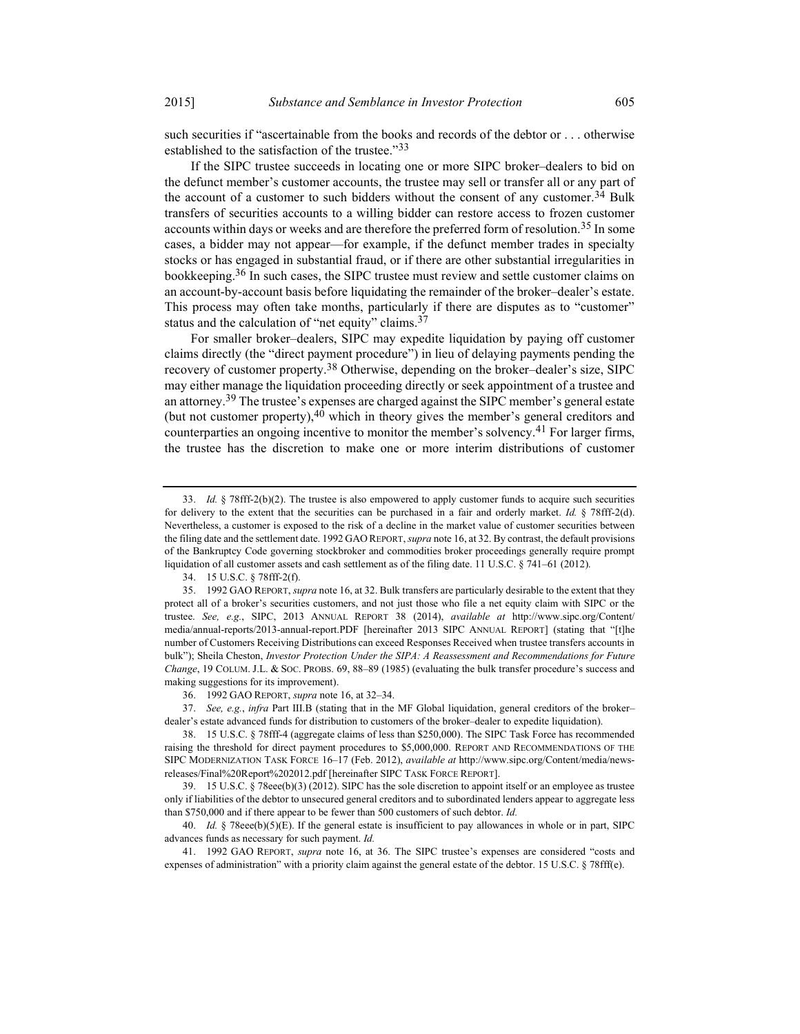such securities if "ascertainable from the books and records of the debtor or . . . otherwise established to the satisfaction of the trustee."[33]

If the SIPC trustee succeeds in locating one or more SIPC broker–dealers to bid on the defunct member's customer accounts, the trustee may sell or transfer all or any part of the account of a customer to such bidders without the consent of any customer.[34] Bulk transfers of securities accounts to a willing bidder can restore access to frozen customer accounts within days or weeks and are therefore the preferred form of resolution.[35] In some cases, a bidder may not appear—for example, if the defunct member trades in specialty stocks or has engaged in substantial fraud, or if there are other substantial irregularities in bookkeeping.[36] In such cases, the SIPC trustee must review and settle customer claims on an account-by-account basis before liquidating the remainder of the broker–dealer's estate. This process may often take months, particularly if there are disputes as to "customer" status and the calculation of "net equity" claims.[37]

For smaller broker–dealers, SIPC may expedite liquidation by paying off customer claims directly (the "direct payment procedure") in lieu of delaying payments pending the recovery of customer property.[38] Otherwise, depending on the broker–dealer's size, SIPC may either manage the liquidation proceeding directly or seek appointment of a trustee and an attorney.[39] The trustee's expenses are charged against the SIPC member's general estate (but not customer property),[40] which in theory gives the member's general creditors and counterparties an ongoing incentive to monitor the member's solvency.[41] For larger firms, the trustee has the discretion to make one or more interim distributions of customer

---

33. *Id.* § 78fff-2(b)(2). The trustee is also empowered to apply customer funds to acquire such securities for delivery to the extent that the securities can be purchased in a fair and orderly market. *Id.* § 78fff-2(d). Nevertheless, a customer is exposed to the risk of a decline in the market value of customer securities between the filing date and the settlement date. 1992 GAO REPORT, *supra* note 16, at 32. By contrast, the default provisions of the Bankruptcy Code governing stockbroker and commodities broker proceedings generally require prompt liquidation of all customer assets and cash settlement as of the filing date. 11 U.S.C. § 741–61 (2012).

34. 15 U.S.C. § 78fff-2(f).

35. 1992 GAO REPORT, *supra* note 16, at 32. Bulk transfers are particularly desirable to the extent that they protect all of a broker's securities customers, and not just those who file a net equity claim with SIPC or the trustee. *See, e.g.*, SIPC, 2013 ANNUAL REPORT 38 (2014), *available at* http://www.sipc.org/Content/media/annual-reports/2013-annual-report.PDF [hereinafter 2013 SIPC ANNUAL REPORT] (stating that "[t]he number of Customers Receiving Distributions can exceed Responses Received when trustee transfers accounts in bulk"); Sheila Cheston, *Investor Protection Under the SIPA: A Reassessment and Recommendations for Future Change*, 19 COLUM. J.L. & SOC. PROBS. 69, 88–89 (1985) (evaluating the bulk transfer procedure's success and making suggestions for its improvement).

36. 1992 GAO REPORT, *supra* note 16, at 32–34.

37. *See, e.g.*, *infra* Part III.B (stating that in the MF Global liquidation, general creditors of the broker–dealer's estate advanced funds for distribution to customers of the broker–dealer to expedite liquidation).

38. 15 U.S.C. § 78fff-4 (aggregate claims of less than $250,000). The SIPC Task Force has recommended raising the threshold for direct payment procedures to $5,000,000. REPORT AND RECOMMENDATIONS OF THE SIPC MODERNIZATION TASK FORCE 16–17 (Feb. 2012), *available at* http://www.sipc.org/Content/media/news-releases/Final%20Report%202012.pdf [hereinafter SIPC TASK FORCE REPORT].

39. 15 U.S.C. § 78eee(b)(3) (2012). SIPC has the sole discretion to appoint itself or an employee as trustee only if liabilities of the debtor to unsecured general creditors and to subordinated lenders appear to aggregate less than $750,000 and if there appear to be fewer than 500 customers of such debtor. *Id.*

40. *Id.* § 78eee(b)(5)(E). If the general estate is insufficient to pay allowances in whole or in part, SIPC advances funds as necessary for such payment. *Id.*

41. 1992 GAO REPORT, *supra* note 16, at 36. The SIPC trustee's expenses are considered "costs and expenses of administration" with a priority claim against the general estate of the debtor. 15 U.S.C. § 78fff(e).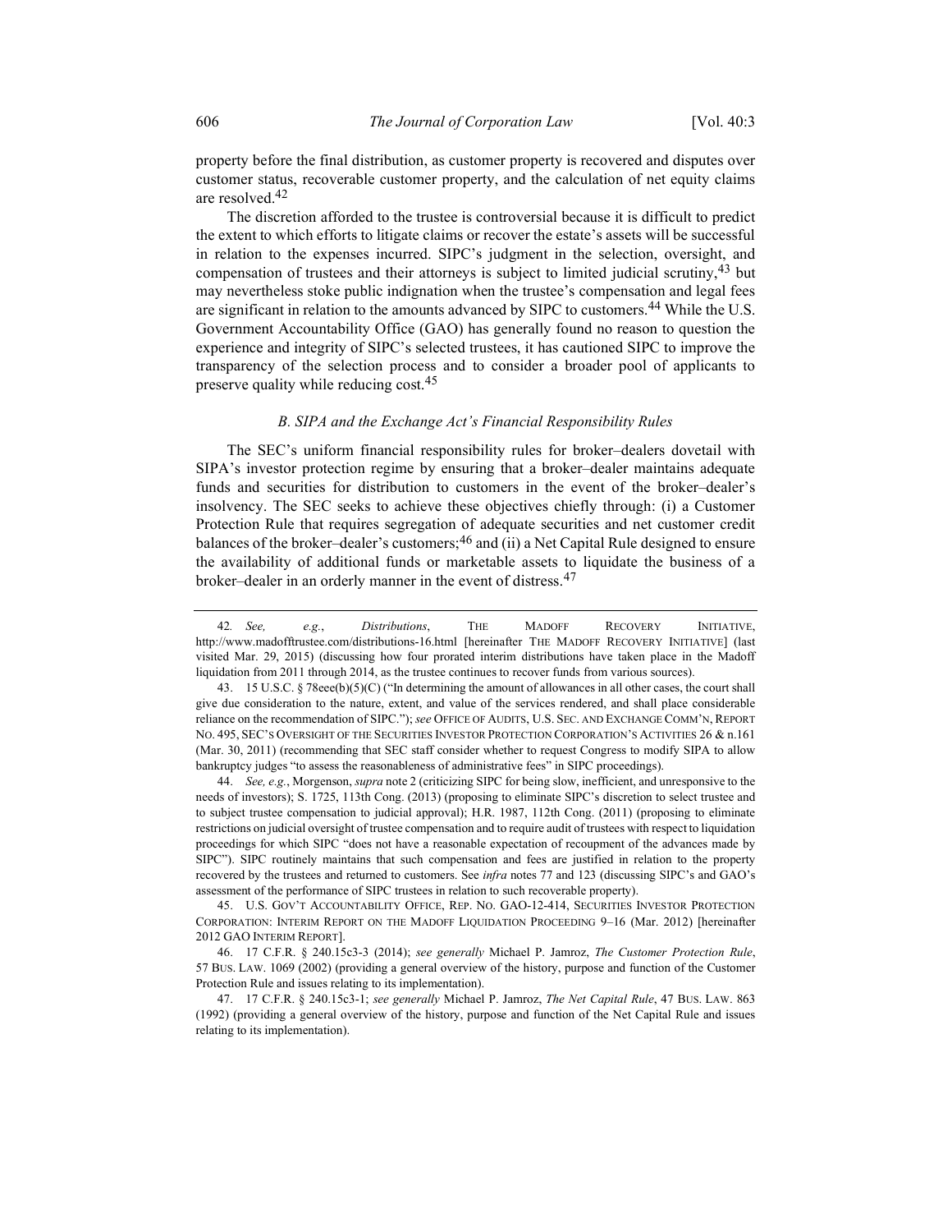property before the final distribution, as customer property is recovered and disputes over customer status, recoverable customer property, and the calculation of net equity claims are resolved.[42]

The discretion afforded to the trustee is controversial because it is difficult to predict the extent to which efforts to litigate claims or recover the estate's assets will be successful in relation to the expenses incurred. SIPC's judgment in the selection, oversight, and compensation of trustees and their attorneys is subject to limited judicial scrutiny,[43] but may nevertheless stoke public indignation when the trustee's compensation and legal fees are significant in relation to the amounts advanced by SIPC to customers.[44] While the U.S. Government Accountability Office (GAO) has generally found no reason to question the experience and integrity of SIPC's selected trustees, it has cautioned SIPC to improve the transparency of the selection process and to consider a broader pool of applicants to preserve quality while reducing cost.[45]

### *B. SIPA and the Exchange Act's Financial Responsibility Rules*

The SEC's uniform financial responsibility rules for broker–dealers dovetail with SIPA's investor protection regime by ensuring that a broker–dealer maintains adequate funds and securities for distribution to customers in the event of the broker–dealer's insolvency. The SEC seeks to achieve these objectives chiefly through: (i) a Customer Protection Rule that requires segregation of adequate securities and net customer credit balances of the broker–dealer's customers;[46] and (ii) a Net Capital Rule designed to ensure the availability of additional funds or marketable assets to liquidate the business of a broker–dealer in an orderly manner in the event of distress.[47]

---

42. *See, e.g.*, *Distributions*, THE MADOFF RECOVERY INITIATIVE, http://www.madofftrustee.com/distributions-16.html [hereinafter THE MADOFF RECOVERY INITIATIVE] (last visited Mar. 29, 2015) (discussing how four prorated interim distributions have taken place in the Madoff liquidation from 2011 through 2014, as the trustee continues to recover funds from various sources).

43. 15 U.S.C. § 78eee(b)(5)(C) ("In determining the amount of allowances in all other cases, the court shall give due consideration to the nature, extent, and value of the services rendered, and shall place considerable reliance on the recommendation of SIPC."); *see* OFFICE OF AUDITS, U.S. SEC. AND EXCHANGE COMM'N, REPORT NO. 495, SEC'S OVERSIGHT OF THE SECURITIES INVESTOR PROTECTION CORPORATION'S ACTIVITIES 26 & n.161 (Mar. 30, 2011) (recommending that SEC staff consider whether to request Congress to modify SIPA to allow bankruptcy judges "to assess the reasonableness of administrative fees" in SIPC proceedings).

44. *See, e.g.*, Morgenson, *supra* note 2 (criticizing SIPC for being slow, inefficient, and unresponsive to the needs of investors); S. 1725, 113th Cong. (2013) (proposing to eliminate SIPC's discretion to select trustee and to subject trustee compensation to judicial approval); H.R. 1987, 112th Cong. (2011) (proposing to eliminate restrictions on judicial oversight of trustee compensation and to require audit of trustees with respect to liquidation proceedings for which SIPC "does not have a reasonable expectation of recoupment of the advances made by SIPC"). SIPC routinely maintains that such compensation and fees are justified in relation to the property recovered by the trustees and returned to customers. See *infra* notes 77 and 123 (discussing SIPC's and GAO's assessment of the performance of SIPC trustees in relation to such recoverable property).

45. U.S. GOV'T ACCOUNTABILITY OFFICE, REP. NO. GAO-12-414, SECURITIES INVESTOR PROTECTION CORPORATION: INTERIM REPORT ON THE MADOFF LIQUIDATION PROCEEDING 9–16 (Mar. 2012) [hereinafter 2012 GAO INTERIM REPORT].

46. 17 C.F.R. § 240.15c3-3 (2014); *see generally* Michael P. Jamroz, *The Customer Protection Rule*, 57 BUS. LAW. 1069 (2002) (providing a general overview of the history, purpose and function of the Customer Protection Rule and issues relating to its implementation).

47. 17 C.F.R. § 240.15c3-1; *see generally* Michael P. Jamroz, *The Net Capital Rule*, 47 BUS. LAW. 863 (1992) (providing a general overview of the history, purpose and function of the Net Capital Rule and issues relating to its implementation).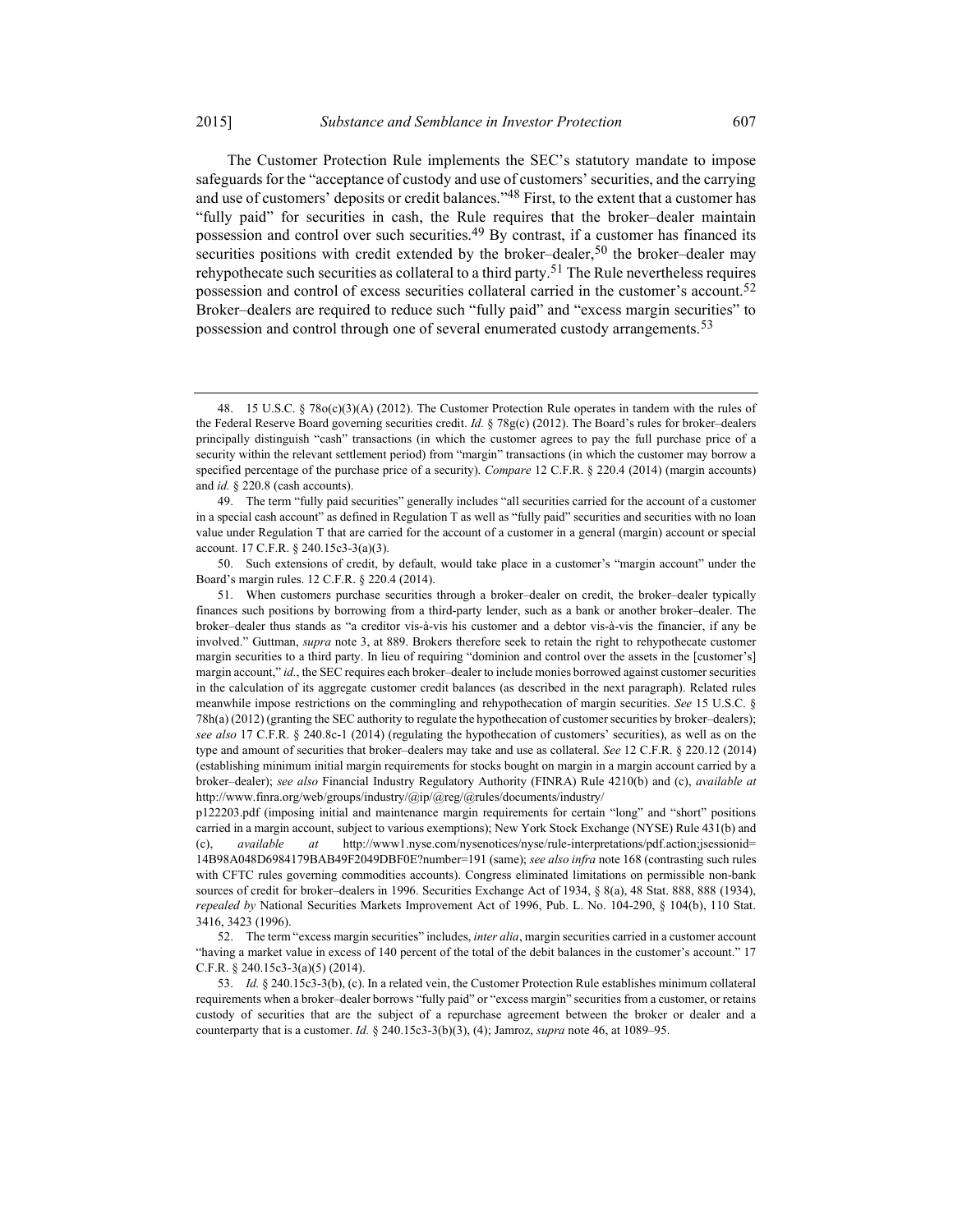The Customer Protection Rule implements the SEC's statutory mandate to impose safeguards for the "acceptance of custody and use of customers' securities, and the carrying and use of customers' deposits or credit balances."[48] First, to the extent that a customer has "fully paid" for securities in cash, the Rule requires that the broker–dealer maintain possession and control over such securities.[49] By contrast, if a customer has financed its securities positions with credit extended by the broker–dealer,[50] the broker–dealer may rehypothecate such securities as collateral to a third party.[51] The Rule nevertheless requires possession and control of excess securities collateral carried in the customer's account.[52] Broker–dealers are required to reduce such "fully paid" and "excess margin securities" to possession and control through one of several enumerated custody arrangements.[53]

---

48. 15 U.S.C. § 78o(c)(3)(A) (2012). The Customer Protection Rule operates in tandem with the rules of the Federal Reserve Board governing securities credit. *Id.* § 78g(c) (2012). The Board's rules for broker–dealers principally distinguish "cash" transactions (in which the customer agrees to pay the full purchase price of a security within the relevant settlement period) from "margin" transactions (in which the customer may borrow a specified percentage of the purchase price of a security). *Compare* 12 C.F.R. § 220.4 (2014) (margin accounts) and *id.* § 220.8 (cash accounts).

49. The term "fully paid securities" generally includes "all securities carried for the account of a customer in a special cash account" as defined in Regulation T as well as "fully paid" securities and securities with no loan value under Regulation T that are carried for the account of a customer in a general (margin) account or special account. 17 C.F.R. § 240.15c3-3(a)(3).

50. Such extensions of credit, by default, would take place in a customer's "margin account" under the Board's margin rules. 12 C.F.R. § 220.4 (2014).

51. When customers purchase securities through a broker–dealer on credit, the broker–dealer typically finances such positions by borrowing from a third-party lender, such as a bank or another broker–dealer. The broker–dealer thus stands as "a creditor vis-à-vis his customer and a debtor vis-à-vis the financier, if any be involved." Guttman, *supra* note 3, at 889. Brokers therefore seek to retain the right to rehypothecate customer margin securities to a third party. In lieu of requiring "dominion and control over the assets in the [customer's] margin account," *id.*, the SEC requires each broker–dealer to include monies borrowed against customer securities in the calculation of its aggregate customer credit balances (as described in the next paragraph). Related rules meanwhile impose restrictions on the commingling and rehypothecation of margin securities. *See* 15 U.S.C. § 78h(a) (2012) (granting the SEC authority to regulate the hypothecation of customer securities by broker–dealers); *see also* 17 C.F.R. § 240.8c-1 (2014) (regulating the hypothecation of customers' securities), as well as on the type and amount of securities that broker–dealers may take and use as collateral. *See* 12 C.F.R. § 220.12 (2014) (establishing minimum initial margin requirements for stocks bought on margin in a margin account carried by a broker–dealer); *see also* Financial Industry Regulatory Authority (FINRA) Rule 4210(b) and (c), *available at* http://www.finra.org/web/groups/industry/@ip/@reg/@rules/documents/industry/p122203.pdf (imposing initial and maintenance margin requirements for certain "long" and "short" positions carried in a margin account, subject to various exemptions); New York Stock Exchange (NYSE) Rule 431(b) and (c), *available at* http://www1.nyse.com/nysenotices/nyse/rule-interpretations/pdf.action;jsessionid=14B98A048D6984179BAB49F2049DBF0E?number=191 (same); *see also infra* note 168 (contrasting such rules with CFTC rules governing commodities accounts). Congress eliminated limitations on permissible non-bank sources of credit for broker–dealers in 1996. Securities Exchange Act of 1934, § 8(a), 48 Stat. 888, 888 (1934), *repealed by* National Securities Markets Improvement Act of 1996, Pub. L. No. 104-290, § 104(b), 110 Stat. 3416, 3423 (1996).

52. The term "excess margin securities" includes, *inter alia*, margin securities carried in a customer account "having a market value in excess of 140 percent of the total of the debit balances in the customer's account." 17 C.F.R. § 240.15c3-3(a)(5) (2014).

53. *Id.* § 240.15c3-3(b), (c). In a related vein, the Customer Protection Rule establishes minimum collateral requirements when a broker–dealer borrows "fully paid" or "excess margin" securities from a customer, or retains custody of securities that are the subject of a repurchase agreement between the broker or dealer and a counterparty that is a customer. *Id.* § 240.15c3-3(b)(3), (4); Jamroz, *supra* note 46, at 1089–95.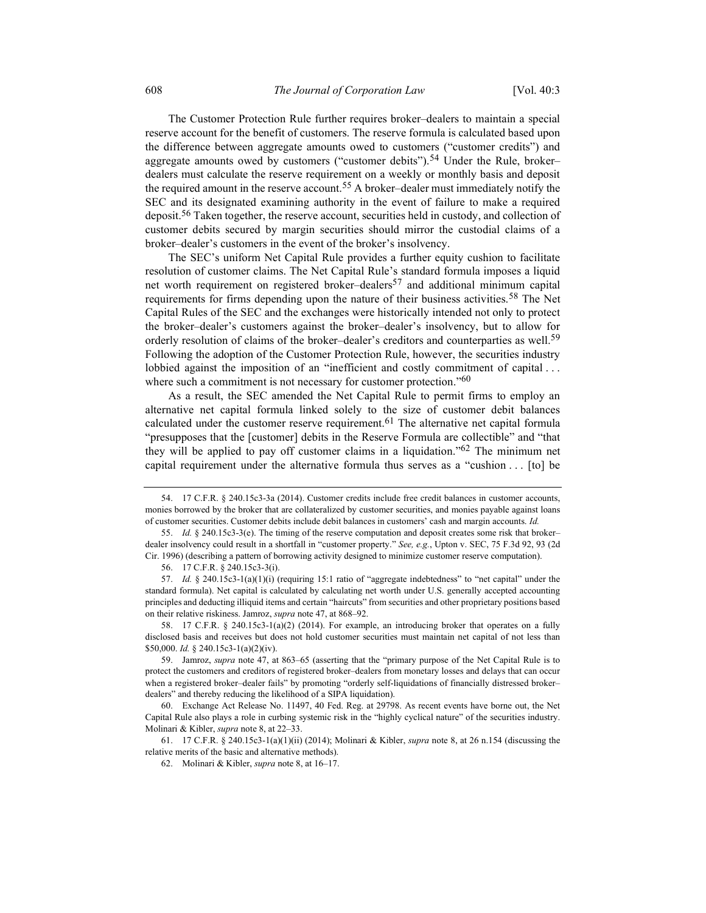The Customer Protection Rule further requires broker–dealers to maintain a special reserve account for the benefit of customers. The reserve formula is calculated based upon the difference between aggregate amounts owed to customers ("customer credits") and aggregate amounts owed by customers ("customer debits").[54] Under the Rule, broker–dealers must calculate the reserve requirement on a weekly or monthly basis and deposit the required amount in the reserve account.[55] A broker–dealer must immediately notify the SEC and its designated examining authority in the event of failure to make a required deposit.[56] Taken together, the reserve account, securities held in custody, and collection of customer debits secured by margin securities should mirror the custodial claims of a broker–dealer's customers in the event of the broker's insolvency.

The SEC's uniform Net Capital Rule provides a further equity cushion to facilitate resolution of customer claims. The Net Capital Rule's standard formula imposes a liquid net worth requirement on registered broker–dealers[57] and additional minimum capital requirements for firms depending upon the nature of their business activities.[58] The Net Capital Rules of the SEC and the exchanges were historically intended not only to protect the broker–dealer's customers against the broker–dealer's insolvency, but to allow for orderly resolution of claims of the broker–dealer's creditors and counterparties as well.[59] Following the adoption of the Customer Protection Rule, however, the securities industry lobbied against the imposition of an "inefficient and costly commitment of capital . . . where such a commitment is not necessary for customer protection."[60]

As a result, the SEC amended the Net Capital Rule to permit firms to employ an alternative net capital formula linked solely to the size of customer debit balances calculated under the customer reserve requirement.[61] The alternative net capital formula "presupposes that the [customer] debits in the Reserve Formula are collectible" and "that they will be applied to pay off customer claims in a liquidation."[62] The minimum net capital requirement under the alternative formula thus serves as a "cushion . . . [to] be

---

54. 17 C.F.R. § 240.15c3-3a (2014). Customer credits include free credit balances in customer accounts, monies borrowed by the broker that are collateralized by customer securities, and monies payable against loans of customer securities. Customer debits include debit balances in customers' cash and margin accounts. *Id.*

55. *Id.* § 240.15c3-3(e). The timing of the reserve computation and deposit creates some risk that broker–dealer insolvency could result in a shortfall in "customer property." *See, e.g.*, Upton v. SEC, 75 F.3d 92, 93 (2d Cir. 1996) (describing a pattern of borrowing activity designed to minimize customer reserve computation).

56. 17 C.F.R. § 240.15c3-3(i).

57. *Id.* § 240.15c3-1(a)(1)(i) (requiring 15:1 ratio of "aggregate indebtedness" to "net capital" under the standard formula). Net capital is calculated by calculating net worth under U.S. generally accepted accounting principles and deducting illiquid items and certain "haircuts" from securities and other proprietary positions based on their relative riskiness. Jamroz, *supra* note 47, at 868–92.

58. 17 C.F.R. § 240.15c3-1(a)(2) (2014). For example, an introducing broker that operates on a fully disclosed basis and receives but does not hold customer securities must maintain net capital of not less than $50,000. *Id.* § 240.15c3-1(a)(2)(iv).

59. Jamroz, *supra* note 47, at 863–65 (asserting that the "primary purpose of the Net Capital Rule is to protect the customers and creditors of registered broker–dealers from monetary losses and delays that can occur when a registered broker–dealer fails" by promoting "orderly self-liquidations of financially distressed broker–dealers" and thereby reducing the likelihood of a SIPA liquidation).

60. Exchange Act Release No. 11497, 40 Fed. Reg. at 29798. As recent events have borne out, the Net Capital Rule also plays a role in curbing systemic risk in the "highly cyclical nature" of the securities industry. Molinari & Kibler, *supra* note 8, at 22–33.

61. 17 C.F.R. § 240.15c3-1(a)(1)(ii) (2014); Molinari & Kibler, *supra* note 8, at 26 n.154 (discussing the relative merits of the basic and alternative methods).

62. Molinari & Kibler, *supra* note 8, at 16–17.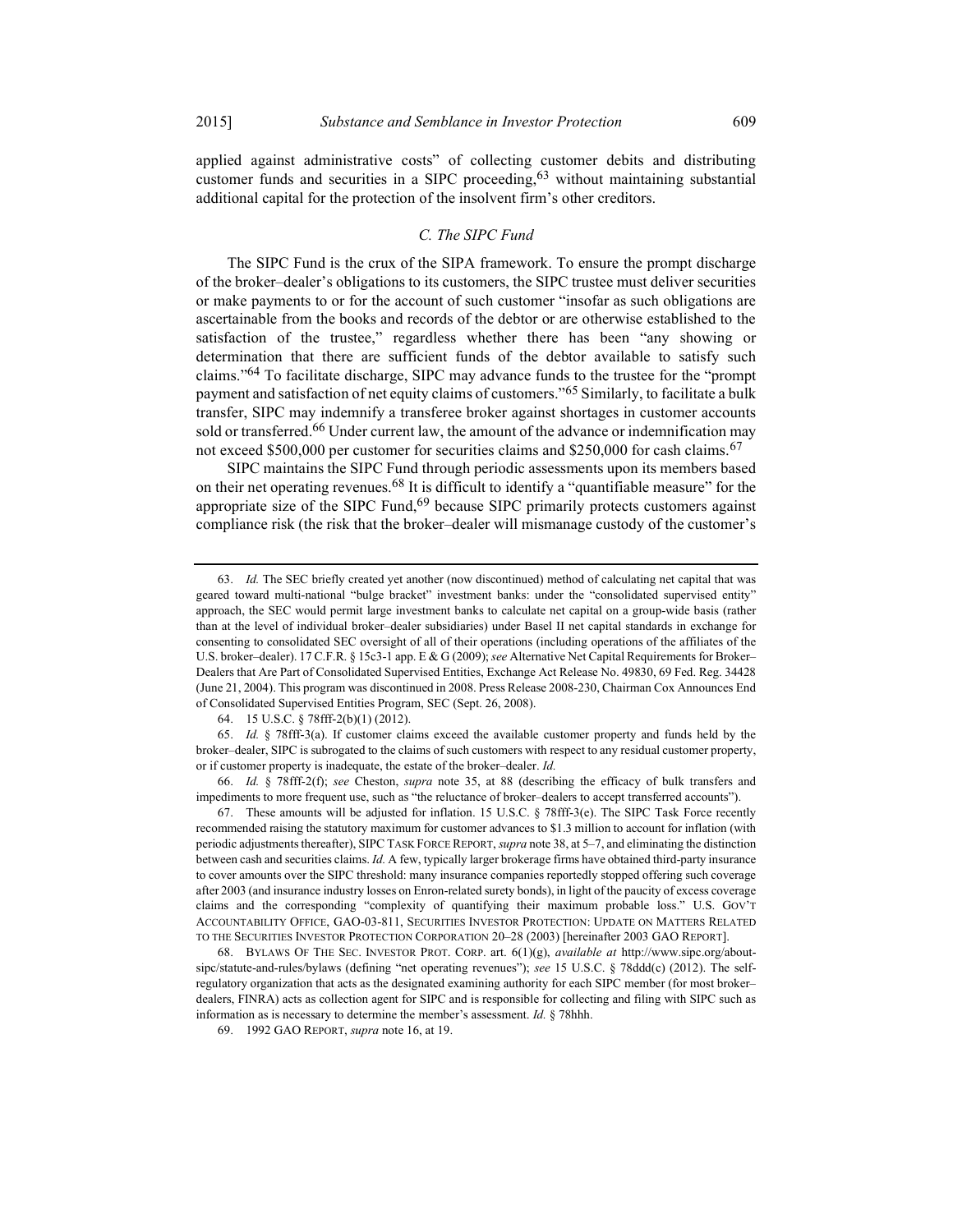applied against administrative costs" of collecting customer debits and distributing customer funds and securities in a SIPC proceeding,[63] without maintaining substantial additional capital for the protection of the insolvent firm's other creditors.

### *C. The SIPC Fund*

The SIPC Fund is the crux of the SIPA framework. To ensure the prompt discharge of the broker–dealer's obligations to its customers, the SIPC trustee must deliver securities or make payments to or for the account of such customer "insofar as such obligations are ascertainable from the books and records of the debtor or are otherwise established to the satisfaction of the trustee," regardless whether there has been "any showing or determination that there are sufficient funds of the debtor available to satisfy such claims."[64] To facilitate discharge, SIPC may advance funds to the trustee for the "prompt payment and satisfaction of net equity claims of customers."[65] Similarly, to facilitate a bulk transfer, SIPC may indemnify a transferee broker against shortages in customer accounts sold or transferred.[66] Under current law, the amount of the advance or indemnification may not exceed $500,000 per customer for securities claims and $250,000 for cash claims.[67]

SIPC maintains the SIPC Fund through periodic assessments upon its members based on their net operating revenues.[68] It is difficult to identify a "quantifiable measure" for the appropriate size of the SIPC Fund,[69] because SIPC primarily protects customers against compliance risk (the risk that the broker–dealer will mismanage custody of the customer's

---

63. *Id.* The SEC briefly created yet another (now discontinued) method of calculating net capital that was geared toward multi-national "bulge bracket" investment banks: under the "consolidated supervised entity" approach, the SEC would permit large investment banks to calculate net capital on a group-wide basis (rather than at the level of individual broker–dealer subsidiaries) under Basel II net capital standards in exchange for consenting to consolidated SEC oversight of all of their operations (including operations of the affiliates of the U.S. broker–dealer). 17 C.F.R. § 15c3-1 app. E & G (2009); *see* Alternative Net Capital Requirements for Broker–Dealers that Are Part of Consolidated Supervised Entities, Exchange Act Release No. 49830, 69 Fed. Reg. 34428 (June 21, 2004). This program was discontinued in 2008. Press Release 2008-230, Chairman Cox Announces End of Consolidated Supervised Entities Program, SEC (Sept. 26, 2008).

64. 15 U.S.C. § 78fff-2(b)(1) (2012).

65. *Id.* § 78fff-3(a). If customer claims exceed the available customer property and funds held by the broker–dealer, SIPC is subrogated to the claims of such customers with respect to any residual customer property, or if customer property is inadequate, the estate of the broker–dealer. *Id.*

66. *Id.* § 78fff-2(f); *see* Cheston, *supra* note 35, at 88 (describing the efficacy of bulk transfers and impediments to more frequent use, such as "the reluctance of broker–dealers to accept transferred accounts").

67. These amounts will be adjusted for inflation. 15 U.S.C. § 78fff-3(e). The SIPC Task Force recently recommended raising the statutory maximum for customer advances to $1.3 million to account for inflation (with periodic adjustments thereafter), SIPC TASK FORCE REPORT, *supra* note 38, at 5–7, and eliminating the distinction between cash and securities claims. *Id.* A few, typically larger brokerage firms have obtained third-party insurance to cover amounts over the SIPC threshold: many insurance companies reportedly stopped offering such coverage after 2003 (and insurance industry losses on Enron-related surety bonds), in light of the paucity of excess coverage claims and the corresponding "complexity of quantifying their maximum probable loss." U.S. GOV'T ACCOUNTABILITY OFFICE, GAO-03-811, SECURITIES INVESTOR PROTECTION: UPDATE ON MATTERS RELATED TO THE SECURITIES INVESTOR PROTECTION CORPORATION 20–28 (2003) [hereinafter 2003 GAO REPORT].

68. BYLAWS OF THE SEC. INVESTOR PROT. CORP. art. 6(1)(g), *available at* http://www.sipc.org/about-sipc/statute-and-rules/bylaws (defining "net operating revenues"); *see* 15 U.S.C. § 78ddd(c) (2012). The self-regulatory organization that acts as the designated examining authority for each SIPC member (for most broker–dealers, FINRA) acts as collection agent for SIPC and is responsible for collecting and filing with SIPC such as information as is necessary to determine the member's assessment. *Id.* § 78hhh.

69. 1992 GAO REPORT, *supra* note 16, at 19.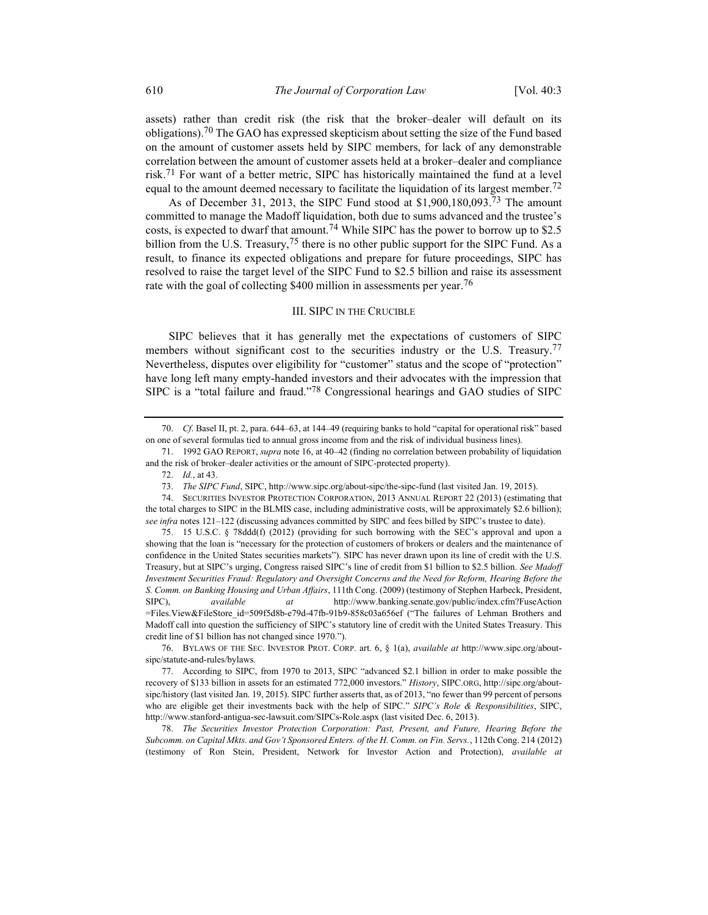assets) rather than credit risk (the risk that the broker–dealer will default on its obligations).[70] The GAO has expressed skepticism about setting the size of the Fund based on the amount of customer assets held by SIPC members, for lack of any demonstrable correlation between the amount of customer assets held at a broker–dealer and compliance risk.[71] For want of a better metric, SIPC has historically maintained the fund at a level equal to the amount deemed necessary to facilitate the liquidation of its largest member.[72]

As of December 31, 2013, the SIPC Fund stood at $1,900,180,093.[73] The amount committed to manage the Madoff liquidation, both due to sums advanced and the trustee's costs, is expected to dwarf that amount.[74] While SIPC has the power to borrow up to $2.5 billion from the U.S. Treasury,[75] there is no other public support for the SIPC Fund. As a result, to finance its expected obligations and prepare for future proceedings, SIPC has resolved to raise the target level of the SIPC Fund to $2.5 billion and raise its assessment rate with the goal of collecting $400 million in assessments per year.[76]

## III. SIPC IN THE CRUCIBLE

SIPC believes that it has generally met the expectations of customers of SIPC members without significant cost to the securities industry or the U.S. Treasury.[77] Nevertheless, disputes over eligibility for "customer" status and the scope of "protection" have long left many empty-handed investors and their advocates with the impression that SIPC is a "total failure and fraud."[78] Congressional hearings and GAO studies of SIPC

---

70. *Cf*. Basel II, pt. 2, para. 644–63, at 144–49 (requiring banks to hold "capital for operational risk" based on one of several formulas tied to annual gross income from and the risk of individual business lines).

71. 1992 GAO REPORT, *supra* note 16, at 40–42 (finding no correlation between probability of liquidation and the risk of broker–dealer activities or the amount of SIPC-protected property).

72. *Id.*, at 43.

73. *The SIPC Fund*, SIPC, http://www.sipc.org/about-sipc/the-sipc-fund (last visited Jan. 19, 2015).

74. SECURITIES INVESTOR PROTECTION CORPORATION, 2013 ANNUAL REPORT 22 (2013) (estimating that the total charges to SIPC in the BLMIS case, including administrative costs, will be approximately $2.6 billion); *see infra* notes 121–122 (discussing advances committed by SIPC and fees billed by SIPC's trustee to date).

75. 15 U.S.C. § 78ddd(f) (2012) (providing for such borrowing with the SEC's approval and upon a showing that the loan is "necessary for the protection of customers of brokers or dealers and the maintenance of confidence in the United States securities markets"). SIPC has never drawn upon its line of credit with the U.S. Treasury, but at SIPC's urging, Congress raised SIPC's line of credit from $1 billion to $2.5 billion. *See Madoff Investment Securities Fraud: Regulatory and Oversight Concerns and the Need for Reform, Hearing Before the S. Comm. on Banking Housing and Urban Affairs*, 111th Cong. (2009) (testimony of Stephen Harbeck, President, SIPC), *available at* http://www.banking.senate.gov/public/index.cfm?FuseAction =Files.View&FileStore_id=509f5d8b-e79d-47fb-91b9-858c03a656ef ("The failures of Lehman Brothers and Madoff call into question the sufficiency of SIPC's statutory line of credit with the United States Treasury. This credit line of $1 billion has not changed since 1970.").

76. BYLAWS OF THE SEC. INVESTOR PROT. CORP. art. 6, § 1(a), *available at* http://www.sipc.org/about-sipc/statute-and-rules/bylaws.

77. According to SIPC, from 1970 to 2013, SIPC "advanced $2.1 billion in order to make possible the recovery of $133 billion in assets for an estimated 772,000 investors." *History*, SIPC.ORG, http://sipc.org/about-sipc/history (last visited Jan. 19, 2015). SIPC further asserts that, as of 2013, "no fewer than 99 percent of persons who are eligible get their investments back with the help of SIPC." *SIPC's Role & Responsibilities*, SIPC, http://www.stanford-antigua-sec-lawsuit.com/SIPCs-Role.aspx (last visited Dec. 6, 2013).

78. *The Securities Investor Protection Corporation: Past, Present, and Future, Hearing Before the Subcomm. on Capital Mkts. and Gov't Sponsored Enters. of the H. Comm. on Fin. Servs.*, 112th Cong. 214 (2012) (testimony of Ron Stein, President, Network for Investor Action and Protection), *available at*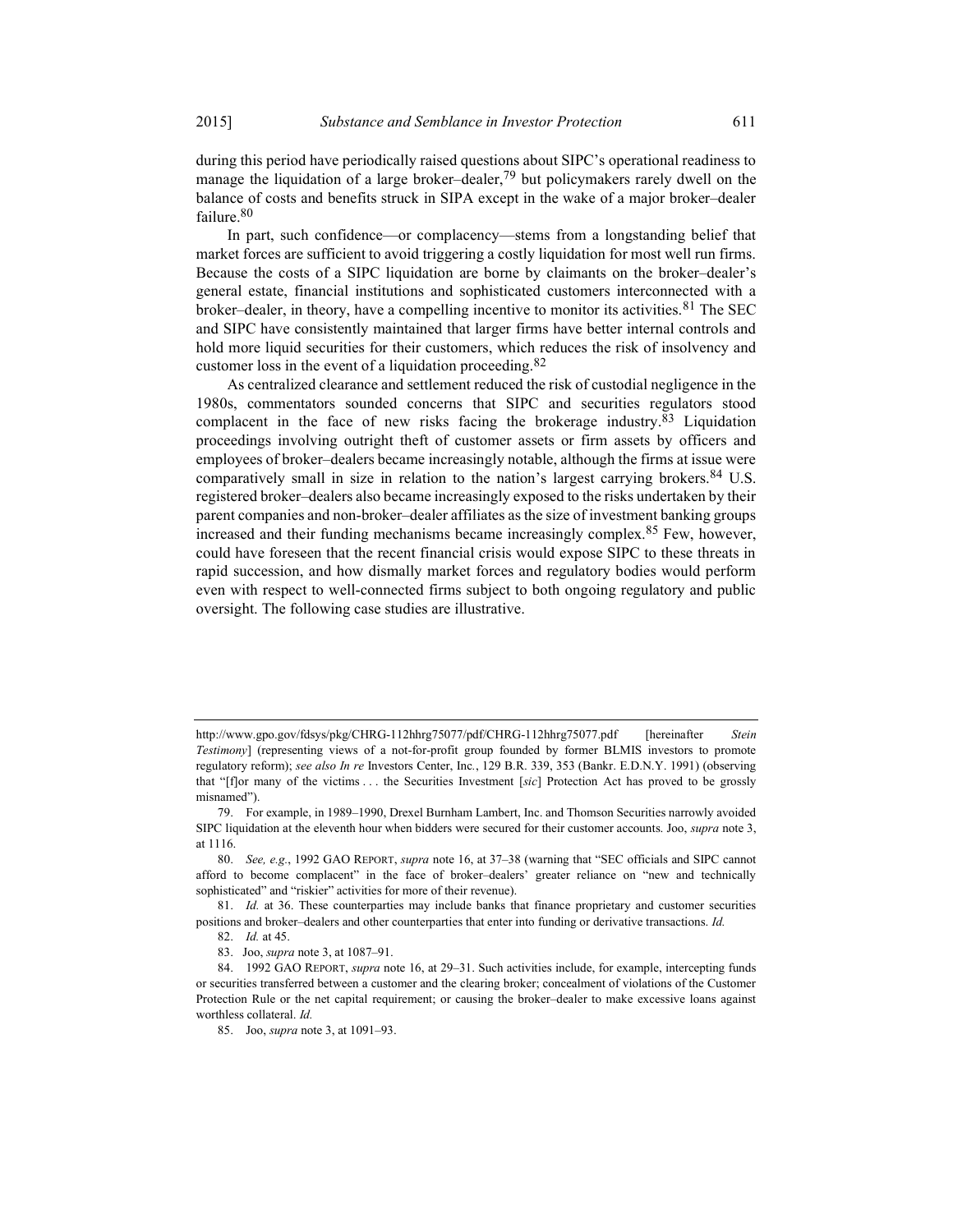during this period have periodically raised questions about SIPC's operational readiness to manage the liquidation of a large broker–dealer,[79] but policymakers rarely dwell on the balance of costs and benefits struck in SIPA except in the wake of a major broker–dealer failure.[80]

In part, such confidence—or complacency—stems from a longstanding belief that market forces are sufficient to avoid triggering a costly liquidation for most well run firms. Because the costs of a SIPC liquidation are borne by claimants on the broker–dealer's general estate, financial institutions and sophisticated customers interconnected with a broker–dealer, in theory, have a compelling incentive to monitor its activities.[81] The SEC and SIPC have consistently maintained that larger firms have better internal controls and hold more liquid securities for their customers, which reduces the risk of insolvency and customer loss in the event of a liquidation proceeding.[82]

As centralized clearance and settlement reduced the risk of custodial negligence in the 1980s, commentators sounded concerns that SIPC and securities regulators stood complacent in the face of new risks facing the brokerage industry.[83] Liquidation proceedings involving outright theft of customer assets or firm assets by officers and employees of broker–dealers became increasingly notable, although the firms at issue were comparatively small in size in relation to the nation's largest carrying brokers.[84] U.S. registered broker–dealers also became increasingly exposed to the risks undertaken by their parent companies and non-broker–dealer affiliates as the size of investment banking groups increased and their funding mechanisms became increasingly complex.[85] Few, however, could have foreseen that the recent financial crisis would expose SIPC to these threats in rapid succession, and how dismally market forces and regulatory bodies would perform even with respect to well-connected firms subject to both ongoing regulatory and public oversight. The following case studies are illustrative.

---

http://www.gpo.gov/fdsys/pkg/CHRG-112hhrg75077/pdf/CHRG-112hhrg75077.pdf [hereinafter *Stein Testimony*] (representing views of a not-for-profit group founded by former BLMIS investors to promote regulatory reform); *see also In re* Investors Center, Inc., 129 B.R. 339, 353 (Bankr. E.D.N.Y. 1991) (observing that "[f]or many of the victims . . . the Securities Investment [*sic*] Protection Act has proved to be grossly misnamed").

79. For example, in 1989–1990, Drexel Burnham Lambert, Inc. and Thomson Securities narrowly avoided SIPC liquidation at the eleventh hour when bidders were secured for their customer accounts. Joo, *supra* note 3, at 1116.

80. *See, e.g.*, 1992 GAO REPORT, *supra* note 16, at 37–38 (warning that "SEC officials and SIPC cannot afford to become complacent" in the face of broker–dealers' greater reliance on "new and technically sophisticated" and "riskier" activities for more of their revenue).

81. *Id.* at 36. These counterparties may include banks that finance proprietary and customer securities positions and broker–dealers and other counterparties that enter into funding or derivative transactions. *Id.*

82. *Id.* at 45.

83. Joo, *supra* note 3, at 1087–91.

84. 1992 GAO REPORT, *supra* note 16, at 29–31. Such activities include, for example, intercepting funds or securities transferred between a customer and the clearing broker; concealment of violations of the Customer Protection Rule or the net capital requirement; or causing the broker–dealer to make excessive loans against worthless collateral. *Id.*

85. Joo, *supra* note 3, at 1091–93.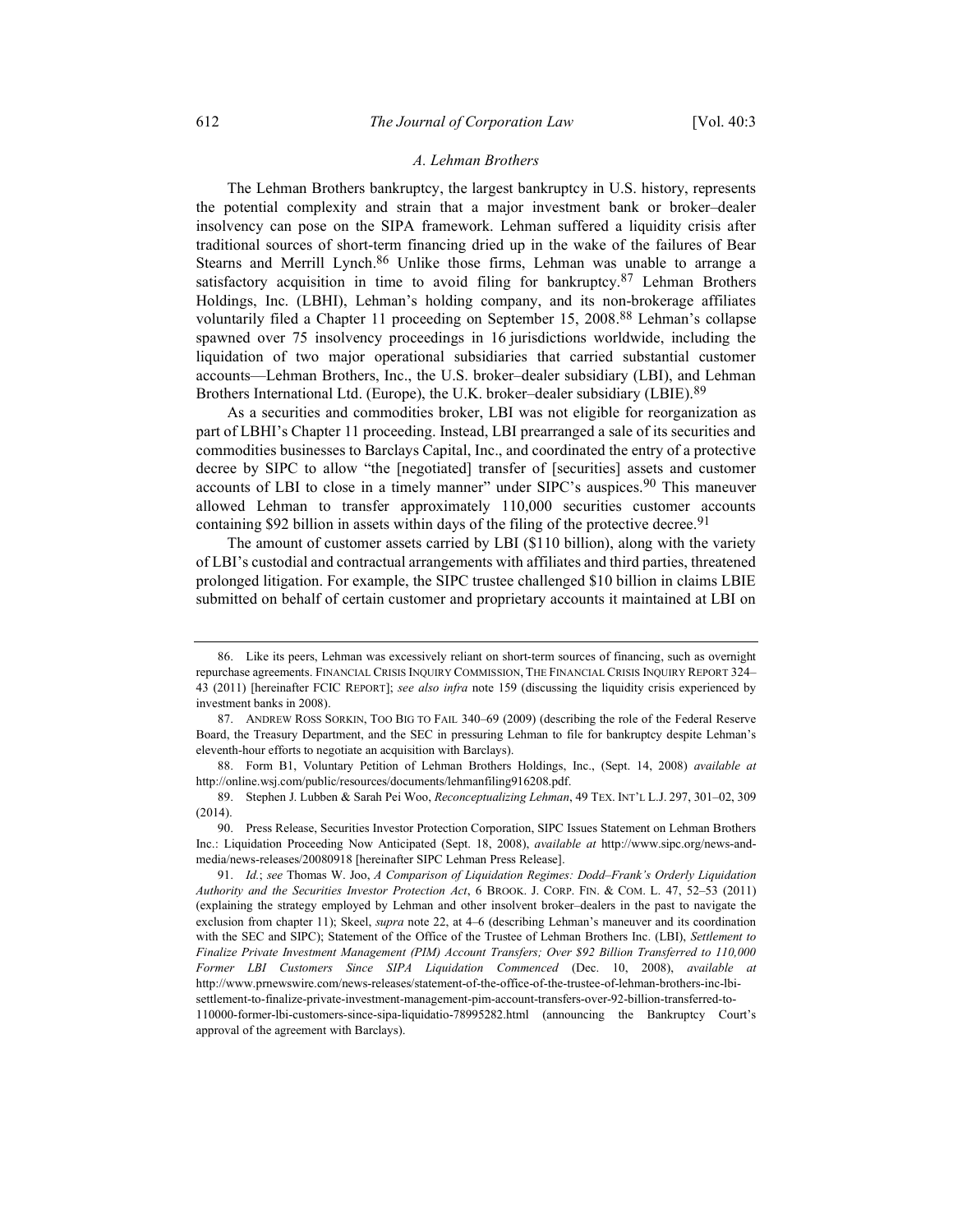### A. Lehman Brothers

The Lehman Brothers bankruptcy, the largest bankruptcy in U.S. history, represents the potential complexity and strain that a major investment bank or broker–dealer insolvency can pose on the SIPA framework. Lehman suffered a liquidity crisis after traditional sources of short-term financing dried up in the wake of the failures of Bear Stearns and Merrill Lynch.[86] Unlike those firms, Lehman was unable to arrange a satisfactory acquisition in time to avoid filing for bankruptcy.[87] Lehman Brothers Holdings, Inc. (LBHI), Lehman's holding company, and its non-brokerage affiliates voluntarily filed a Chapter 11 proceeding on September 15, 2008.[88] Lehman's collapse spawned over 75 insolvency proceedings in 16 jurisdictions worldwide, including the liquidation of two major operational subsidiaries that carried substantial customer accounts—Lehman Brothers, Inc., the U.S. broker–dealer subsidiary (LBI), and Lehman Brothers International Ltd. (Europe), the U.K. broker–dealer subsidiary (LBIE).[89]

As a securities and commodities broker, LBI was not eligible for reorganization as part of LBHI's Chapter 11 proceeding. Instead, LBI prearranged a sale of its securities and commodities businesses to Barclays Capital, Inc., and coordinated the entry of a protective decree by SIPC to allow "the [negotiated] transfer of [securities] assets and customer accounts of LBI to close in a timely manner" under SIPC's auspices.[90] This maneuver allowed Lehman to transfer approximately 110,000 securities customer accounts containing $92 billion in assets within days of the filing of the protective decree.[91]

The amount of customer assets carried by LBI ($110 billion), along with the variety of LBI's custodial and contractual arrangements with affiliates and third parties, threatened prolonged litigation. For example, the SIPC trustee challenged $10 billion in claims LBIE submitted on behalf of certain customer and proprietary accounts it maintained at LBI on

---

86. Like its peers, Lehman was excessively reliant on short-term sources of financing, such as overnight repurchase agreements. FINANCIAL CRISIS INQUIRY COMMISSION, THE FINANCIAL CRISIS INQUIRY REPORT 324–43 (2011) [hereinafter FCIC REPORT]; *see also infra* note 159 (discussing the liquidity crisis experienced by investment banks in 2008).

87. ANDREW ROSS SORKIN, TOO BIG TO FAIL 340–69 (2009) (describing the role of the Federal Reserve Board, the Treasury Department, and the SEC in pressuring Lehman to file for bankruptcy despite Lehman's eleventh-hour efforts to negotiate an acquisition with Barclays).

88. Form B1, Voluntary Petition of Lehman Brothers Holdings, Inc., (Sept. 14, 2008) *available at* http://online.wsj.com/public/resources/documents/lehmanfiling916208.pdf.

89. Stephen J. Lubben & Sarah Pei Woo, *Reconceptualizing Lehman*, 49 TEX. INT'L L.J. 297, 301–02, 309 (2014).

90. Press Release, Securities Investor Protection Corporation, SIPC Issues Statement on Lehman Brothers Inc.: Liquidation Proceeding Now Anticipated (Sept. 18, 2008), *available at* http://www.sipc.org/news-and-media/news-releases/20080918 [hereinafter SIPC Lehman Press Release].

91. *Id.*; *see* Thomas W. Joo, *A Comparison of Liquidation Regimes: Dodd–Frank's Orderly Liquidation Authority and the Securities Investor Protection Act*, 6 BROOK. J. CORP. FIN. & COM. L. 47, 52–53 (2011) (explaining the strategy employed by Lehman and other insolvent broker–dealers in the past to navigate the exclusion from chapter 11); Skeel, *supra* note 22, at 4–6 (describing Lehman's maneuver and its coordination with the SEC and SIPC); Statement of the Office of the Trustee of Lehman Brothers Inc. (LBI), *Settlement to Finalize Private Investment Management (PIM) Account Transfers; Over $92 Billion Transferred to 110,000 Former LBI Customers Since SIPA Liquidation Commenced* (Dec. 10, 2008), *available at* http://www.prnewswire.com/news-releases/statement-of-the-office-of-the-trustee-of-lehman-brothers-inc-lbi-settlement-to-finalize-private-investment-management-pim-account-transfers-over-92-billion-transferred-to-110000-former-lbi-customers-since-sipa-liquidatio-78995282.html (announcing the Bankruptcy Court's approval of the agreement with Barclays).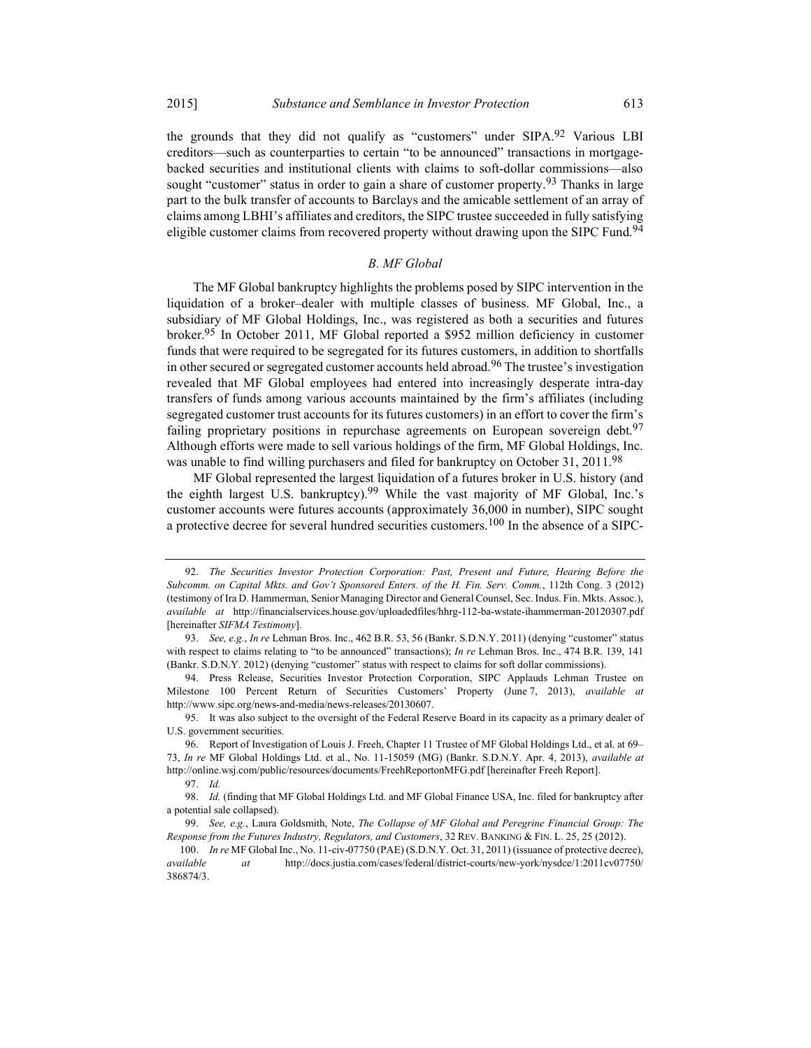the grounds that they did not qualify as "customers" under SIPA.[92] Various LBI creditors—such as counterparties to certain "to be announced" transactions in mortgage-backed securities and institutional clients with claims to soft-dollar commissions—also sought "customer" status in order to gain a share of customer property.[93] Thanks in large part to the bulk transfer of accounts to Barclays and the amicable settlement of an array of claims among LBHI's affiliates and creditors, the SIPC trustee succeeded in fully satisfying eligible customer claims from recovered property without drawing upon the SIPC Fund.[94]

### *B. MF Global*

The MF Global bankruptcy highlights the problems posed by SIPC intervention in the liquidation of a broker–dealer with multiple classes of business. MF Global, Inc., a subsidiary of MF Global Holdings, Inc., was registered as both a securities and futures broker.[95] In October 2011, MF Global reported a $952 million deficiency in customer funds that were required to be segregated for its futures customers, in addition to shortfalls in other secured or segregated customer accounts held abroad.[96] The trustee's investigation revealed that MF Global employees had entered into increasingly desperate intra-day transfers of funds among various accounts maintained by the firm's affiliates (including segregated customer trust accounts for its futures customers) in an effort to cover the firm's failing proprietary positions in repurchase agreements on European sovereign debt.[97] Although efforts were made to sell various holdings of the firm, MF Global Holdings, Inc. was unable to find willing purchasers and filed for bankruptcy on October 31, 2011.[98]

MF Global represented the largest liquidation of a futures broker in U.S. history (and the eighth largest U.S. bankruptcy).[99] While the vast majority of MF Global, Inc.'s customer accounts were futures accounts (approximately 36,000 in number), SIPC sought a protective decree for several hundred securities customers.[100] In the absence of a SIPC-

---

92. *The Securities Investor Protection Corporation: Past, Present and Future, Hearing Before the Subcomm. on Capital Mkts. and Gov't Sponsored Enters. of the H. Fin. Serv. Comm.*, 112th Cong. 3 (2012) (testimony of Ira D. Hammerman, Senior Managing Director and General Counsel, Sec. Indus. Fin. Mkts. Assoc.), *available at* http://financialservices.house.gov/uploadedfiles/hhrg-112-ba-wstate-ihammerman-20120307.pdf [hereinafter *SIFMA Testimony*].

93. *See, e.g.*, *In re* Lehman Bros. Inc., 462 B.R. 53, 56 (Bankr. S.D.N.Y. 2011) (denying "customer" status with respect to claims relating to "to be announced" transactions); *In re* Lehman Bros. Inc., 474 B.R. 139, 141 (Bankr. S.D.N.Y. 2012) (denying "customer" status with respect to claims for soft dollar commissions).

94. Press Release, Securities Investor Protection Corporation, SIPC Applauds Lehman Trustee on Milestone 100 Percent Return of Securities Customers' Property (June 7, 2013), *available at* http://www.sipc.org/news-and-media/news-releases/20130607.

95. It was also subject to the oversight of the Federal Reserve Board in its capacity as a primary dealer of U.S. government securities.

96. Report of Investigation of Louis J. Freeh, Chapter 11 Trustee of MF Global Holdings Ltd., et al. at 69–73, *In re* MF Global Holdings Ltd. et al., No. 11-15059 (MG) (Bankr. S.D.N.Y. Apr. 4, 2013), *available at* http://online.wsj.com/public/resources/documents/FreehReportonMFG.pdf [hereinafter Freeh Report].

97. *Id.*

98. *Id.* (finding that MF Global Holdings Ltd. and MF Global Finance USA, Inc. filed for bankruptcy after a potential sale collapsed).

99. *See, e.g.*, Laura Goldsmith, Note, *The Collapse of MF Global and Peregrine Financial Group: The Response from the Futures Industry, Regulators, and Customers*, 32 REV. BANKING & FIN. L. 25, 25 (2012).

100. *In re* MF Global Inc., No. 11-civ-07750 (PAE) (S.D.N.Y. Oct. 31, 2011) (issuance of protective decree), *available at* http://docs.justia.com/cases/federal/district-courts/new-york/nysdce/1:2011cv07750/386874/3.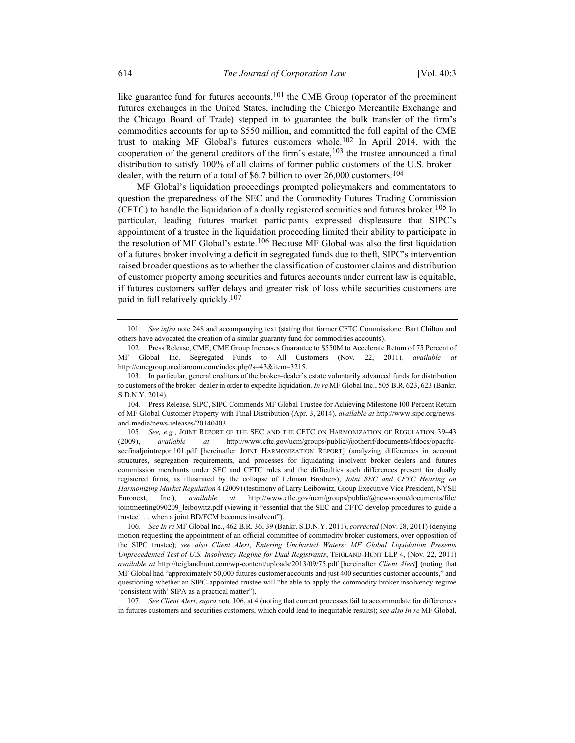like guarantee fund for futures accounts,[101] the CME Group (operator of the preeminent futures exchanges in the United States, including the Chicago Mercantile Exchange and the Chicago Board of Trade) stepped in to guarantee the bulk transfer of the firm's commodities accounts for up to $550 million, and committed the full capital of the CME trust to making MF Global's futures customers whole.[102] In April 2014, with the cooperation of the general creditors of the firm's estate,[103] the trustee announced a final distribution to satisfy 100% of all claims of former public customers of the U.S. broker–dealer, with the return of a total of $6.7 billion to over 26,000 customers.[104]

MF Global's liquidation proceedings prompted policymakers and commentators to question the preparedness of the SEC and the Commodity Futures Trading Commission (CFTC) to handle the liquidation of a dually registered securities and futures broker.[105] In particular, leading futures market participants expressed displeasure that SIPC's appointment of a trustee in the liquidation proceeding limited their ability to participate in the resolution of MF Global's estate.[106] Because MF Global was also the first liquidation of a futures broker involving a deficit in segregated funds due to theft, SIPC's intervention raised broader questions as to whether the classification of customer claims and distribution of customer property among securities and futures accounts under current law is equitable, if futures customers suffer delays and greater risk of loss while securities customers are paid in full relatively quickly.[107]

---

101. *See infra* note 248 and accompanying text (stating that former CFTC Commissioner Bart Chilton and others have advocated the creation of a similar guaranty fund for commodities accounts).

102. Press Release, CME, CME Group Increases Guarantee to $550M to Accelerate Return of 75 Percent of MF Global Inc. Segregated Funds to All Customers (Nov. 22, 2011), *available at* http://cmegroup.mediaroom.com/index.php?s=43&item=3215.

103. In particular, general creditors of the broker–dealer's estate voluntarily advanced funds for distribution to customers of the broker–dealer in order to expedite liquidation. *In re* MF Global Inc., 505 B.R. 623, 623 (Bankr. S.D.N.Y. 2014).

104. Press Release, SIPC, SIPC Commends MF Global Trustee for Achieving Milestone 100 Percent Return of MF Global Customer Property with Final Distribution (Apr. 3, 2014), *available at* http://www.sipc.org/news-and-media/news-releases/20140403.

105. *See, e.g.*, JOINT REPORT OF THE SEC AND THE CFTC ON HARMONIZATION OF REGULATION 39–43 (2009), *available at* http://www.cftc.gov/ucm/groups/public/@otherif/documents/ifdocs/opacftc-secfinaljointreport101.pdf [hereinafter JOINT HARMONIZATION REPORT] (analyzing differences in account structures, segregation requirements, and processes for liquidating insolvent broker–dealers and futures commission merchants under SEC and CFTC rules and the difficulties such differences present for dually registered firms, as illustrated by the collapse of Lehman Brothers); *Joint SEC and CFTC Hearing on Harmonizing Market Regulation* 4 (2009) (testimony of Larry Leibowitz, Group Executive Vice President, NYSE Euronext, Inc.), *available at* http://www.cftc.gov/ucm/groups/public/@newsroom/documents/file/jointmeeting090209_leibowitz.pdf (viewing it "essential that the SEC and CFTC develop procedures to guide a trustee . . . when a joint BD/FCM becomes insolvent").

106. *See In re* MF Global Inc., 462 B.R. 36, 39 (Bankr. S.D.N.Y. 2011), *corrected* (Nov. 28, 2011) (denying motion requesting the appointment of an official committee of commodity broker customers, over opposition of the SIPC trustee); *see also Client Alert*, *Entering Uncharted Waters: MF Global Liquidation Presents Unprecedented Test of U.S. Insolvency Regime for Dual Registrants*, TEIGLAND-HUNT LLP 4, (Nov. 22, 2011) *available at* http://teiglandhunt.com/wp-content/uploads/2013/09/75.pdf [hereinafter *Client Alert*] (noting that MF Global had "approximately 50,000 futures customer accounts and just 400 securities customer accounts," and questioning whether an SIPC-appointed trustee will "be able to apply the commodity broker insolvency regime 'consistent with' SIPA as a practical matter").

107. *See Client Alert*, *supra* note 106, at 4 (noting that current processes fail to accommodate for differences in futures customers and securities customers, which could lead to inequitable results); *see also In re* MF Global,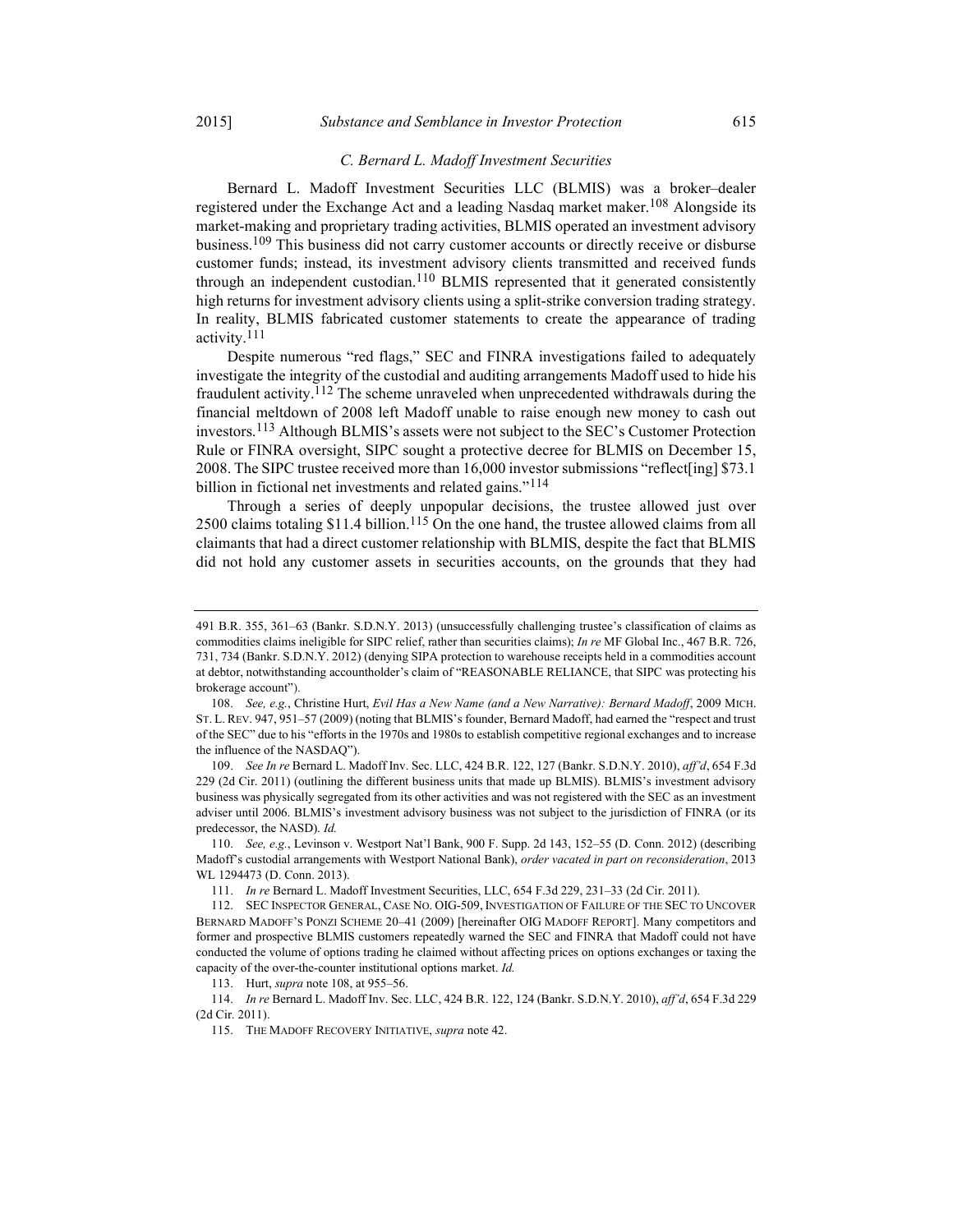### *C. Bernard L. Madoff Investment Securities*

Bernard L. Madoff Investment Securities LLC (BLMIS) was a broker–dealer registered under the Exchange Act and a leading Nasdaq market maker.[108] Alongside its market-making and proprietary trading activities, BLMIS operated an investment advisory business.[109] This business did not carry customer accounts or directly receive or disburse customer funds; instead, its investment advisory clients transmitted and received funds through an independent custodian.[110] BLMIS represented that it generated consistently high returns for investment advisory clients using a split-strike conversion trading strategy. In reality, BLMIS fabricated customer statements to create the appearance of trading activity.[111]

Despite numerous "red flags," SEC and FINRA investigations failed to adequately investigate the integrity of the custodial and auditing arrangements Madoff used to hide his fraudulent activity.[112] The scheme unraveled when unprecedented withdrawals during the financial meltdown of 2008 left Madoff unable to raise enough new money to cash out investors.[113] Although BLMIS's assets were not subject to the SEC's Customer Protection Rule or FINRA oversight, SIPC sought a protective decree for BLMIS on December 15, 2008. The SIPC trustee received more than 16,000 investor submissions "reflect[ing] $73.1 billion in fictional net investments and related gains."[114]

Through a series of deeply unpopular decisions, the trustee allowed just over 2500 claims totaling $11.4 billion.[115] On the one hand, the trustee allowed claims from all claimants that had a direct customer relationship with BLMIS, despite the fact that BLMIS did not hold any customer assets in securities accounts, on the grounds that they had

---

491 B.R. 355, 361–63 (Bankr. S.D.N.Y. 2013) (unsuccessfully challenging trustee's classification of claims as commodities claims ineligible for SIPC relief, rather than securities claims); *In re* MF Global Inc., 467 B.R. 726, 731, 734 (Bankr. S.D.N.Y. 2012) (denying SIPA protection to warehouse receipts held in a commodities account at debtor, notwithstanding accountholder's claim of "REASONABLE RELIANCE, that SIPC was protecting his brokerage account").

108. *See, e.g.*, Christine Hurt, *Evil Has a New Name (and a New Narrative): Bernard Madoff*, 2009 MICH. ST. L. REV. 947, 951–57 (2009) (noting that BLMIS's founder, Bernard Madoff, had earned the "respect and trust of the SEC" due to his "efforts in the 1970s and 1980s to establish competitive regional exchanges and to increase the influence of the NASDAQ").

109. *See In re* Bernard L. Madoff Inv. Sec. LLC, 424 B.R. 122, 127 (Bankr. S.D.N.Y. 2010), *aff'd*, 654 F.3d 229 (2d Cir. 2011) (outlining the different business units that made up BLMIS). BLMIS's investment advisory business was physically segregated from its other activities and was not registered with the SEC as an investment adviser until 2006. BLMIS's investment advisory business was not subject to the jurisdiction of FINRA (or its predecessor, the NASD). *Id.*

110. *See, e.g.*, Levinson v. Westport Nat'l Bank, 900 F. Supp. 2d 143, 152–55 (D. Conn. 2012) (describing Madoff's custodial arrangements with Westport National Bank), *order vacated in part on reconsideration*, 2013 WL 1294473 (D. Conn. 2013).

111. *In re* Bernard L. Madoff Investment Securities, LLC, 654 F.3d 229, 231–33 (2d Cir. 2011).

112. SEC INSPECTOR GENERAL, CASE NO. OIG-509, INVESTIGATION OF FAILURE OF THE SEC TO UNCOVER BERNARD MADOFF'S PONZI SCHEME 20–41 (2009) [hereinafter OIG MADOFF REPORT]. Many competitors and former and prospective BLMIS customers repeatedly warned the SEC and FINRA that Madoff could not have conducted the volume of options trading he claimed without affecting prices on options exchanges or taxing the capacity of the over-the-counter institutional options market. *Id.*

113. Hurt, *supra* note 108, at 955–56.

114. *In re* Bernard L. Madoff Inv. Sec. LLC, 424 B.R. 122, 124 (Bankr. S.D.N.Y. 2010), *aff'd*, 654 F.3d 229 (2d Cir. 2011).

115. THE MADOFF RECOVERY INITIATIVE, *supra* note 42.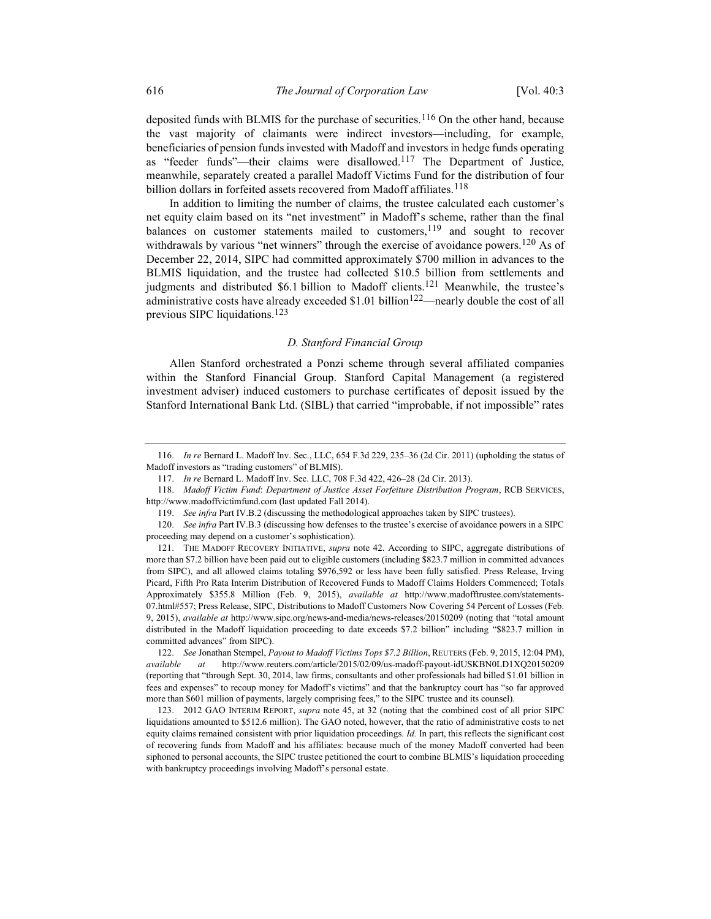deposited funds with BLMIS for the purchase of securities.[116] On the other hand, because the vast majority of claimants were indirect investors—including, for example, beneficiaries of pension funds invested with Madoff and investors in hedge funds operating as "feeder funds"—their claims were disallowed.[117] The Department of Justice, meanwhile, separately created a parallel Madoff Victims Fund for the distribution of four billion dollars in forfeited assets recovered from Madoff affiliates.[118]

In addition to limiting the number of claims, the trustee calculated each customer's net equity claim based on its "net investment" in Madoff's scheme, rather than the final balances on customer statements mailed to customers,[119] and sought to recover withdrawals by various "net winners" through the exercise of avoidance powers.[120] As of December 22, 2014, SIPC had committed approximately $700 million in advances to the BLMIS liquidation, and the trustee had collected $10.5 billion from settlements and judgments and distributed $6.1 billion to Madoff clients.[121] Meanwhile, the trustee's administrative costs have already exceeded $1.01 billion[122]—nearly double the cost of all previous SIPC liquidations.[123]

### *D. Stanford Financial Group*

Allen Stanford orchestrated a Ponzi scheme through several affiliated companies within the Stanford Financial Group. Stanford Capital Management (a registered investment adviser) induced customers to purchase certificates of deposit issued by the Stanford International Bank Ltd. (SIBL) that carried "improbable, if not impossible" rates

---

116. *In re* Bernard L. Madoff Inv. Sec., LLC, 654 F.3d 229, 235–36 (2d Cir. 2011) (upholding the status of Madoff investors as "trading customers" of BLMIS).

117. *In re* Bernard L. Madoff Inv. Sec. LLC, 708 F.3d 422, 426–28 (2d Cir. 2013).

118. *Madoff Victim Fund*: *Department of Justice Asset Forfeiture Distribution Program*, RCB SERVICES, http://www.madoffvictimfund.com (last updated Fall 2014).

119. *See infra* Part IV.B.2 (discussing the methodological approaches taken by SIPC trustees).

120. *See infra* Part IV.B.3 (discussing how defenses to the trustee's exercise of avoidance powers in a SIPC proceeding may depend on a customer's sophistication).

121. THE MADOFF RECOVERY INITIATIVE, *supra* note 42. According to SIPC, aggregate distributions of more than $7.2 billion have been paid out to eligible customers (including $823.7 million in committed advances from SIPC), and all allowed claims totaling $976,592 or less have been fully satisfied. Press Release, Irving Picard, Fifth Pro Rata Interim Distribution of Recovered Funds to Madoff Claims Holders Commenced; Totals Approximately $355.8 Million (Feb. 9, 2015), *available at* http://www.madofftrustee.com/statements-07.html#557; Press Release, SIPC, Distributions to Madoff Customers Now Covering 54 Percent of Losses (Feb. 9, 2015), *available at* http://www.sipc.org/news-and-media/news-releases/20150209 (noting that "total amount distributed in the Madoff liquidation proceeding to date exceeds $7.2 billion" including "$823.7 million in committed advances" from SIPC).

122. *See* Jonathan Stempel, *Payout to Madoff Victims Tops $7.2 Billion*, REUTERS (Feb. 9, 2015, 12:04 PM), *available at* http://www.reuters.com/article/2015/02/09/us-madoff-payout-idUSKBN0LD1XQ20150209 (reporting that "through Sept. 30, 2014, law firms, consultants and other professionals had billed $1.01 billion in fees and expenses" to recoup money for Madoff's victims" and that the bankruptcy court has "so far approved more than $601 million of payments, largely comprising fees," to the SIPC trustee and its counsel).

123. 2012 GAO INTERIM REPORT, *supra* note 45, at 32 (noting that the combined cost of all prior SIPC liquidations amounted to $512.6 million). The GAO noted, however, that the ratio of administrative costs to net equity claims remained consistent with prior liquidation proceedings. *Id.* In part, this reflects the significant cost of recovering funds from Madoff and his affiliates: because much of the money Madoff converted had been siphoned to personal accounts, the SIPC trustee petitioned the court to combine BLMIS's liquidation proceeding with bankruptcy proceedings involving Madoff's personal estate.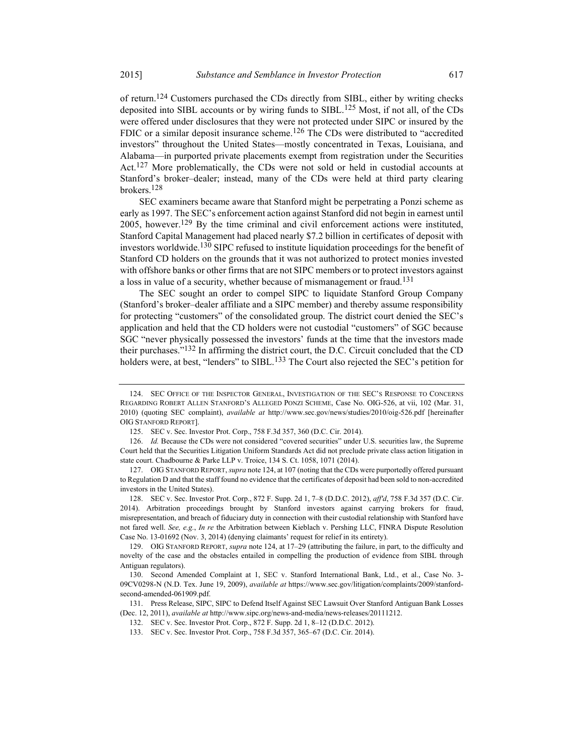of return.[124] Customers purchased the CDs directly from SIBL, either by writing checks deposited into SIBL accounts or by wiring funds to SIBL.[125] Most, if not all, of the CDs were offered under disclosures that they were not protected under SIPC or insured by the FDIC or a similar deposit insurance scheme.[126] The CDs were distributed to "accredited investors" throughout the United States—mostly concentrated in Texas, Louisiana, and Alabama—in purported private placements exempt from registration under the Securities Act.[127] More problematically, the CDs were not sold or held in custodial accounts at Stanford's broker–dealer; instead, many of the CDs were held at third party clearing brokers.[128]

SEC examiners became aware that Stanford might be perpetrating a Ponzi scheme as early as 1997. The SEC's enforcement action against Stanford did not begin in earnest until 2005, however.[129] By the time criminal and civil enforcement actions were instituted, Stanford Capital Management had placed nearly $7.2 billion in certificates of deposit with investors worldwide.[130] SIPC refused to institute liquidation proceedings for the benefit of Stanford CD holders on the grounds that it was not authorized to protect monies invested with offshore banks or other firms that are not SIPC members or to protect investors against a loss in value of a security, whether because of mismanagement or fraud.[131]

The SEC sought an order to compel SIPC to liquidate Stanford Group Company (Stanford's broker–dealer affiliate and a SIPC member) and thereby assume responsibility for protecting "customers" of the consolidated group. The district court denied the SEC's application and held that the CD holders were not custodial "customers" of SGC because SGC "never physically possessed the investors' funds at the time that the investors made their purchases."[132] In affirming the district court, the D.C. Circuit concluded that the CD holders were, at best, "lenders" to SIBL.[133] The Court also rejected the SEC's petition for

---

124. SEC Office of the Inspector General, Investigation of the SEC's Response to Concerns Regarding Robert Allen Stanford's Alleged Ponzi Scheme, Case No. OIG-526, at vii, 102 (Mar. 31, 2010) (quoting SEC complaint), *available at* http://www.sec.gov/news/studies/2010/oig-526.pdf [hereinafter OIG Stanford Report].

125. SEC v. Sec. Investor Prot. Corp., 758 F.3d 357, 360 (D.C. Cir. 2014).

126. *Id.* Because the CDs were not considered "covered securities" under U.S. securities law, the Supreme Court held that the Securities Litigation Uniform Standards Act did not preclude private class action litigation in state court. Chadbourne & Parke LLP v. Troice, 134 S. Ct. 1058, 1071 (2014).

127. OIG Stanford Report, *supra* note 124, at 107 (noting that the CDs were purportedly offered pursuant to Regulation D and that the staff found no evidence that the certificates of deposit had been sold to non-accredited investors in the United States).

128. SEC v. Sec. Investor Prot. Corp., 872 F. Supp. 2d 1, 7–8 (D.D.C. 2012), *aff'd*, 758 F.3d 357 (D.C. Cir. 2014). Arbitration proceedings brought by Stanford investors against carrying brokers for fraud, misrepresentation, and breach of fiduciary duty in connection with their custodial relationship with Stanford have not fared well. *See, e.g.*, *In re* the Arbitration between Kieblach v. Pershing LLC, FINRA Dispute Resolution Case No. 13-01692 (Nov. 3, 2014) (denying claimants' request for relief in its entirety).

129. OIG Stanford Report, *supra* note 124, at 17–29 (attributing the failure, in part, to the difficulty and novelty of the case and the obstacles entailed in compelling the production of evidence from SIBL through Antiguan regulators).

130. Second Amended Complaint at 1, SEC v. Stanford International Bank, Ltd., et al., Case No. 3-09CV0298-N (N.D. Tex. June 19, 2009), *available at* https://www.sec.gov/litigation/complaints/2009/stanford-second-amended-061909.pdf.

131. Press Release, SIPC, SIPC to Defend Itself Against SEC Lawsuit Over Stanford Antiguan Bank Losses (Dec. 12, 2011), *available at* http://www.sipc.org/news-and-media/news-releases/20111212.

132. SEC v. Sec. Investor Prot. Corp., 872 F. Supp. 2d 1, 8–12 (D.D.C. 2012).

133. SEC v. Sec. Investor Prot. Corp., 758 F.3d 357, 365–67 (D.C. Cir. 2014).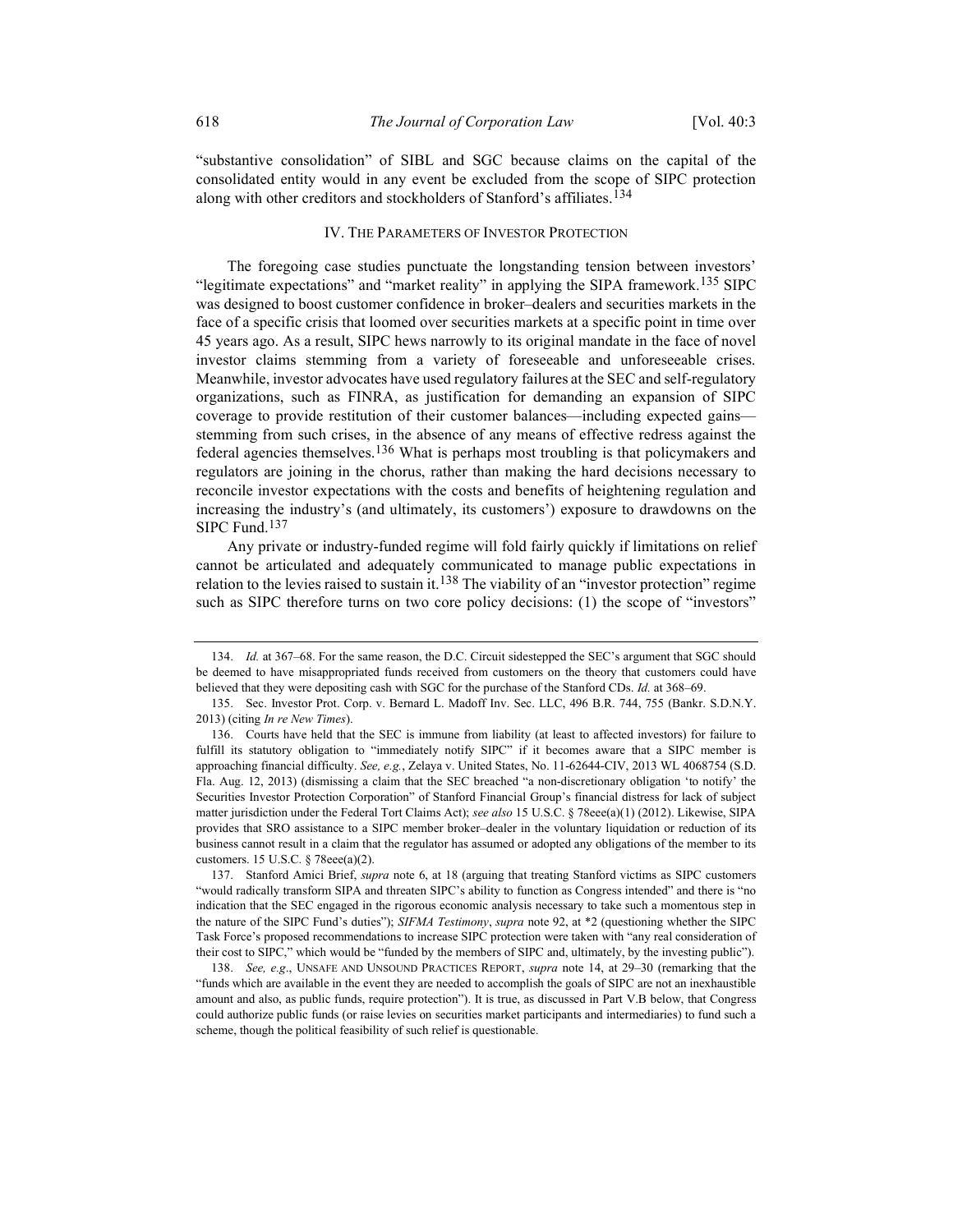"substantive consolidation" of SIBL and SGC because claims on the capital of the consolidated entity would in any event be excluded from the scope of SIPC protection along with other creditors and stockholders of Stanford's affiliates.[134]

## IV. The Parameters of Investor Protection

The foregoing case studies punctuate the longstanding tension between investors' "legitimate expectations" and "market reality" in applying the SIPA framework.[135] SIPC was designed to boost customer confidence in broker–dealers and securities markets in the face of a specific crisis that loomed over securities markets at a specific point in time over 45 years ago. As a result, SIPC hews narrowly to its original mandate in the face of novel investor claims stemming from a variety of foreseeable and unforeseeable crises. Meanwhile, investor advocates have used regulatory failures at the SEC and self-regulatory organizations, such as FINRA, as justification for demanding an expansion of SIPC coverage to provide restitution of their customer balances—including expected gains—stemming from such crises, in the absence of any means of effective redress against the federal agencies themselves.[136] What is perhaps most troubling is that policymakers and regulators are joining in the chorus, rather than making the hard decisions necessary to reconcile investor expectations with the costs and benefits of heightening regulation and increasing the industry's (and ultimately, its customers') exposure to drawdowns on the SIPC Fund.[137]

Any private or industry-funded regime will fold fairly quickly if limitations on relief cannot be articulated and adequately communicated to manage public expectations in relation to the levies raised to sustain it.[138] The viability of an "investor protection" regime such as SIPC therefore turns on two core policy decisions: (1) the scope of "investors"

---

134. *Id.* at 367–68. For the same reason, the D.C. Circuit sidestepped the SEC's argument that SGC should be deemed to have misappropriated funds received from customers on the theory that customers could have believed that they were depositing cash with SGC for the purchase of the Stanford CDs. *Id.* at 368–69.

135. Sec. Investor Prot. Corp. v. Bernard L. Madoff Inv. Sec. LLC, 496 B.R. 744, 755 (Bankr. S.D.N.Y. 2013) (citing *In re New Times*).

136. Courts have held that the SEC is immune from liability (at least to affected investors) for failure to fulfill its statutory obligation to "immediately notify SIPC" if it becomes aware that a SIPC member is approaching financial difficulty. *See, e.g.*, Zelaya v. United States, No. 11-62644-CIV, 2013 WL 4068754 (S.D. Fla. Aug. 12, 2013) (dismissing a claim that the SEC breached "a non-discretionary obligation 'to notify' the Securities Investor Protection Corporation" of Stanford Financial Group's financial distress for lack of subject matter jurisdiction under the Federal Tort Claims Act); *see also* 15 U.S.C. § 78eee(a)(1) (2012). Likewise, SIPA provides that SRO assistance to a SIPC member broker–dealer in the voluntary liquidation or reduction of its business cannot result in a claim that the regulator has assumed or adopted any obligations of the member to its customers. 15 U.S.C. § 78eee(a)(2).

137. Stanford Amici Brief, *supra* note 6, at 18 (arguing that treating Stanford victims as SIPC customers "would radically transform SIPA and threaten SIPC's ability to function as Congress intended" and there is "no indication that the SEC engaged in the rigorous economic analysis necessary to take such a momentous step in the nature of the SIPC Fund's duties"); *SIFMA Testimony*, *supra* note 92, at *2 (questioning whether the SIPC Task Force's proposed recommendations to increase SIPC protection were taken with "any real consideration of their cost to SIPC," which would be "funded by the members of SIPC and, ultimately, by the investing public").

138. *See, e.g.*, UNSAFE AND UNSOUND PRACTICES REPORT, *supra* note 14, at 29–30 (remarking that the "funds which are available in the event they are needed to accomplish the goals of SIPC are not an inexhaustible amount and also, as public funds, require protection"). It is true, as discussed in Part V.B below, that Congress could authorize public funds (or raise levies on securities market participants and intermediaries) to fund such a scheme, though the political feasibility of such relief is questionable.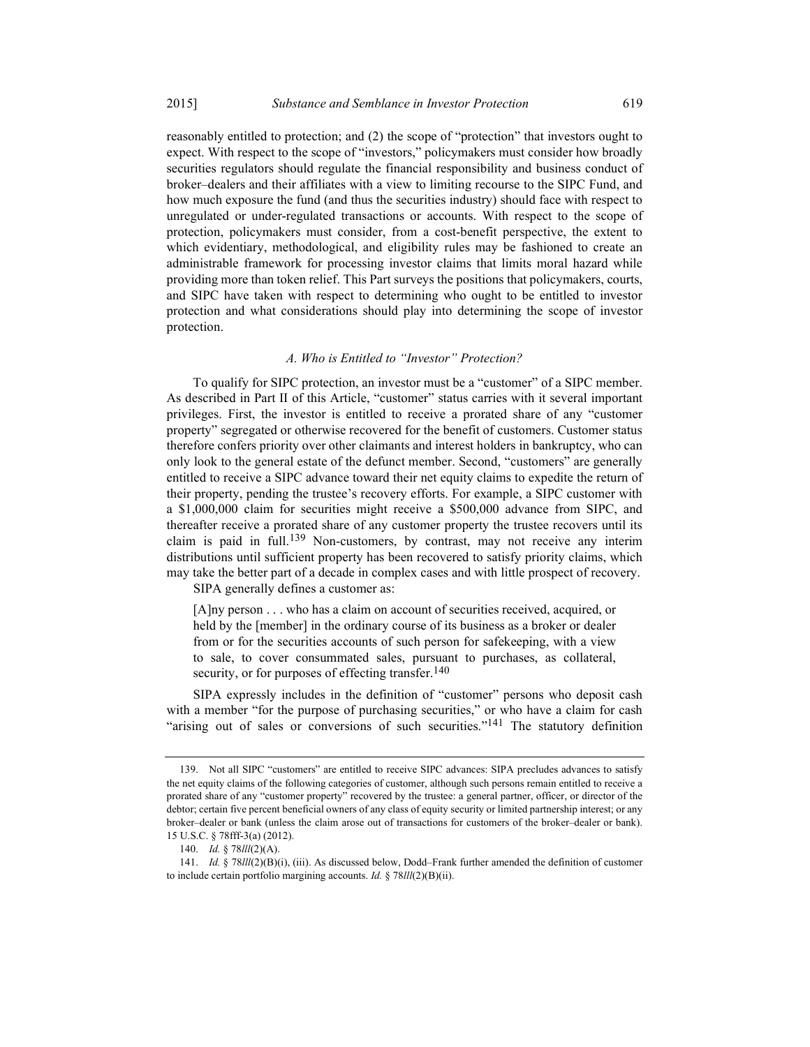reasonably entitled to protection; and (2) the scope of "protection" that investors ought to expect. With respect to the scope of "investors," policymakers must consider how broadly securities regulators should regulate the financial responsibility and business conduct of broker–dealers and their affiliates with a view to limiting recourse to the SIPC Fund, and how much exposure the fund (and thus the securities industry) should face with respect to unregulated or under-regulated transactions or accounts. With respect to the scope of protection, policymakers must consider, from a cost-benefit perspective, the extent to which evidentiary, methodological, and eligibility rules may be fashioned to create an administrable framework for processing investor claims that limits moral hazard while providing more than token relief. This Part surveys the positions that policymakers, courts, and SIPC have taken with respect to determining who ought to be entitled to investor protection and what considerations should play into determining the scope of investor protection.

### *A. Who is Entitled to "Investor" Protection?*

To qualify for SIPC protection, an investor must be a "customer" of a SIPC member. As described in Part II of this Article, "customer" status carries with it several important privileges. First, the investor is entitled to receive a prorated share of any "customer property" segregated or otherwise recovered for the benefit of customers. Customer status therefore confers priority over other claimants and interest holders in bankruptcy, who can only look to the general estate of the defunct member. Second, "customers" are generally entitled to receive a SIPC advance toward their net equity claims to expedite the return of their property, pending the trustee's recovery efforts. For example, a SIPC customer with a \$1,000,000 claim for securities might receive a \$500,000 advance from SIPC, and thereafter receive a prorated share of any customer property the trustee recovers until its claim is paid in full.[139] Non-customers, by contrast, may not receive any interim distributions until sufficient property has been recovered to satisfy priority claims, which may take the better part of a decade in complex cases and with little prospect of recovery.

SIPA generally defines a customer as:

> [A]ny person . . . who has a claim on account of securities received, acquired, or held by the [member] in the ordinary course of its business as a broker or dealer from or for the securities accounts of such person for safekeeping, with a view to sale, to cover consummated sales, pursuant to purchases, as collateral, security, or for purposes of effecting transfer.[140]

SIPA expressly includes in the definition of "customer" persons who deposit cash with a member "for the purpose of purchasing securities," or who have a claim for cash "arising out of sales or conversions of such securities."[141] The statutory definition

---

139. Not all SIPC "customers" are entitled to receive SIPC advances: SIPA precludes advances to satisfy the net equity claims of the following categories of customer, although such persons remain entitled to receive a prorated share of any "customer property" recovered by the trustee: a general partner, officer, or director of the debtor; certain five percent beneficial owners of any class of equity security or limited partnership interest; or any broker–dealer or bank (unless the claim arose out of transactions for customers of the broker–dealer or bank). 15 U.S.C. § 78fff-3(a) (2012).

140. *Id.* § 78*lll*(2)(A).

141. *Id.* § 78*lll*(2)(B)(i), (iii). As discussed below, Dodd–Frank further amended the definition of customer to include certain portfolio margining accounts. *Id.* § 78*lll*(2)(B)(ii).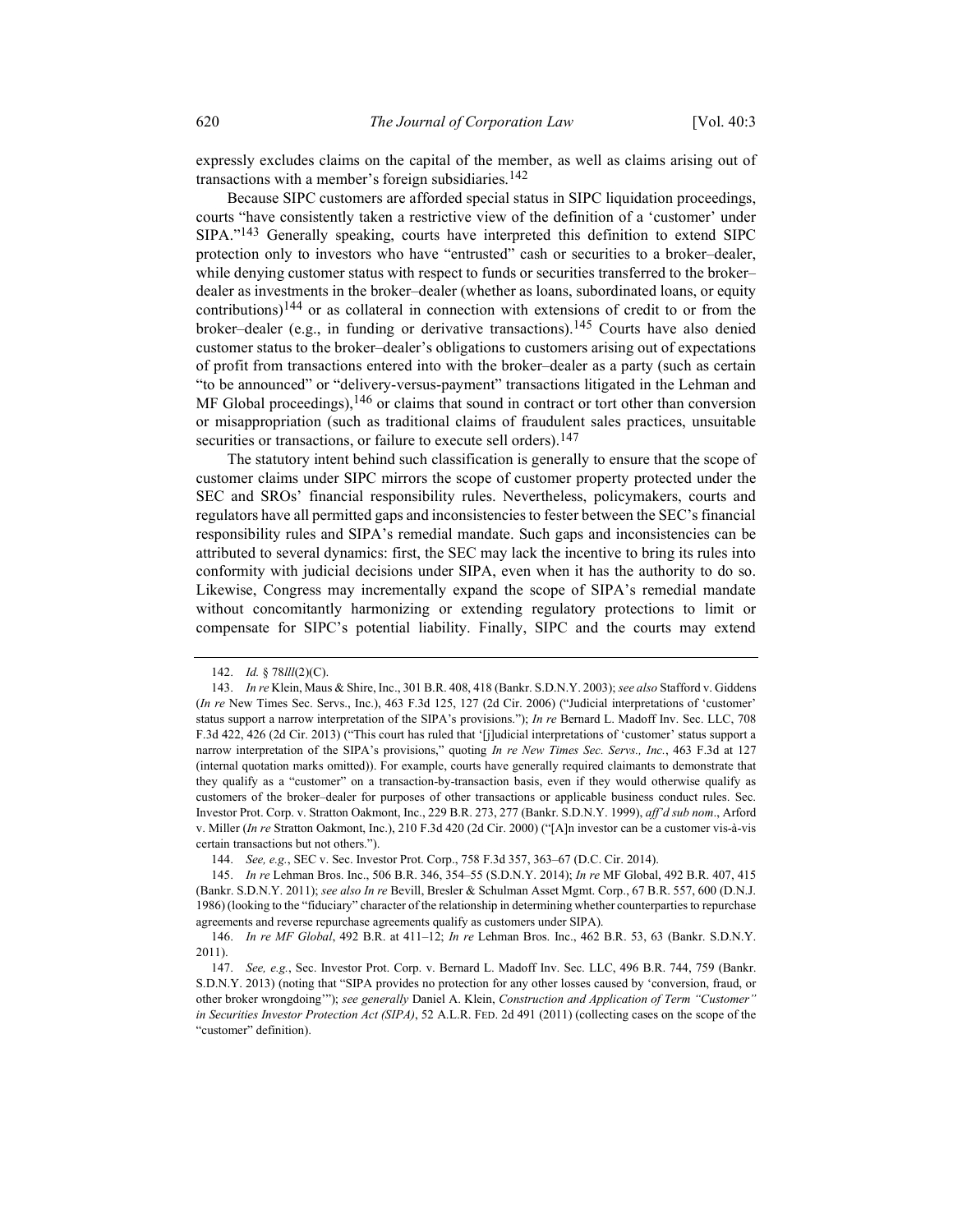expressly excludes claims on the capital of the member, as well as claims arising out of transactions with a member's foreign subsidiaries.[142]

Because SIPC customers are afforded special status in SIPC liquidation proceedings, courts "have consistently taken a restrictive view of the definition of a 'customer' under SIPA."[143] Generally speaking, courts have interpreted this definition to extend SIPC protection only to investors who have "entrusted" cash or securities to a broker–dealer, while denying customer status with respect to funds or securities transferred to the broker–dealer as investments in the broker–dealer (whether as loans, subordinated loans, or equity contributions)[144] or as collateral in connection with extensions of credit to or from the broker–dealer (e.g., in funding or derivative transactions).[145] Courts have also denied customer status to the broker–dealer's obligations to customers arising out of expectations of profit from transactions entered into with the broker–dealer as a party (such as certain "to be announced" or "delivery-versus-payment" transactions litigated in the Lehman and MF Global proceedings),[146] or claims that sound in contract or tort other than conversion or misappropriation (such as traditional claims of fraudulent sales practices, unsuitable securities or transactions, or failure to execute sell orders).[147]

The statutory intent behind such classification is generally to ensure that the scope of customer claims under SIPC mirrors the scope of customer property protected under the SEC and SROs' financial responsibility rules. Nevertheless, policymakers, courts and regulators have all permitted gaps and inconsistencies to fester between the SEC's financial responsibility rules and SIPA's remedial mandate. Such gaps and inconsistencies can be attributed to several dynamics: first, the SEC may lack the incentive to bring its rules into conformity with judicial decisions under SIPA, even when it has the authority to do so. Likewise, Congress may incrementally expand the scope of SIPA's remedial mandate without concomitantly harmonizing or extending regulatory protections to limit or compensate for SIPC's potential liability. Finally, SIPC and the courts may extend

---

142. *Id.* § 78*lll*(2)(C).

143. *In re* Klein, Maus & Shire, Inc., 301 B.R. 408, 418 (Bankr. S.D.N.Y. 2003); *see also* Stafford v. Giddens (*In re* New Times Sec. Servs., Inc.), 463 F.3d 125, 127 (2d Cir. 2006) ("Judicial interpretations of 'customer' status support a narrow interpretation of the SIPA's provisions."); *In re* Bernard L. Madoff Inv. Sec. LLC, 708 F.3d 422, 426 (2d Cir. 2013) ("This court has ruled that '[j]udicial interpretations of 'customer' status support a narrow interpretation of the SIPA's provisions," quoting *In re New Times Sec. Servs., Inc.*, 463 F.3d at 127 (internal quotation marks omitted)). For example, courts have generally required claimants to demonstrate that they qualify as a "customer" on a transaction-by-transaction basis, even if they would otherwise qualify as customers of the broker–dealer for purposes of other transactions or applicable business conduct rules. Sec. Investor Prot. Corp. v. Stratton Oakmont, Inc., 229 B.R. 273, 277 (Bankr. S.D.N.Y. 1999), *aff'd sub nom*., Arford v. Miller (*In re* Stratton Oakmont, Inc.), 210 F.3d 420 (2d Cir. 2000) ("[A]n investor can be a customer vis-à-vis certain transactions but not others.").

144. *See, e.g.*, SEC v. Sec. Investor Prot. Corp., 758 F.3d 357, 363–67 (D.C. Cir. 2014).

145. *In re* Lehman Bros. Inc., 506 B.R. 346, 354–55 (S.D.N.Y. 2014); *In re* MF Global, 492 B.R. 407, 415 (Bankr. S.D.N.Y. 2011); *see also In re* Bevill, Bresler & Schulman Asset Mgmt. Corp., 67 B.R. 557, 600 (D.N.J. 1986) (looking to the "fiduciary" character of the relationship in determining whether counterparties to repurchase agreements and reverse repurchase agreements qualify as customers under SIPA).

146. *In re MF Global*, 492 B.R. at 411–12; *In re* Lehman Bros. Inc., 462 B.R. 53, 63 (Bankr. S.D.N.Y. 2011).

147. *See, e.g.*, Sec. Investor Prot. Corp. v. Bernard L. Madoff Inv. Sec. LLC, 496 B.R. 744, 759 (Bankr. S.D.N.Y. 2013) (noting that "SIPA provides no protection for any other losses caused by 'conversion, fraud, or other broker wrongdoing'"); *see generally* Daniel A. Klein, *Construction and Application of Term "Customer" in Securities Investor Protection Act (SIPA)*, 52 A.L.R. FED. 2d 491 (2011) (collecting cases on the scope of the "customer" definition).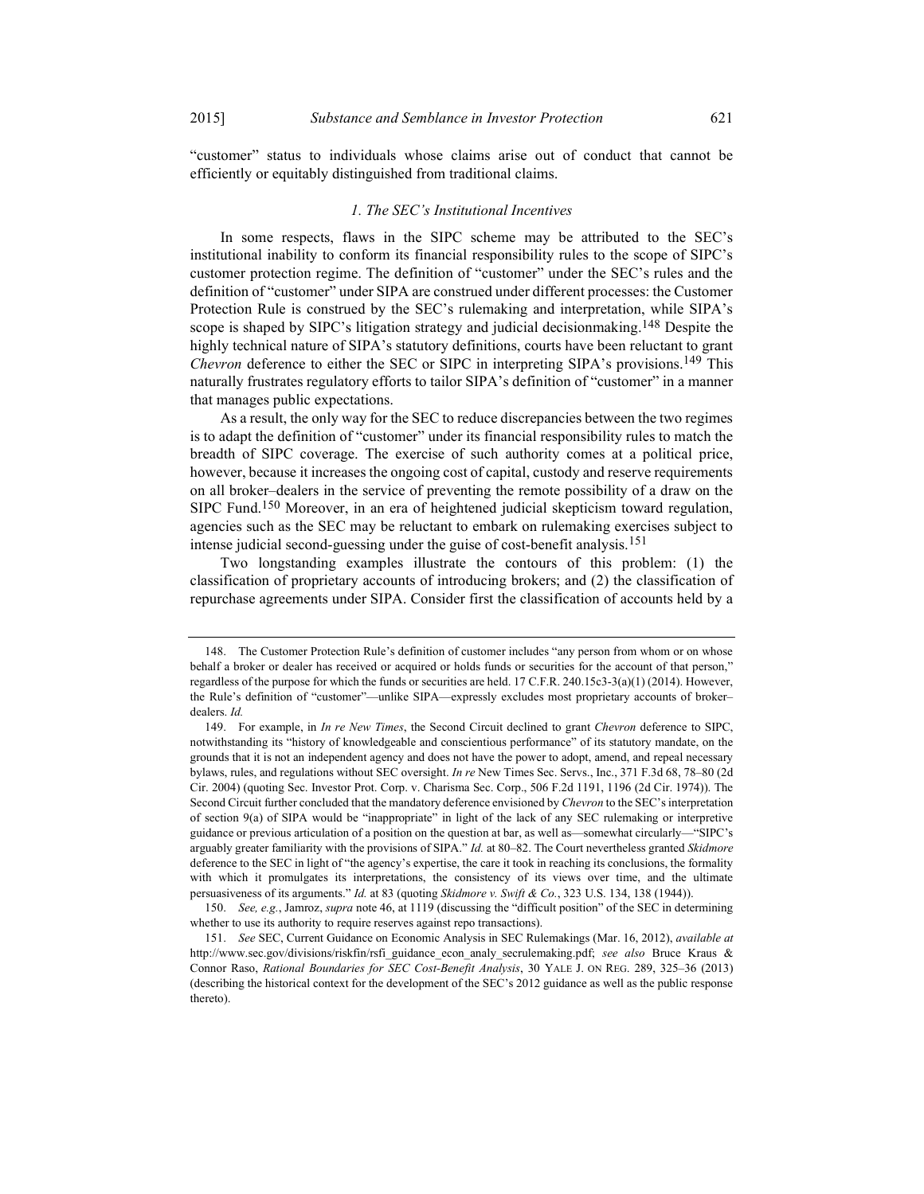"customer" status to individuals whose claims arise out of conduct that cannot be efficiently or equitably distinguished from traditional claims.

### *1. The SEC's Institutional Incentives*

In some respects, flaws in the SIPC scheme may be attributed to the SEC's institutional inability to conform its financial responsibility rules to the scope of SIPC's customer protection regime. The definition of "customer" under the SEC's rules and the definition of "customer" under SIPA are construed under different processes: the Customer Protection Rule is construed by the SEC's rulemaking and interpretation, while SIPA's scope is shaped by SIPC's litigation strategy and judicial decisionmaking.[148] Despite the highly technical nature of SIPA's statutory definitions, courts have been reluctant to grant *Chevron* deference to either the SEC or SIPC in interpreting SIPA's provisions.[149] This naturally frustrates regulatory efforts to tailor SIPA's definition of "customer" in a manner that manages public expectations.

As a result, the only way for the SEC to reduce discrepancies between the two regimes is to adapt the definition of "customer" under its financial responsibility rules to match the breadth of SIPC coverage. The exercise of such authority comes at a political price, however, because it increases the ongoing cost of capital, custody and reserve requirements on all broker–dealers in the service of preventing the remote possibility of a draw on the SIPC Fund.[150] Moreover, in an era of heightened judicial skepticism toward regulation, agencies such as the SEC may be reluctant to embark on rulemaking exercises subject to intense judicial second-guessing under the guise of cost-benefit analysis.[151]

Two longstanding examples illustrate the contours of this problem: (1) the classification of proprietary accounts of introducing brokers; and (2) the classification of repurchase agreements under SIPA. Consider first the classification of accounts held by a

---

148. The Customer Protection Rule's definition of customer includes "any person from whom or on whose behalf a broker or dealer has received or acquired or holds funds or securities for the account of that person," regardless of the purpose for which the funds or securities are held. 17 C.F.R. 240.15c3-3(a)(1) (2014). However, the Rule's definition of "customer"—unlike SIPA—expressly excludes most proprietary accounts of broker–dealers. *Id.*

149. For example, in *In re New Times*, the Second Circuit declined to grant *Chevron* deference to SIPC, notwithstanding its "history of knowledgeable and conscientious performance" of its statutory mandate, on the grounds that it is not an independent agency and does not have the power to adopt, amend, and repeal necessary bylaws, rules, and regulations without SEC oversight. *In re* New Times Sec. Servs., Inc., 371 F.3d 68, 78–80 (2d Cir. 2004) (quoting Sec. Investor Prot. Corp. v. Charisma Sec. Corp., 506 F.2d 1191, 1196 (2d Cir. 1974)). The Second Circuit further concluded that the mandatory deference envisioned by *Chevron* to the SEC's interpretation of section 9(a) of SIPA would be "inappropriate" in light of the lack of any SEC rulemaking or interpretive guidance or previous articulation of a position on the question at bar, as well as—somewhat circularly—"SIPC's arguably greater familiarity with the provisions of SIPA." *Id.* at 80–82. The Court nevertheless granted *Skidmore* deference to the SEC in light of "the agency's expertise, the care it took in reaching its conclusions, the formality with which it promulgates its interpretations, the consistency of its views over time, and the ultimate persuasiveness of its arguments." *Id.* at 83 (quoting *Skidmore v. Swift & Co.*, 323 U.S. 134, 138 (1944)).

150. *See, e.g.*, Jamroz, *supra* note 46, at 1119 (discussing the "difficult position" of the SEC in determining whether to use its authority to require reserves against repo transactions).

151. *See* SEC, Current Guidance on Economic Analysis in SEC Rulemakings (Mar. 16, 2012), *available at* http://www.sec.gov/divisions/riskfin/rsfi_guidance_econ_analy_secrulemaking.pdf; *see also* Bruce Kraus & Connor Raso, *Rational Boundaries for SEC Cost-Benefit Analysis*, 30 YALE J. ON REG. 289, 325–36 (2013) (describing the historical context for the development of the SEC's 2012 guidance as well as the public response thereto).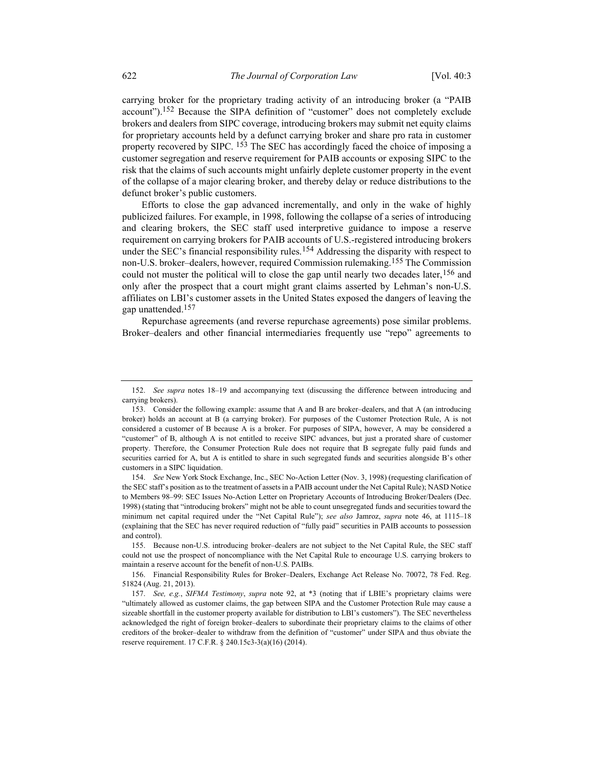carrying broker for the proprietary trading activity of an introducing broker (a "PAIB account").[152] Because the SIPA definition of "customer" does not completely exclude brokers and dealers from SIPC coverage, introducing brokers may submit net equity claims for proprietary accounts held by a defunct carrying broker and share pro rata in customer property recovered by SIPC. [153] The SEC has accordingly faced the choice of imposing a customer segregation and reserve requirement for PAIB accounts or exposing SIPC to the risk that the claims of such accounts might unfairly deplete customer property in the event of the collapse of a major clearing broker, and thereby delay or reduce distributions to the defunct broker's public customers.

Efforts to close the gap advanced incrementally, and only in the wake of highly publicized failures. For example, in 1998, following the collapse of a series of introducing and clearing brokers, the SEC staff used interpretive guidance to impose a reserve requirement on carrying brokers for PAIB accounts of U.S.-registered introducing brokers under the SEC's financial responsibility rules.[154] Addressing the disparity with respect to non-U.S. broker–dealers, however, required Commission rulemaking.[155] The Commission could not muster the political will to close the gap until nearly two decades later,[156] and only after the prospect that a court might grant claims asserted by Lehman's non-U.S. affiliates on LBI's customer assets in the United States exposed the dangers of leaving the gap unattended.[157]

Repurchase agreements (and reverse repurchase agreements) pose similar problems. Broker–dealers and other financial intermediaries frequently use "repo" agreements to

---

152. *See supra* notes 18–19 and accompanying text (discussing the difference between introducing and carrying brokers).

153. Consider the following example: assume that A and B are broker–dealers, and that A (an introducing broker) holds an account at B (a carrying broker). For purposes of the Customer Protection Rule, A is not considered a customer of B because A is a broker. For purposes of SIPA, however, A may be considered a "customer" of B, although A is not entitled to receive SIPC advances, but just a prorated share of customer property. Therefore, the Consumer Protection Rule does not require that B segregate fully paid funds and securities carried for A, but A is entitled to share in such segregated funds and securities alongside B's other customers in a SIPC liquidation.

154. *See* New York Stock Exchange, Inc., SEC No-Action Letter (Nov. 3, 1998) (requesting clarification of the SEC staff's position as to the treatment of assets in a PAIB account under the Net Capital Rule); NASD Notice to Members 98–99: SEC Issues No-Action Letter on Proprietary Accounts of Introducing Broker/Dealers (Dec. 1998) (stating that "introducing brokers" might not be able to count unsegregated funds and securities toward the minimum net capital required under the "Net Capital Rule"); *see also* Jamroz, *supra* note 46, at 1115–18 (explaining that the SEC has never required reduction of "fully paid" securities in PAIB accounts to possession and control).

155. Because non-U.S. introducing broker–dealers are not subject to the Net Capital Rule, the SEC staff could not use the prospect of noncompliance with the Net Capital Rule to encourage U.S. carrying brokers to maintain a reserve account for the benefit of non-U.S. PAIBs.

156. Financial Responsibility Rules for Broker–Dealers, Exchange Act Release No. 70072, 78 Fed. Reg. 51824 (Aug. 21, 2013).

157. *See, e.g.*, *SIFMA Testimony*, *supra* note 92, at *3 (noting that if LBIE's proprietary claims were "ultimately allowed as customer claims, the gap between SIPA and the Customer Protection Rule may cause a sizeable shortfall in the customer property available for distribution to LBI's customers"). The SEC nevertheless acknowledged the right of foreign broker–dealers to subordinate their proprietary claims to the claims of other creditors of the broker–dealer to withdraw from the definition of "customer" under SIPA and thus obviate the reserve requirement. 17 C.F.R. § 240.15c3-3(a)(16) (2014).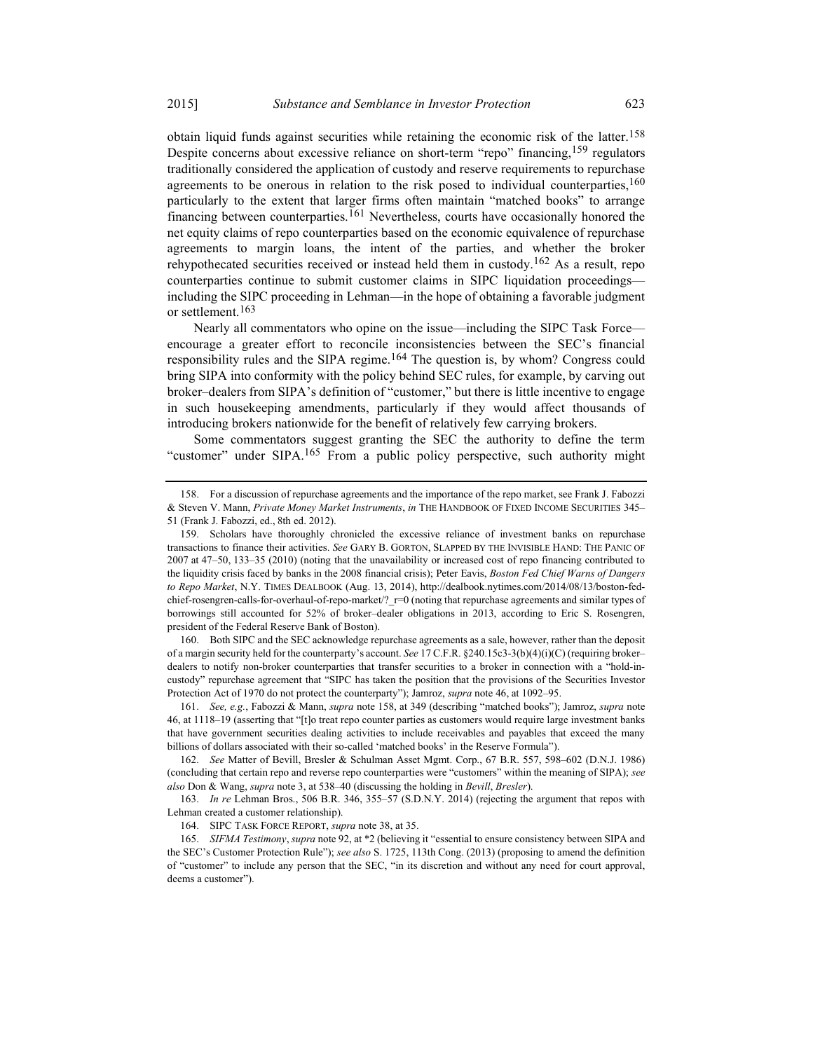obtain liquid funds against securities while retaining the economic risk of the latter.[158] Despite concerns about excessive reliance on short-term "repo" financing,[159] regulators traditionally considered the application of custody and reserve requirements to repurchase agreements to be onerous in relation to the risk posed to individual counterparties,[160] particularly to the extent that larger firms often maintain "matched books" to arrange financing between counterparties.[161] Nevertheless, courts have occasionally honored the net equity claims of repo counterparties based on the economic equivalence of repurchase agreements to margin loans, the intent of the parties, and whether the broker rehypothecated securities received or instead held them in custody.[162] As a result, repo counterparties continue to submit customer claims in SIPC liquidation proceedings—including the SIPC proceeding in Lehman—in the hope of obtaining a favorable judgment or settlement.[163]

Nearly all commentators who opine on the issue—including the SIPC Task Force—encourage a greater effort to reconcile inconsistencies between the SEC's financial responsibility rules and the SIPA regime.[164] The question is, by whom? Congress could bring SIPA into conformity with the policy behind SEC rules, for example, by carving out broker–dealers from SIPA's definition of "customer," but there is little incentive to engage in such housekeeping amendments, particularly if they would affect thousands of introducing brokers nationwide for the benefit of relatively few carrying brokers.

Some commentators suggest granting the SEC the authority to define the term "customer" under SIPA.[165] From a public policy perspective, such authority might

---

158. For a discussion of repurchase agreements and the importance of the repo market, see Frank J. Fabozzi & Steven V. Mann, *Private Money Market Instruments*, *in* THE HANDBOOK OF FIXED INCOME SECURITIES 345–51 (Frank J. Fabozzi, ed., 8th ed. 2012).

159. Scholars have thoroughly chronicled the excessive reliance of investment banks on repurchase transactions to finance their activities. *See* GARY B. GORTON, SLAPPED BY THE INVISIBLE HAND: THE PANIC OF 2007 at 47–50, 133–35 (2010) (noting that the unavailability or increased cost of repo financing contributed to the liquidity crisis faced by banks in the 2008 financial crisis); Peter Eavis, *Boston Fed Chief Warns of Dangers to Repo Market*, N.Y. TIMES DEALBOOK (Aug. 13, 2014), http://dealbook.nytimes.com/2014/08/13/boston-fed-chief-rosengren-calls-for-overhaul-of-repo-market/?_r=0 (noting that repurchase agreements and similar types of borrowings still accounted for 52% of broker–dealer obligations in 2013, according to Eric S. Rosengren, president of the Federal Reserve Bank of Boston).

160. Both SIPC and the SEC acknowledge repurchase agreements as a sale, however, rather than the deposit of a margin security held for the counterparty's account. *See* 17 C.F.R. §240.15c3-3(b)(4)(i)(C) (requiring broker–dealers to notify non-broker counterparties that transfer securities to a broker in connection with a "hold-in-custody" repurchase agreement that "SIPC has taken the position that the provisions of the Securities Investor Protection Act of 1970 do not protect the counterparty"); Jamroz, *supra* note 46, at 1092–95.

161. *See, e.g.*, Fabozzi & Mann, *supra* note 158, at 349 (describing "matched books"); Jamroz, *supra* note 46, at 1118–19 (asserting that "[t]o treat repo counter parties as customers would require large investment banks that have government securities dealing activities to include receivables and payables that exceed the many billions of dollars associated with their so-called 'matched books' in the Reserve Formula").

162. *See* Matter of Bevill, Bresler & Schulman Asset Mgmt. Corp., 67 B.R. 557, 598–602 (D.N.J. 1986) (concluding that certain repo and reverse repo counterparties were "customers" within the meaning of SIPA); *see also* Don & Wang, *supra* note 3, at 538–40 (discussing the holding in *Bevill*, *Bresler*).

163. *In re* Lehman Bros., 506 B.R. 346, 355–57 (S.D.N.Y. 2014) (rejecting the argument that repos with Lehman created a customer relationship).

164. SIPC TASK FORCE REPORT, *supra* note 38, at 35.

165. *SIFMA Testimony*, *supra* note 92, at *2 (believing it "essential to ensure consistency between SIPA and the SEC's Customer Protection Rule"); *see also* S. 1725, 113th Cong. (2013) (proposing to amend the definition of "customer" to include any person that the SEC, "in its discretion and without any need for court approval, deems a customer").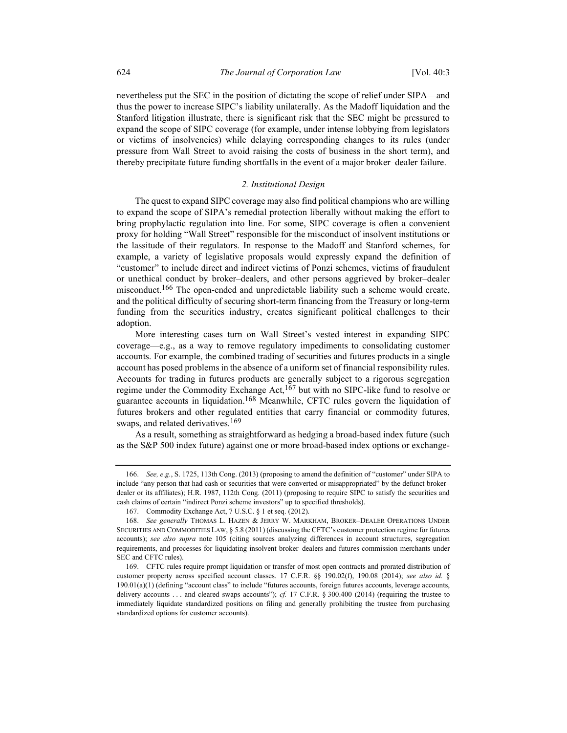nevertheless put the SEC in the position of dictating the scope of relief under SIPA—and thus the power to increase SIPC's liability unilaterally. As the Madoff liquidation and the Stanford litigation illustrate, there is significant risk that the SEC might be pressured to expand the scope of SIPC coverage (for example, under intense lobbying from legislators or victims of insolvencies) while delaying corresponding changes to its rules (under pressure from Wall Street to avoid raising the costs of business in the short term), and thereby precipitate future funding shortfalls in the event of a major broker–dealer failure.

### *2. Institutional Design*

The quest to expand SIPC coverage may also find political champions who are willing to expand the scope of SIPA's remedial protection liberally without making the effort to bring prophylactic regulation into line. For some, SIPC coverage is often a convenient proxy for holding "Wall Street" responsible for the misconduct of insolvent institutions or the lassitude of their regulators. In response to the Madoff and Stanford schemes, for example, a variety of legislative proposals would expressly expand the definition of "customer" to include direct and indirect victims of Ponzi schemes, victims of fraudulent or unethical conduct by broker–dealers, and other persons aggrieved by broker–dealer misconduct.[166] The open-ended and unpredictable liability such a scheme would create, and the political difficulty of securing short-term financing from the Treasury or long-term funding from the securities industry, creates significant political challenges to their adoption.

More interesting cases turn on Wall Street's vested interest in expanding SIPC coverage—e.g., as a way to remove regulatory impediments to consolidating customer accounts. For example, the combined trading of securities and futures products in a single account has posed problems in the absence of a uniform set of financial responsibility rules. Accounts for trading in futures products are generally subject to a rigorous segregation regime under the Commodity Exchange Act,[167] but with no SIPC-like fund to resolve or guarantee accounts in liquidation.[168] Meanwhile, CFTC rules govern the liquidation of futures brokers and other regulated entities that carry financial or commodity futures, swaps, and related derivatives.[169]

As a result, something as straightforward as hedging a broad-based index future (such as the S&P 500 index future) against one or more broad-based index options or exchange-

---

166. *See, e.g.*, S. 1725, 113th Cong. (2013) (proposing to amend the definition of "customer" under SIPA to include "any person that had cash or securities that were converted or misappropriated" by the defunct broker–dealer or its affiliates); H.R. 1987, 112th Cong. (2011) (proposing to require SIPC to satisfy the securities and cash claims of certain "indirect Ponzi scheme investors" up to specified thresholds).

167. Commodity Exchange Act, 7 U.S.C. § 1 et seq. (2012).

168. *See generally* THOMAS L. HAZEN & JERRY W. MARKHAM, BROKER–DEALER OPERATIONS UNDER SECURITIES AND COMMODITIES LAW, § 5.8 (2011) (discussing the CFTC's customer protection regime for futures accounts); *see also supra* note 105 (citing sources analyzing differences in account structures, segregation requirements, and processes for liquidating insolvent broker–dealers and futures commission merchants under SEC and CFTC rules).

169. CFTC rules require prompt liquidation or transfer of most open contracts and prorated distribution of customer property across specified account classes. 17 C.F.R. §§ 190.02(f), 190.08 (2014); *see also id.* § 190.01(a)(1) (defining "account class" to include "futures accounts, foreign futures accounts, leverage accounts, delivery accounts . . . and cleared swaps accounts"); *cf.* 17 C.F.R. § 300.400 (2014) (requiring the trustee to immediately liquidate standardized positions on filing and generally prohibiting the trustee from purchasing standardized options for customer accounts).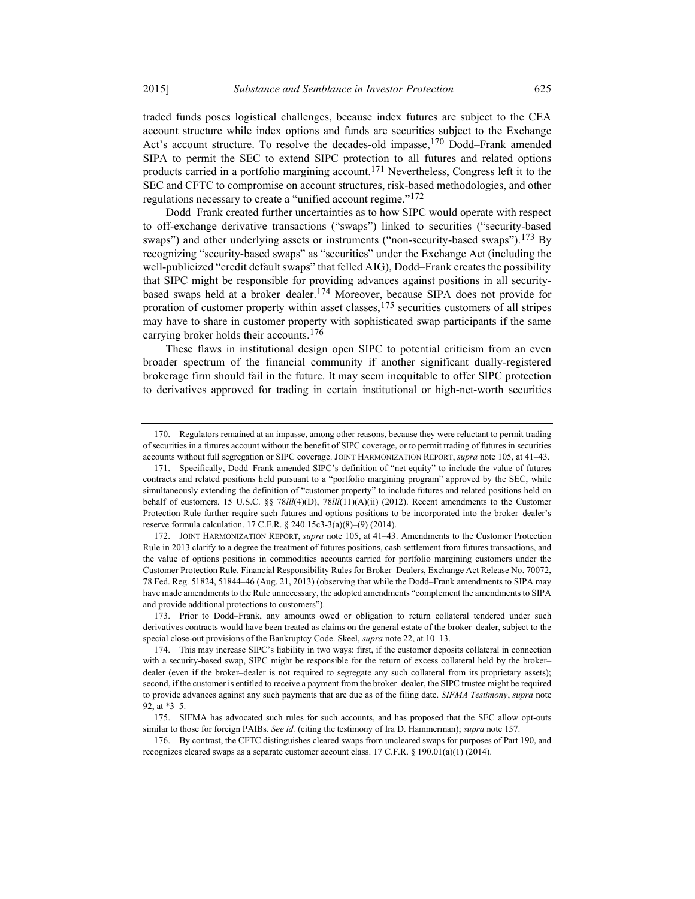traded funds poses logistical challenges, because index futures are subject to the CEA account structure while index options and funds are securities subject to the Exchange Act's account structure. To resolve the decades-old impasse,[170] Dodd–Frank amended SIPA to permit the SEC to extend SIPC protection to all futures and related options products carried in a portfolio margining account.[171] Nevertheless, Congress left it to the SEC and CFTC to compromise on account structures, risk-based methodologies, and other regulations necessary to create a "unified account regime."[172]

Dodd–Frank created further uncertainties as to how SIPC would operate with respect to off-exchange derivative transactions ("swaps") linked to securities ("security-based swaps") and other underlying assets or instruments ("non-security-based swaps").[173] By recognizing "security-based swaps" as "securities" under the Exchange Act (including the well-publicized "credit default swaps" that felled AIG), Dodd–Frank creates the possibility that SIPC might be responsible for providing advances against positions in all security-based swaps held at a broker–dealer.[174] Moreover, because SIPA does not provide for proration of customer property within asset classes,[175] securities customers of all stripes may have to share in customer property with sophisticated swap participants if the same carrying broker holds their accounts.[176]

These flaws in institutional design open SIPC to potential criticism from an even broader spectrum of the financial community if another significant dually-registered brokerage firm should fail in the future. It may seem inequitable to offer SIPC protection to derivatives approved for trading in certain institutional or high-net-worth securities

---

170. Regulators remained at an impasse, among other reasons, because they were reluctant to permit trading of securities in a futures account without the benefit of SIPC coverage, or to permit trading of futures in securities accounts without full segregation or SIPC coverage. JOINT HARMONIZATION REPORT, *supra* note 105, at 41–43.

171. Specifically, Dodd–Frank amended SIPC's definition of "net equity" to include the value of futures contracts and related positions held pursuant to a "portfolio margining program" approved by the SEC, while simultaneously extending the definition of "customer property" to include futures and related positions held on behalf of customers. 15 U.S.C. §§ 78*lll*(4)(D), 78*lll*(11)(A)(ii) (2012). Recent amendments to the Customer Protection Rule further require such futures and options positions to be incorporated into the broker–dealer's reserve formula calculation. 17 C.F.R. § 240.15c3-3(a)(8)–(9) (2014).

172. JOINT HARMONIZATION REPORT, *supra* note 105, at 41–43. Amendments to the Customer Protection Rule in 2013 clarify to a degree the treatment of futures positions, cash settlement from futures transactions, and the value of options positions in commodities accounts carried for portfolio margining customers under the Customer Protection Rule. Financial Responsibility Rules for Broker–Dealers, Exchange Act Release No. 70072, 78 Fed. Reg. 51824, 51844–46 (Aug. 21, 2013) (observing that while the Dodd–Frank amendments to SIPA may have made amendments to the Rule unnecessary, the adopted amendments "complement the amendments to SIPA and provide additional protections to customers").

173. Prior to Dodd–Frank, any amounts owed or obligation to return collateral tendered under such derivatives contracts would have been treated as claims on the general estate of the broker–dealer, subject to the special close-out provisions of the Bankruptcy Code. Skeel, *supra* note 22, at 10–13.

174. This may increase SIPC's liability in two ways: first, if the customer deposits collateral in connection with a security-based swap, SIPC might be responsible for the return of excess collateral held by the broker–dealer (even if the broker–dealer is not required to segregate any such collateral from its proprietary assets); second, if the customer is entitled to receive a payment from the broker–dealer, the SIPC trustee might be required to provide advances against any such payments that are due as of the filing date. *SIFMA Testimony*, *supra* note 92, at *3–5.

175. SIFMA has advocated such rules for such accounts, and has proposed that the SEC allow opt-outs similar to those for foreign PAIBs. *See id.* (citing the testimony of Ira D. Hammerman); *supra* note 157.

176. By contrast, the CFTC distinguishes cleared swaps from uncleared swaps for purposes of Part 190, and recognizes cleared swaps as a separate customer account class. 17 C.F.R. § 190.01(a)(1) (2014).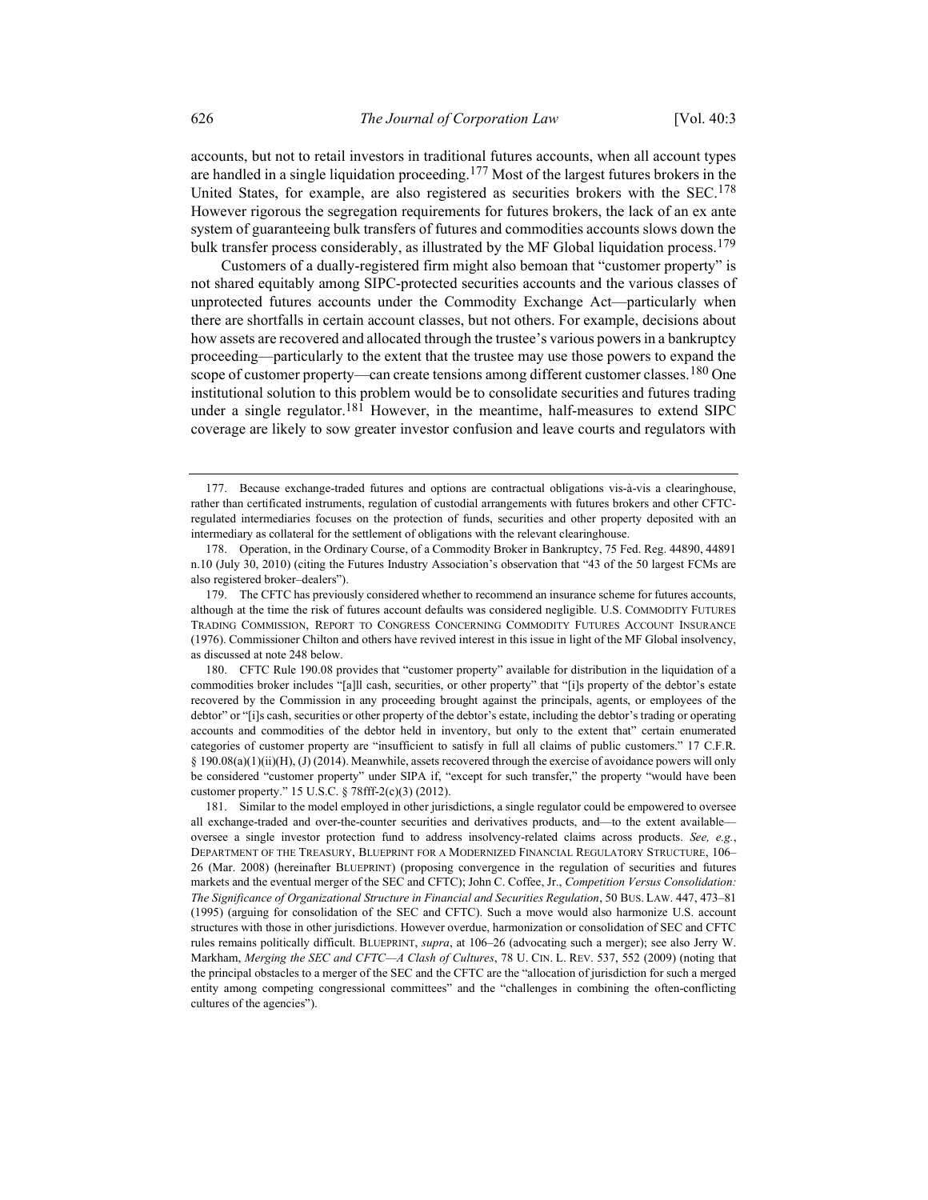accounts, but not to retail investors in traditional futures accounts, when all account types are handled in a single liquidation proceeding.[177] Most of the largest futures brokers in the United States, for example, are also registered as securities brokers with the SEC.[178] However rigorous the segregation requirements for futures brokers, the lack of an ex ante system of guaranteeing bulk transfers of futures and commodities accounts slows down the bulk transfer process considerably, as illustrated by the MF Global liquidation process.[179]

Customers of a dually-registered firm might also bemoan that "customer property" is not shared equitably among SIPC-protected securities accounts and the various classes of unprotected futures accounts under the Commodity Exchange Act—particularly when there are shortfalls in certain account classes, but not others. For example, decisions about how assets are recovered and allocated through the trustee's various powers in a bankruptcy proceeding—particularly to the extent that the trustee may use those powers to expand the scope of customer property—can create tensions among different customer classes.[180] One institutional solution to this problem would be to consolidate securities and futures trading under a single regulator.[181] However, in the meantime, half-measures to extend SIPC coverage are likely to sow greater investor confusion and leave courts and regulators with

---

177. Because exchange-traded futures and options are contractual obligations vis-à-vis a clearinghouse, rather than certificated instruments, regulation of custodial arrangements with futures brokers and other CFTC-regulated intermediaries focuses on the protection of funds, securities and other property deposited with an intermediary as collateral for the settlement of obligations with the relevant clearinghouse.

178. Operation, in the Ordinary Course, of a Commodity Broker in Bankruptcy, 75 Fed. Reg. 44890, 44891 n.10 (July 30, 2010) (citing the Futures Industry Association's observation that "43 of the 50 largest FCMs are also registered broker–dealers").

179. The CFTC has previously considered whether to recommend an insurance scheme for futures accounts, although at the time the risk of futures account defaults was considered negligible. U.S. COMMODITY FUTURES TRADING COMMISSION, REPORT TO CONGRESS CONCERNING COMMODITY FUTURES ACCOUNT INSURANCE (1976). Commissioner Chilton and others have revived interest in this issue in light of the MF Global insolvency, as discussed at note 248 below.

180. CFTC Rule 190.08 provides that "customer property" available for distribution in the liquidation of a commodities broker includes "[a]ll cash, securities, or other property" that "[i]s property of the debtor's estate recovered by the Commission in any proceeding brought against the principals, agents, or employees of the debtor" or "[i]s cash, securities or other property of the debtor's estate, including the debtor's trading or operating accounts and commodities of the debtor held in inventory, but only to the extent that" certain enumerated categories of customer property are "insufficient to satisfy in full all claims of public customers." 17 C.F.R. § 190.08(a)(1)(ii)(H), (J) (2014). Meanwhile, assets recovered through the exercise of avoidance powers will only be considered "customer property" under SIPA if, "except for such transfer," the property "would have been customer property." 15 U.S.C. § 78fff-2(c)(3) (2012).

181. Similar to the model employed in other jurisdictions, a single regulator could be empowered to oversee all exchange-traded and over-the-counter securities and derivatives products, and—to the extent available—oversee a single investor protection fund to address insolvency-related claims across products. *See, e.g.*, DEPARTMENT OF THE TREASURY, BLUEPRINT FOR A MODERNIZED FINANCIAL REGULATORY STRUCTURE, 106–26 (Mar. 2008) (hereinafter BLUEPRINT) (proposing convergence in the regulation of securities and futures markets and the eventual merger of the SEC and CFTC); John C. Coffee, Jr., *Competition Versus Consolidation: The Significance of Organizational Structure in Financial and Securities Regulation*, 50 BUS. LAW. 447, 473–81 (1995) (arguing for consolidation of the SEC and CFTC). Such a move would also harmonize U.S. account structures with those in other jurisdictions. However overdue, harmonization or consolidation of SEC and CFTC rules remains politically difficult. BLUEPRINT, *supra*, at 106–26 (advocating such a merger); see also Jerry W. Markham, *Merging the SEC and CFTC—A Clash of Cultures*, 78 U. CIN. L. REV. 537, 552 (2009) (noting that the principal obstacles to a merger of the SEC and the CFTC are the "allocation of jurisdiction for such a merged entity among competing congressional committees" and the "challenges in combining the often-conflicting cultures of the agencies").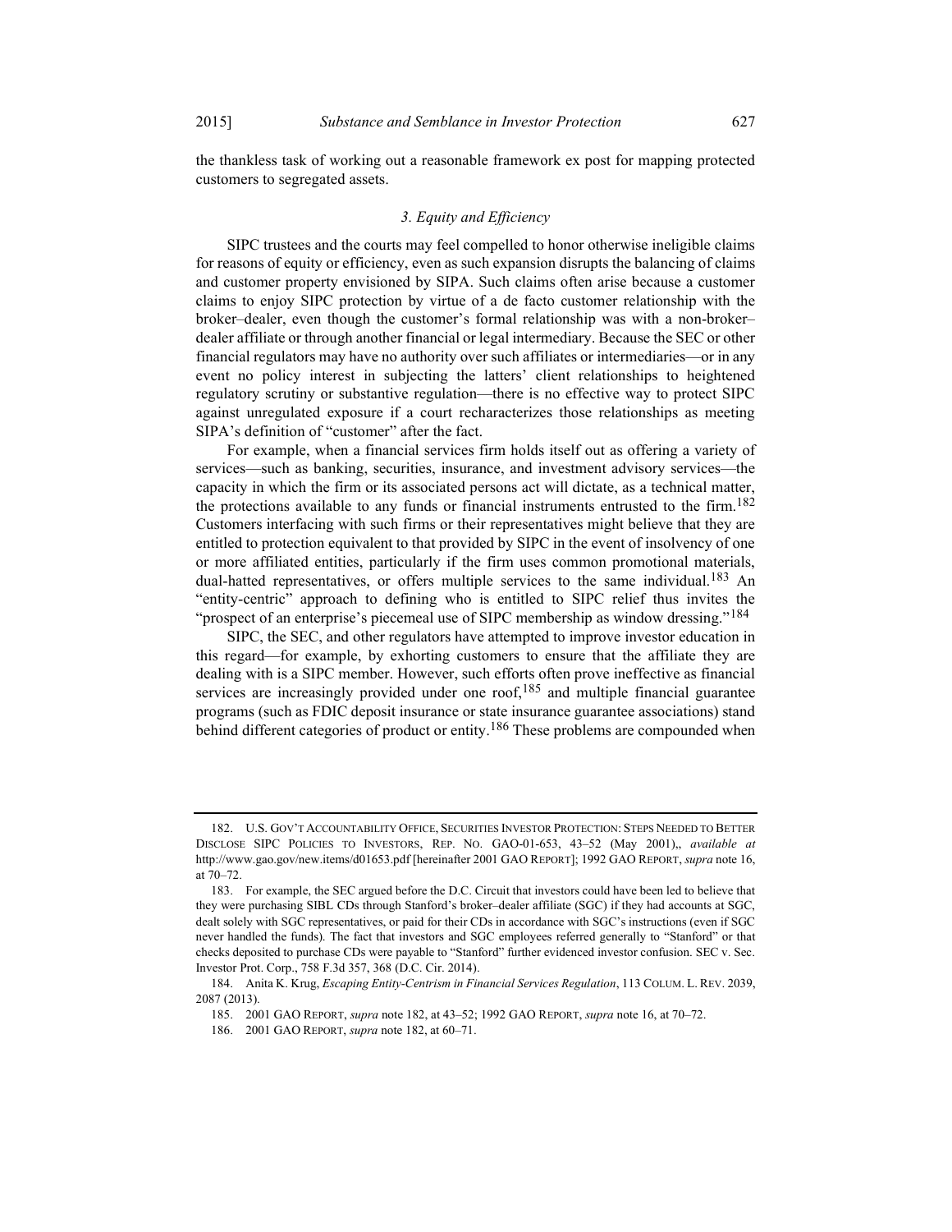the thankless task of working out a reasonable framework ex post for mapping protected customers to segregated assets.

### *3. Equity and Efficiency*

SIPC trustees and the courts may feel compelled to honor otherwise ineligible claims for reasons of equity or efficiency, even as such expansion disrupts the balancing of claims and customer property envisioned by SIPA. Such claims often arise because a customer claims to enjoy SIPC protection by virtue of a de facto customer relationship with the broker–dealer, even though the customer's formal relationship was with a non-broker–dealer affiliate or through another financial or legal intermediary. Because the SEC or other financial regulators may have no authority over such affiliates or intermediaries—or in any event no policy interest in subjecting the latters' client relationships to heightened regulatory scrutiny or substantive regulation—there is no effective way to protect SIPC against unregulated exposure if a court recharacterizes those relationships as meeting SIPA's definition of "customer" after the fact.

For example, when a financial services firm holds itself out as offering a variety of services—such as banking, securities, insurance, and investment advisory services—the capacity in which the firm or its associated persons act will dictate, as a technical matter, the protections available to any funds or financial instruments entrusted to the firm.[182] Customers interfacing with such firms or their representatives might believe that they are entitled to protection equivalent to that provided by SIPC in the event of insolvency of one or more affiliated entities, particularly if the firm uses common promotional materials, dual-hatted representatives, or offers multiple services to the same individual.[183] An "entity-centric" approach to defining who is entitled to SIPC relief thus invites the "prospect of an enterprise's piecemeal use of SIPC membership as window dressing."[184]

SIPC, the SEC, and other regulators have attempted to improve investor education in this regard—for example, by exhorting customers to ensure that the affiliate they are dealing with is a SIPC member. However, such efforts often prove ineffective as financial services are increasingly provided under one roof,[185] and multiple financial guarantee programs (such as FDIC deposit insurance or state insurance guarantee associations) stand behind different categories of product or entity.[186] These problems are compounded when

---

182. U.S. GOV'T ACCOUNTABILITY OFFICE, SECURITIES INVESTOR PROTECTION: STEPS NEEDED TO BETTER DISCLOSE SIPC POLICIES TO INVESTORS, REP. NO. GAO-01-653, 43–52 (May 2001),, *available at* http://www.gao.gov/new.items/d01653.pdf [hereinafter 2001 GAO REPORT]; 1992 GAO REPORT, *supra* note 16, at 70–72.

183. For example, the SEC argued before the D.C. Circuit that investors could have been led to believe that they were purchasing SIBL CDs through Stanford's broker–dealer affiliate (SGC) if they had accounts at SGC, dealt solely with SGC representatives, or paid for their CDs in accordance with SGC's instructions (even if SGC never handled the funds). The fact that investors and SGC employees referred generally to "Stanford" or that checks deposited to purchase CDs were payable to "Stanford" further evidenced investor confusion. SEC v. Sec. Investor Prot. Corp., 758 F.3d 357, 368 (D.C. Cir. 2014).

184. Anita K. Krug, *Escaping Entity-Centrism in Financial Services Regulation*, 113 COLUM. L. REV. 2039, 2087 (2013).

185. 2001 GAO REPORT, *supra* note 182, at 43–52; 1992 GAO REPORT, *supra* note 16, at 70–72.

186. 2001 GAO REPORT, *supra* note 182, at 60–71.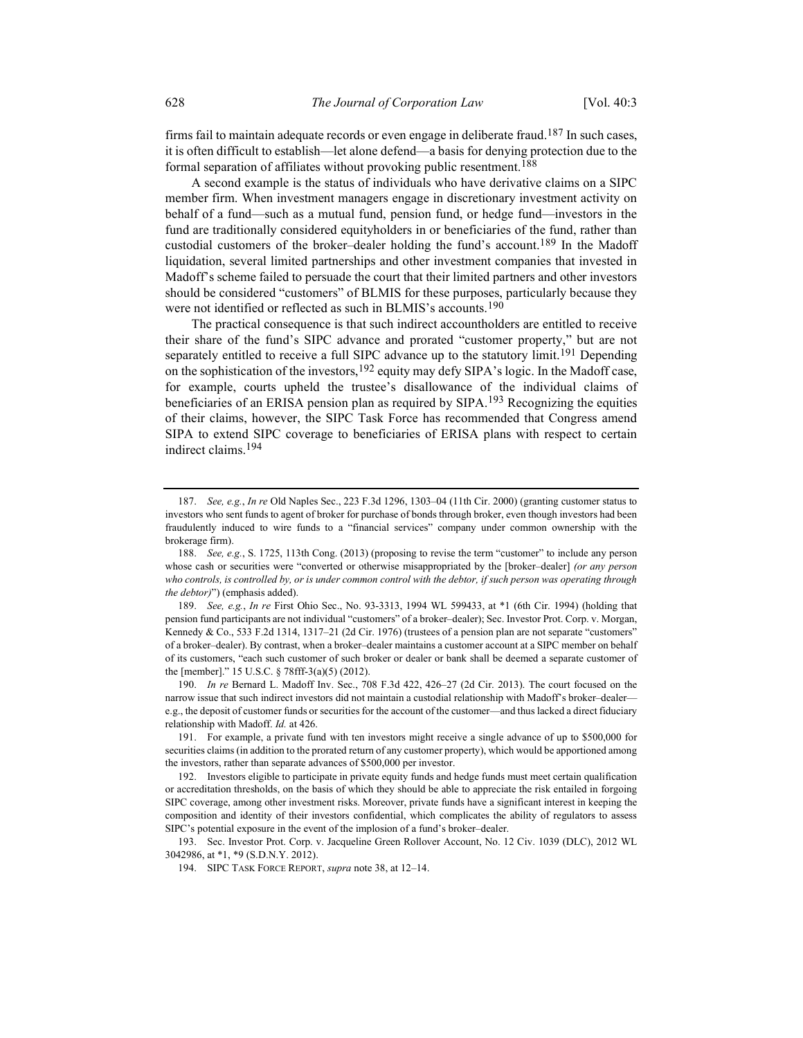firms fail to maintain adequate records or even engage in deliberate fraud.[187] In such cases, it is often difficult to establish—let alone defend—a basis for denying protection due to the formal separation of affiliates without provoking public resentment.[188]

A second example is the status of individuals who have derivative claims on a SIPC member firm. When investment managers engage in discretionary investment activity on behalf of a fund—such as a mutual fund, pension fund, or hedge fund—investors in the fund are traditionally considered equityholders in or beneficiaries of the fund, rather than custodial customers of the broker–dealer holding the fund's account.[189] In the Madoff liquidation, several limited partnerships and other investment companies that invested in Madoff's scheme failed to persuade the court that their limited partners and other investors should be considered "customers" of BLMIS for these purposes, particularly because they were not identified or reflected as such in BLMIS's accounts.[190]

The practical consequence is that such indirect accountholders are entitled to receive their share of the fund's SIPC advance and prorated "customer property," but are not separately entitled to receive a full SIPC advance up to the statutory limit.[191] Depending on the sophistication of the investors,[192] equity may defy SIPA's logic. In the Madoff case, for example, courts upheld the trustee's disallowance of the individual claims of beneficiaries of an ERISA pension plan as required by SIPA.[193] Recognizing the equities of their claims, however, the SIPC Task Force has recommended that Congress amend SIPA to extend SIPC coverage to beneficiaries of ERISA plans with respect to certain indirect claims.[194]

---

187. *See, e.g.*, *In re* Old Naples Sec., 223 F.3d 1296, 1303–04 (11th Cir. 2000) (granting customer status to investors who sent funds to agent of broker for purchase of bonds through broker, even though investors had been fraudulently induced to wire funds to a "financial services" company under common ownership with the brokerage firm).

188. *See, e.g.*, S. 1725, 113th Cong. (2013) (proposing to revise the term "customer" to include any person whose cash or securities were "converted or otherwise misappropriated by the [broker–dealer] *(or any person who controls, is controlled by, or is under common control with the debtor, if such person was operating through the debtor)*") (emphasis added).

189. *See, e.g.*, *In re* First Ohio Sec., No. 93-3313, 1994 WL 599433, at *1 (6th Cir. 1994) (holding that pension fund participants are not individual "customers" of a broker–dealer); Sec. Investor Prot. Corp. v. Morgan, Kennedy & Co., 533 F.2d 1314, 1317–21 (2d Cir. 1976) (trustees of a pension plan are not separate "customers" of a broker–dealer). By contrast, when a broker–dealer maintains a customer account at a SIPC member on behalf of its customers, "each such customer of such broker or dealer or bank shall be deemed a separate customer of the [member]." 15 U.S.C. § 78fff-3(a)(5) (2012).

190. *In re* Bernard L. Madoff Inv. Sec., 708 F.3d 422, 426–27 (2d Cir. 2013). The court focused on the narrow issue that such indirect investors did not maintain a custodial relationship with Madoff's broker–dealer—e.g., the deposit of customer funds or securities for the account of the customer—and thus lacked a direct fiduciary relationship with Madoff. *Id.* at 426.

191. For example, a private fund with ten investors might receive a single advance of up to $500,000 for securities claims (in addition to the prorated return of any customer property), which would be apportioned among the investors, rather than separate advances of $500,000 per investor.

192. Investors eligible to participate in private equity funds and hedge funds must meet certain qualification or accreditation thresholds, on the basis of which they should be able to appreciate the risk entailed in forgoing SIPC coverage, among other investment risks. Moreover, private funds have a significant interest in keeping the composition and identity of their investors confidential, which complicates the ability of regulators to assess SIPC's potential exposure in the event of the implosion of a fund's broker–dealer.

193. Sec. Investor Prot. Corp. v. Jacqueline Green Rollover Account, No. 12 Civ. 1039 (DLC), 2012 WL 3042986, at *1, *9 (S.D.N.Y. 2012).

194. SIPC TASK FORCE REPORT, *supra* note 38, at 12–14.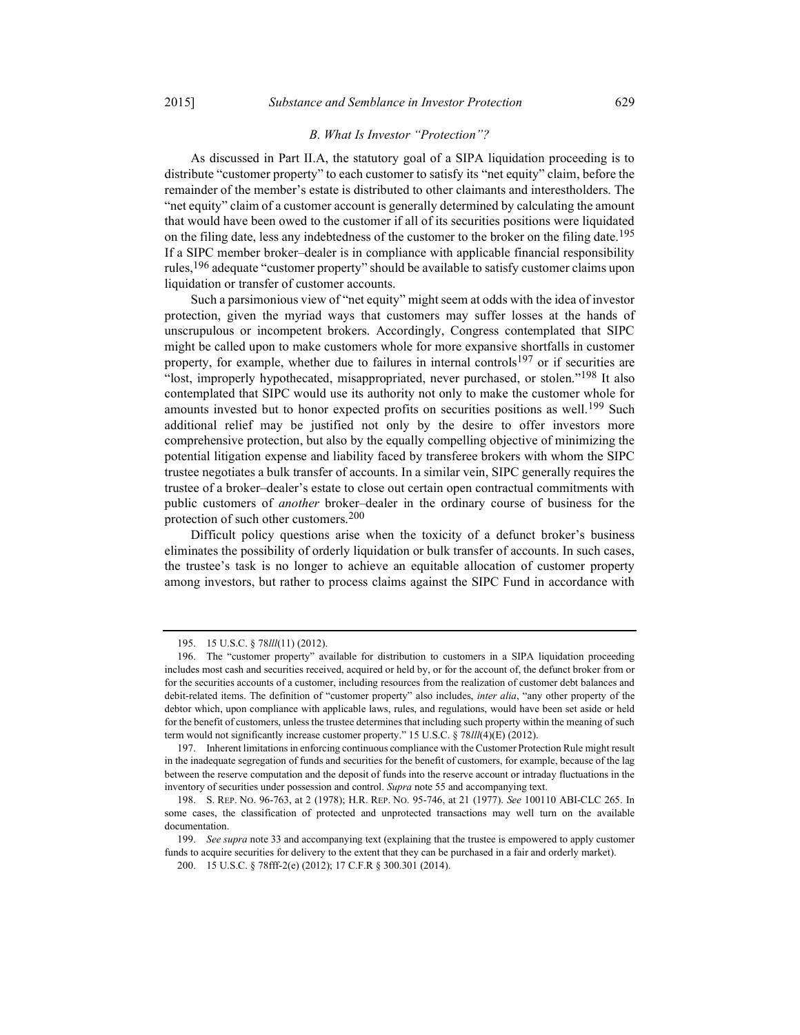### *B. What Is Investor "Protection"?*

As discussed in Part II.A, the statutory goal of a SIPA liquidation proceeding is to distribute "customer property" to each customer to satisfy its "net equity" claim, before the remainder of the member's estate is distributed to other claimants and interestholders. The "net equity" claim of a customer account is generally determined by calculating the amount that would have been owed to the customer if all of its securities positions were liquidated on the filing date, less any indebtedness of the customer to the broker on the filing date.[195] If a SIPC member broker–dealer is in compliance with applicable financial responsibility rules,[196] adequate "customer property" should be available to satisfy customer claims upon liquidation or transfer of customer accounts.

Such a parsimonious view of "net equity" might seem at odds with the idea of investor protection, given the myriad ways that customers may suffer losses at the hands of unscrupulous or incompetent brokers. Accordingly, Congress contemplated that SIPC might be called upon to make customers whole for more expansive shortfalls in customer property, for example, whether due to failures in internal controls[197] or if securities are "lost, improperly hypothecated, misappropriated, never purchased, or stolen."[198] It also contemplated that SIPC would use its authority not only to make the customer whole for amounts invested but to honor expected profits on securities positions as well.[199] Such additional relief may be justified not only by the desire to offer investors more comprehensive protection, but also by the equally compelling objective of minimizing the potential litigation expense and liability faced by transferee brokers with whom the SIPC trustee negotiates a bulk transfer of accounts. In a similar vein, SIPC generally requires the trustee of a broker–dealer's estate to close out certain open contractual commitments with public customers of *another* broker–dealer in the ordinary course of business for the protection of such other customers.[200]

Difficult policy questions arise when the toxicity of a defunct broker's business eliminates the possibility of orderly liquidation or bulk transfer of accounts. In such cases, the trustee's task is no longer to achieve an equitable allocation of customer property among investors, but rather to process claims against the SIPC Fund in accordance with

---

195. 15 U.S.C. § 78*lll*(11) (2012).

196. The "customer property" available for distribution to customers in a SIPA liquidation proceeding includes most cash and securities received, acquired or held by, or for the account of, the defunct broker from or for the securities accounts of a customer, including resources from the realization of customer debt balances and debit-related items. The definition of "customer property" also includes, *inter alia*, "any other property of the debtor which, upon compliance with applicable laws, rules, and regulations, would have been set aside or held for the benefit of customers, unless the trustee determines that including such property within the meaning of such term would not significantly increase customer property." 15 U.S.C. § 78*lll*(4)(E) (2012).

197. Inherent limitations in enforcing continuous compliance with the Customer Protection Rule might result in the inadequate segregation of funds and securities for the benefit of customers, for example, because of the lag between the reserve computation and the deposit of funds into the reserve account or intraday fluctuations in the inventory of securities under possession and control. *Supra* note 55 and accompanying text.

198. S. REP. NO. 96-763, at 2 (1978); H.R. REP. NO. 95-746, at 21 (1977). *See* 100110 ABI-CLC 265. In some cases, the classification of protected and unprotected transactions may well turn on the available documentation.

199. *See supra* note 33 and accompanying text (explaining that the trustee is empowered to apply customer funds to acquire securities for delivery to the extent that they can be purchased in a fair and orderly market).

200. 15 U.S.C. § 78fff-2(e) (2012); 17 C.F.R § 300.301 (2014).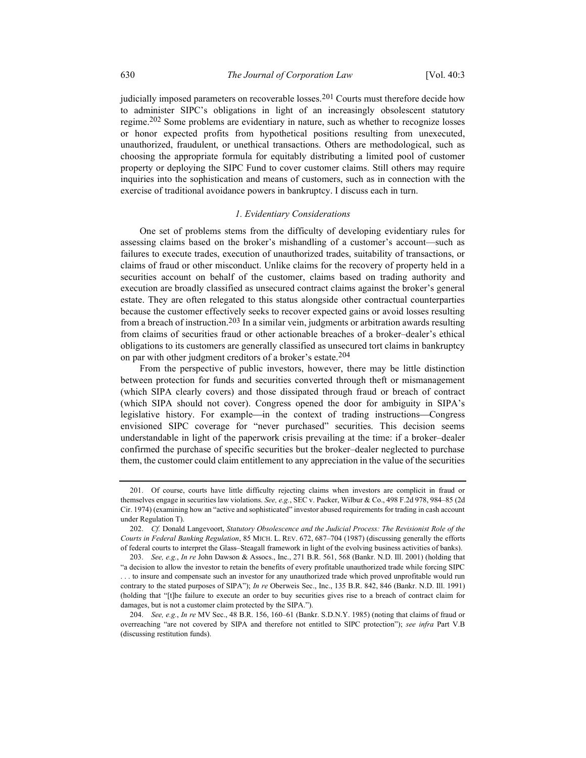judicially imposed parameters on recoverable losses.[201] Courts must therefore decide how to administer SIPC's obligations in light of an increasingly obsolescent statutory regime.[202] Some problems are evidentiary in nature, such as whether to recognize losses or honor expected profits from hypothetical positions resulting from unexecuted, unauthorized, fraudulent, or unethical transactions. Others are methodological, such as choosing the appropriate formula for equitably distributing a limited pool of customer property or deploying the SIPC Fund to cover customer claims. Still others may require inquiries into the sophistication and means of customers, such as in connection with the exercise of traditional avoidance powers in bankruptcy. I discuss each in turn.

### *1. Evidentiary Considerations*

One set of problems stems from the difficulty of developing evidentiary rules for assessing claims based on the broker's mishandling of a customer's account—such as failures to execute trades, execution of unauthorized trades, suitability of transactions, or claims of fraud or other misconduct. Unlike claims for the recovery of property held in a securities account on behalf of the customer, claims based on trading authority and execution are broadly classified as unsecured contract claims against the broker's general estate. They are often relegated to this status alongside other contractual counterparties because the customer effectively seeks to recover expected gains or avoid losses resulting from a breach of instruction.[203] In a similar vein, judgments or arbitration awards resulting from claims of securities fraud or other actionable breaches of a broker–dealer's ethical obligations to its customers are generally classified as unsecured tort claims in bankruptcy on par with other judgment creditors of a broker's estate.[204]

From the perspective of public investors, however, there may be little distinction between protection for funds and securities converted through theft or mismanagement (which SIPA clearly covers) and those dissipated through fraud or breach of contract (which SIPA should not cover). Congress opened the door for ambiguity in SIPA's legislative history. For example—in the context of trading instructions—Congress envisioned SIPC coverage for "never purchased" securities. This decision seems understandable in light of the paperwork crisis prevailing at the time: if a broker–dealer confirmed the purchase of specific securities but the broker–dealer neglected to purchase them, the customer could claim entitlement to any appreciation in the value of the securities

---

201. Of course, courts have little difficulty rejecting claims when investors are complicit in fraud or themselves engage in securities law violations. *See, e.g.*, SEC v. Packer, Wilbur & Co., 498 F.2d 978, 984–85 (2d Cir. 1974) (examining how an "active and sophisticated" investor abused requirements for trading in cash account under Regulation T).

202. *Cf.* Donald Langevoort, *Statutory Obsolescence and the Judicial Process: The Revisionist Role of the Courts in Federal Banking Regulation*, 85 MICH. L. REV. 672, 687–704 (1987) (discussing generally the efforts of federal courts to interpret the Glass–Steagall framework in light of the evolving business activities of banks).

203. *See, e.g.*, *In re* John Dawson & Assocs., Inc., 271 B.R. 561, 568 (Bankr. N.D. Ill. 2001) (holding that "a decision to allow the investor to retain the benefits of every profitable unauthorized trade while forcing SIPC . . . to insure and compensate such an investor for any unauthorized trade which proved unprofitable would run contrary to the stated purposes of SIPA"); *In re* Oberweis Sec., Inc., 135 B.R. 842, 846 (Bankr. N.D. Ill. 1991) (holding that "[t]he failure to execute an order to buy securities gives rise to a breach of contract claim for damages, but is not a customer claim protected by the SIPA.").

204. *See, e.g.*, *In re* MV Sec., 48 B.R. 156, 160–61 (Bankr. S.D.N.Y. 1985) (noting that claims of fraud or overreaching "are not covered by SIPA and therefore not entitled to SIPC protection"); *see infra* Part V.B (discussing restitution funds).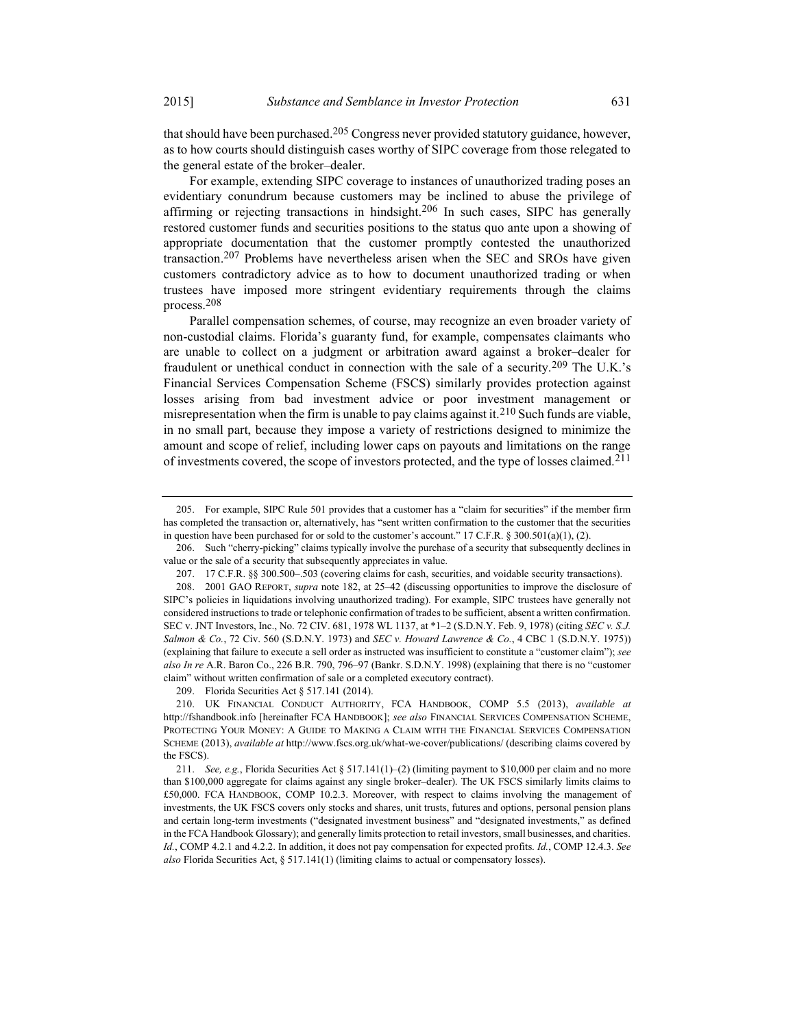that should have been purchased.[205] Congress never provided statutory guidance, however, as to how courts should distinguish cases worthy of SIPC coverage from those relegated to the general estate of the broker–dealer.

For example, extending SIPC coverage to instances of unauthorized trading poses an evidentiary conundrum because customers may be inclined to abuse the privilege of affirming or rejecting transactions in hindsight.[206] In such cases, SIPC has generally restored customer funds and securities positions to the status quo ante upon a showing of appropriate documentation that the customer promptly contested the unauthorized transaction.[207] Problems have nevertheless arisen when the SEC and SROs have given customers contradictory advice as to how to document unauthorized trading or when trustees have imposed more stringent evidentiary requirements through the claims process.[208]

Parallel compensation schemes, of course, may recognize an even broader variety of non-custodial claims. Florida's guaranty fund, for example, compensates claimants who are unable to collect on a judgment or arbitration award against a broker–dealer for fraudulent or unethical conduct in connection with the sale of a security.[209] The U.K.'s Financial Services Compensation Scheme (FSCS) similarly provides protection against losses arising from bad investment advice or poor investment management or misrepresentation when the firm is unable to pay claims against it.[210] Such funds are viable, in no small part, because they impose a variety of restrictions designed to minimize the amount and scope of relief, including lower caps on payouts and limitations on the range of investments covered, the scope of investors protected, and the type of losses claimed.[211]

---

205. For example, SIPC Rule 501 provides that a customer has a "claim for securities" if the member firm has completed the transaction or, alternatively, has "sent written confirmation to the customer that the securities in question have been purchased for or sold to the customer's account." 17 C.F.R. § 300.501(a)(1), (2).

206. Such "cherry-picking" claims typically involve the purchase of a security that subsequently declines in value or the sale of a security that subsequently appreciates in value.

207. 17 C.F.R. §§ 300.500–.503 (covering claims for cash, securities, and voidable security transactions).

208. 2001 GAO REPORT, *supra* note 182, at 25–42 (discussing opportunities to improve the disclosure of SIPC's policies in liquidations involving unauthorized trading). For example, SIPC trustees have generally not considered instructions to trade or telephonic confirmation of trades to be sufficient, absent a written confirmation. SEC v. JNT Investors, Inc., No. 72 CIV. 681, 1978 WL 1137, at *1–2 (S.D.N.Y. Feb. 9, 1978) (citing *SEC v. S.J. Salmon & Co.*, 72 Civ. 560 (S.D.N.Y. 1973) and *SEC v. Howard Lawrence & Co.*, 4 CBC 1 (S.D.N.Y. 1975)) (explaining that failure to execute a sell order as instructed was insufficient to constitute a "customer claim"); *see also In re* A.R. Baron Co., 226 B.R. 790, 796–97 (Bankr. S.D.N.Y. 1998) (explaining that there is no "customer claim" without written confirmation of sale or a completed executory contract).

209. Florida Securities Act § 517.141 (2014).

210. UK FINANCIAL CONDUCT AUTHORITY, FCA HANDBOOK, COMP 5.5 (2013), *available at* http://fshandbook.info [hereinafter FCA HANDBOOK]; *see also* FINANCIAL SERVICES COMPENSATION SCHEME, PROTECTING YOUR MONEY: A GUIDE TO MAKING A CLAIM WITH THE FINANCIAL SERVICES COMPENSATION SCHEME (2013), *available at* http://www.fscs.org.uk/what-we-cover/publications/ (describing claims covered by the FSCS).

211. *See, e.g.*, Florida Securities Act § 517.141(1)–(2) (limiting payment to $10,000 per claim and no more than $100,000 aggregate for claims against any single broker–dealer). The UK FSCS similarly limits claims to £50,000. FCA HANDBOOK, COMP 10.2.3. Moreover, with respect to claims involving the management of investments, the UK FSCS covers only stocks and shares, unit trusts, futures and options, personal pension plans and certain long-term investments ("designated investment business" and "designated investments," as defined in the FCA Handbook Glossary); and generally limits protection to retail investors, small businesses, and charities. *Id.*, COMP 4.2.1 and 4.2.2. In addition, it does not pay compensation for expected profits. *Id.*, COMP 12.4.3. *See also* Florida Securities Act, § 517.141(1) (limiting claims to actual or compensatory losses).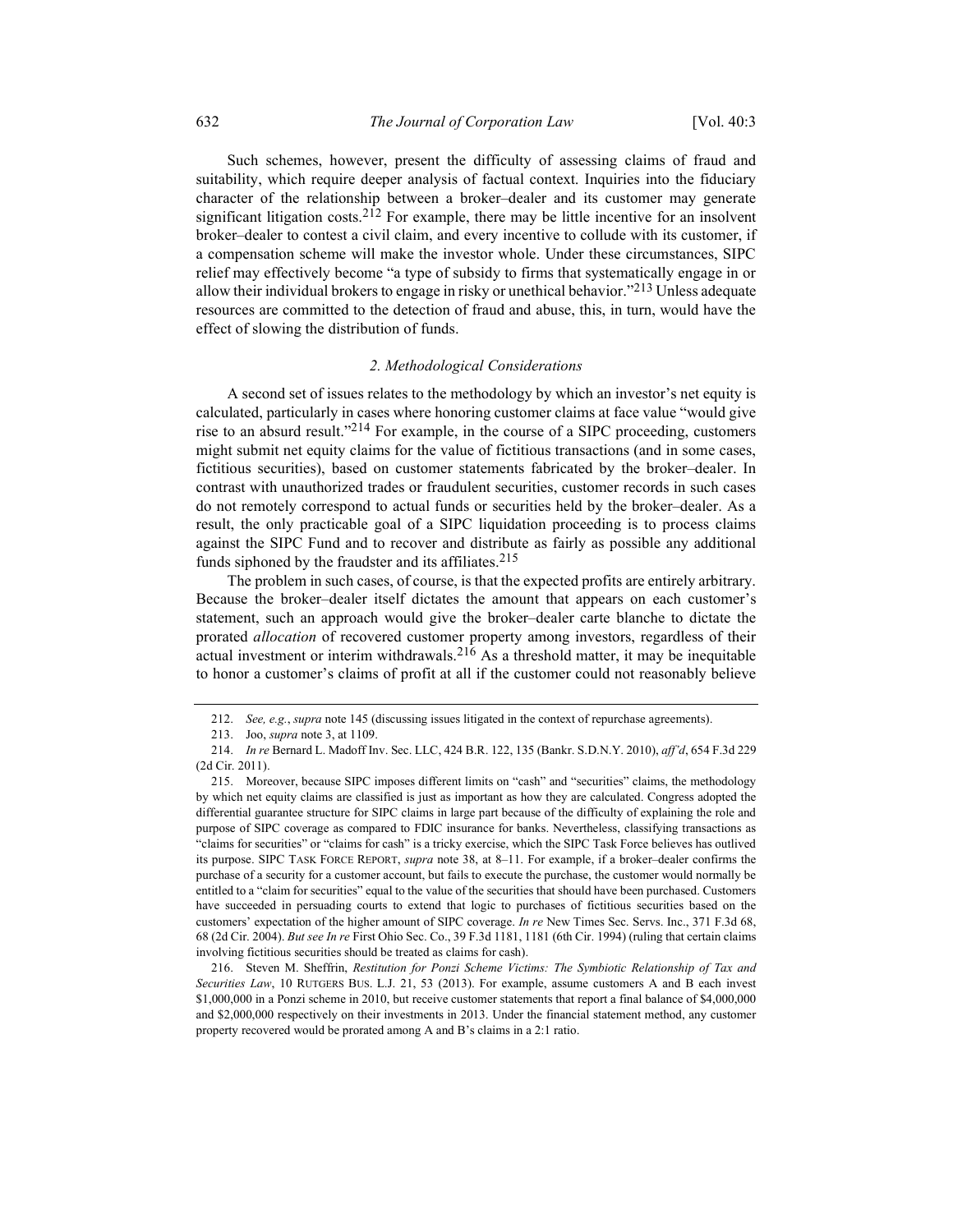Such schemes, however, present the difficulty of assessing claims of fraud and suitability, which require deeper analysis of factual context. Inquiries into the fiduciary character of the relationship between a broker–dealer and its customer may generate significant litigation costs.[212] For example, there may be little incentive for an insolvent broker–dealer to contest a civil claim, and every incentive to collude with its customer, if a compensation scheme will make the investor whole. Under these circumstances, SIPC relief may effectively become "a type of subsidy to firms that systematically engage in or allow their individual brokers to engage in risky or unethical behavior."[213] Unless adequate resources are committed to the detection of fraud and abuse, this, in turn, would have the effect of slowing the distribution of funds.

#### *2. Methodological Considerations*

A second set of issues relates to the methodology by which an investor's net equity is calculated, particularly in cases where honoring customer claims at face value "would give rise to an absurd result."[214] For example, in the course of a SIPC proceeding, customers might submit net equity claims for the value of fictitious transactions (and in some cases, fictitious securities), based on customer statements fabricated by the broker–dealer. In contrast with unauthorized trades or fraudulent securities, customer records in such cases do not remotely correspond to actual funds or securities held by the broker–dealer. As a result, the only practicable goal of a SIPC liquidation proceeding is to process claims against the SIPC Fund and to recover and distribute as fairly as possible any additional funds siphoned by the fraudster and its affiliates.[215]

The problem in such cases, of course, is that the expected profits are entirely arbitrary. Because the broker–dealer itself dictates the amount that appears on each customer's statement, such an approach would give the broker–dealer carte blanche to dictate the prorated *allocation* of recovered customer property among investors, regardless of their actual investment or interim withdrawals.[216] As a threshold matter, it may be inequitable to honor a customer's claims of profit at all if the customer could not reasonably believe

---

212. *See, e.g.*, *supra* note 145 (discussing issues litigated in the context of repurchase agreements).

213. Joo, *supra* note 3, at 1109.

214. *In re* Bernard L. Madoff Inv. Sec. LLC, 424 B.R. 122, 135 (Bankr. S.D.N.Y. 2010), *aff'd*, 654 F.3d 229 (2d Cir. 2011).

215. Moreover, because SIPC imposes different limits on "cash" and "securities" claims, the methodology by which net equity claims are classified is just as important as how they are calculated. Congress adopted the differential guarantee structure for SIPC claims in large part because of the difficulty of explaining the role and purpose of SIPC coverage as compared to FDIC insurance for banks. Nevertheless, classifying transactions as "claims for securities" or "claims for cash" is a tricky exercise, which the SIPC Task Force believes has outlived its purpose. SIPC TASK FORCE REPORT, *supra* note 38, at 8–11. For example, if a broker–dealer confirms the purchase of a security for a customer account, but fails to execute the purchase, the customer would normally be entitled to a "claim for securities" equal to the value of the securities that should have been purchased. Customers have succeeded in persuading courts to extend that logic to purchases of fictitious securities based on the customers' expectation of the higher amount of SIPC coverage. *In re* New Times Sec. Servs. Inc., 371 F.3d 68, 68 (2d Cir. 2004). *But see In re* First Ohio Sec. Co., 39 F.3d 1181, 1181 (6th Cir. 1994) (ruling that certain claims involving fictitious securities should be treated as claims for cash).

216. Steven M. Sheffrin, *Restitution for Ponzi Scheme Victims: The Symbiotic Relationship of Tax and Securities Law*, 10 RUTGERS BUS. L.J. 21, 53 (2013). For example, assume customers A and B each invest $1,000,000 in a Ponzi scheme in 2010, but receive customer statements that report a final balance of $4,000,000 and $2,000,000 respectively on their investments in 2013. Under the financial statement method, any customer property recovered would be prorated among A and B's claims in a 2:1 ratio.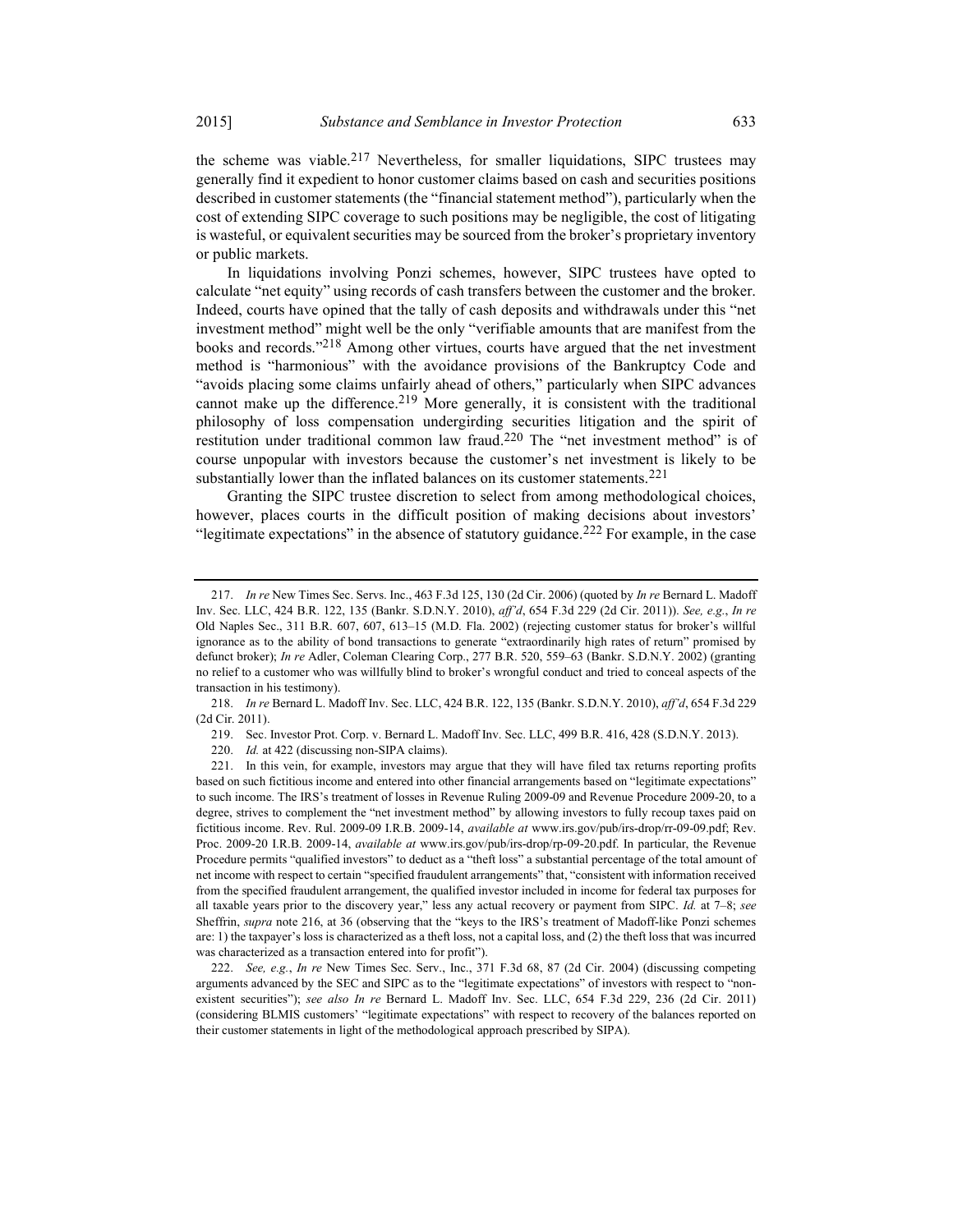the scheme was viable.[217] Nevertheless, for smaller liquidations, SIPC trustees may generally find it expedient to honor customer claims based on cash and securities positions described in customer statements (the "financial statement method"), particularly when the cost of extending SIPC coverage to such positions may be negligible, the cost of litigating is wasteful, or equivalent securities may be sourced from the broker's proprietary inventory or public markets.

In liquidations involving Ponzi schemes, however, SIPC trustees have opted to calculate "net equity" using records of cash transfers between the customer and the broker. Indeed, courts have opined that the tally of cash deposits and withdrawals under this "net investment method" might well be the only "verifiable amounts that are manifest from the books and records."[218] Among other virtues, courts have argued that the net investment method is "harmonious" with the avoidance provisions of the Bankruptcy Code and "avoids placing some claims unfairly ahead of others," particularly when SIPC advances cannot make up the difference.[219] More generally, it is consistent with the traditional philosophy of loss compensation undergirding securities litigation and the spirit of restitution under traditional common law fraud.[220] The "net investment method" is of course unpopular with investors because the customer's net investment is likely to be substantially lower than the inflated balances on its customer statements.[221]

Granting the SIPC trustee discretion to select from among methodological choices, however, places courts in the difficult position of making decisions about investors' "legitimate expectations" in the absence of statutory guidance.[222] For example, in the case

---

217. *In re* New Times Sec. Servs. Inc., 463 F.3d 125, 130 (2d Cir. 2006) (quoted by *In re* Bernard L. Madoff Inv. Sec. LLC, 424 B.R. 122, 135 (Bankr. S.D.N.Y. 2010), *aff'd*, 654 F.3d 229 (2d Cir. 2011)). *See, e.g.*, *In re* Old Naples Sec., 311 B.R. 607, 607, 613–15 (M.D. Fla. 2002) (rejecting customer status for broker's willful ignorance as to the ability of bond transactions to generate "extraordinarily high rates of return" promised by defunct broker); *In re* Adler, Coleman Clearing Corp., 277 B.R. 520, 559–63 (Bankr. S.D.N.Y. 2002) (granting no relief to a customer who was willfully blind to broker's wrongful conduct and tried to conceal aspects of the transaction in his testimony).

218. *In re* Bernard L. Madoff Inv. Sec. LLC, 424 B.R. 122, 135 (Bankr. S.D.N.Y. 2010), *aff'd*, 654 F.3d 229 (2d Cir. 2011).

219. Sec. Investor Prot. Corp. v. Bernard L. Madoff Inv. Sec. LLC, 499 B.R. 416, 428 (S.D.N.Y. 2013).

220. *Id.* at 422 (discussing non-SIPA claims).

221. In this vein, for example, investors may argue that they will have filed tax returns reporting profits based on such fictitious income and entered into other financial arrangements based on "legitimate expectations" to such income. The IRS's treatment of losses in Revenue Ruling 2009-09 and Revenue Procedure 2009-20, to a degree, strives to complement the "net investment method" by allowing investors to fully recoup taxes paid on fictitious income. Rev. Rul. 2009-09 I.R.B. 2009-14, *available at* www.irs.gov/pub/irs-drop/rr-09-09.pdf; Rev. Proc. 2009-20 I.R.B. 2009-14, *available at* www.irs.gov/pub/irs-drop/rp-09-20.pdf. In particular, the Revenue Procedure permits "qualified investors" to deduct as a "theft loss" a substantial percentage of the total amount of net income with respect to certain "specified fraudulent arrangements" that, "consistent with information received from the specified fraudulent arrangement, the qualified investor included in income for federal tax purposes for all taxable years prior to the discovery year," less any actual recovery or payment from SIPC. *Id.* at 7–8; *see* Sheffrin, *supra* note 216, at 36 (observing that the "keys to the IRS's treatment of Madoff-like Ponzi schemes are: 1) the taxpayer's loss is characterized as a theft loss, not a capital loss, and (2) the theft loss that was incurred was characterized as a transaction entered into for profit").

222. *See, e.g.*, *In re* New Times Sec. Serv., Inc., 371 F.3d 68, 87 (2d Cir. 2004) (discussing competing arguments advanced by the SEC and SIPC as to the "legitimate expectations" of investors with respect to "non-existent securities"); *see also In re* Bernard L. Madoff Inv. Sec. LLC, 654 F.3d 229, 236 (2d Cir. 2011) (considering BLMIS customers' "legitimate expectations" with respect to recovery of the balances reported on their customer statements in light of the methodological approach prescribed by SIPA).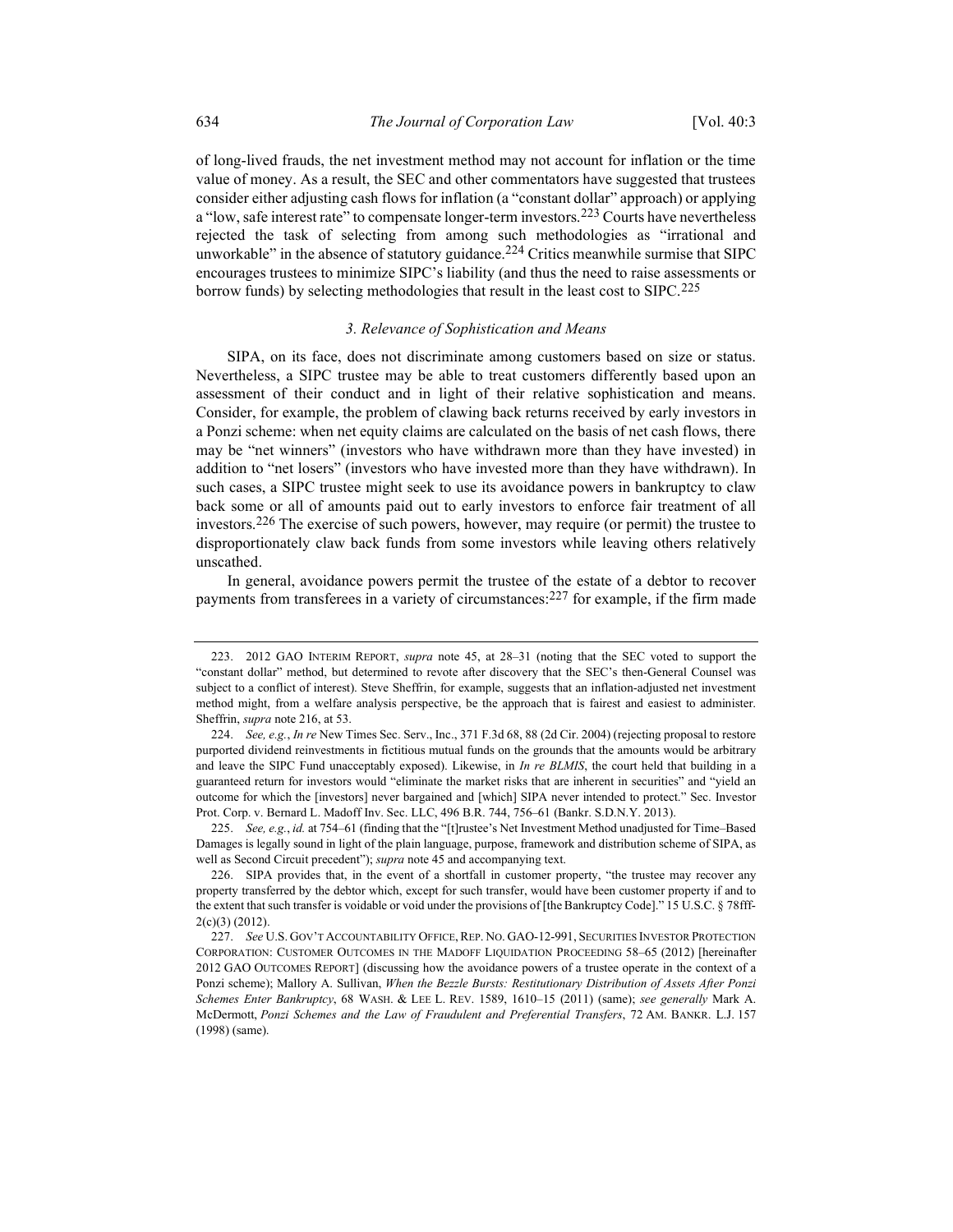of long-lived frauds, the net investment method may not account for inflation or the time value of money. As a result, the SEC and other commentators have suggested that trustees consider either adjusting cash flows for inflation (a "constant dollar" approach) or applying a "low, safe interest rate" to compensate longer-term investors.[223] Courts have nevertheless rejected the task of selecting from among such methodologies as "irrational and unworkable" in the absence of statutory guidance.[224] Critics meanwhile surmise that SIPC encourages trustees to minimize SIPC's liability (and thus the need to raise assessments or borrow funds) by selecting methodologies that result in the least cost to SIPC.[225]

### *3. Relevance of Sophistication and Means*

SIPA, on its face, does not discriminate among customers based on size or status. Nevertheless, a SIPC trustee may be able to treat customers differently based upon an assessment of their conduct and in light of their relative sophistication and means. Consider, for example, the problem of clawing back returns received by early investors in a Ponzi scheme: when net equity claims are calculated on the basis of net cash flows, there may be "net winners" (investors who have withdrawn more than they have invested) in addition to "net losers" (investors who have invested more than they have withdrawn). In such cases, a SIPC trustee might seek to use its avoidance powers in bankruptcy to claw back some or all of amounts paid out to early investors to enforce fair treatment of all investors.[226] The exercise of such powers, however, may require (or permit) the trustee to disproportionately claw back funds from some investors while leaving others relatively unscathed.

In general, avoidance powers permit the trustee of the estate of a debtor to recover payments from transferees in a variety of circumstances:[227] for example, if the firm made

---

223. 2012 GAO INTERIM REPORT, *supra* note 45, at 28–31 (noting that the SEC voted to support the "constant dollar" method, but determined to revote after discovery that the SEC's then-General Counsel was subject to a conflict of interest). Steve Sheffrin, for example, suggests that an inflation-adjusted net investment method might, from a welfare analysis perspective, be the approach that is fairest and easiest to administer. Sheffrin, *supra* note 216, at 53.

224. *See, e.g.*, *In re* New Times Sec. Serv., Inc., 371 F.3d 68, 88 (2d Cir. 2004) (rejecting proposal to restore purported dividend reinvestments in fictitious mutual funds on the grounds that the amounts would be arbitrary and leave the SIPC Fund unacceptably exposed). Likewise, in *In re BLMIS*, the court held that building in a guaranteed return for investors would "eliminate the market risks that are inherent in securities" and "yield an outcome for which the [investors] never bargained and [which] SIPA never intended to protect." Sec. Investor Prot. Corp. v. Bernard L. Madoff Inv. Sec. LLC, 496 B.R. 744, 756–61 (Bankr. S.D.N.Y. 2013).

225. *See, e.g.*, *id.* at 754–61 (finding that the "[t]rustee's Net Investment Method unadjusted for Time–Based Damages is legally sound in light of the plain language, purpose, framework and distribution scheme of SIPA, as well as Second Circuit precedent"); *supra* note 45 and accompanying text.

226. SIPA provides that, in the event of a shortfall in customer property, "the trustee may recover any property transferred by the debtor which, except for such transfer, would have been customer property if and to the extent that such transfer is voidable or void under the provisions of [the Bankruptcy Code]." 15 U.S.C. § 78fff-2(c)(3) (2012).

227. *See* U.S. GOV'T ACCOUNTABILITY OFFICE, REP. NO. GAO-12-991, SECURITIES INVESTOR PROTECTION CORPORATION: CUSTOMER OUTCOMES IN THE MADOFF LIQUIDATION PROCEEDING 58–65 (2012) [hereinafter 2012 GAO OUTCOMES REPORT] (discussing how the avoidance powers of a trustee operate in the context of a Ponzi scheme); Mallory A. Sullivan, *When the Bezzle Bursts: Restitutionary Distribution of Assets After Ponzi Schemes Enter Bankruptcy*, 68 WASH. & LEE L. REV. 1589, 1610–15 (2011) (same); *see generally* Mark A. McDermott, *Ponzi Schemes and the Law of Fraudulent and Preferential Transfers*, 72 AM. BANKR. L.J. 157 (1998) (same).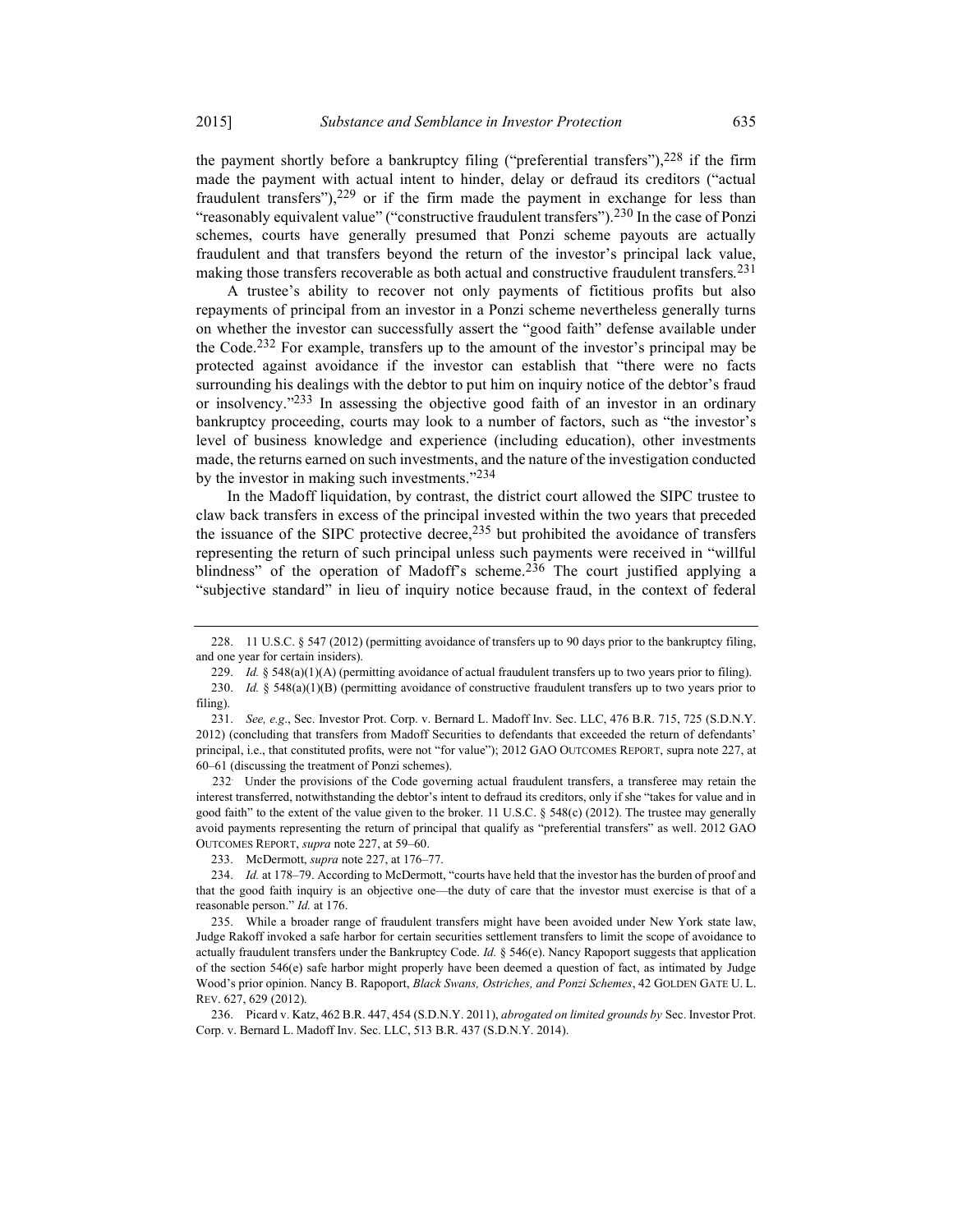the payment shortly before a bankruptcy filing ("preferential transfers"),[228] if the firm made the payment with actual intent to hinder, delay or defraud its creditors ("actual fraudulent transfers"),[229] or if the firm made the payment in exchange for less than "reasonably equivalent value" ("constructive fraudulent transfers").[230] In the case of Ponzi schemes, courts have generally presumed that Ponzi scheme payouts are actually fraudulent and that transfers beyond the return of the investor's principal lack value, making those transfers recoverable as both actual and constructive fraudulent transfers.[231]

A trustee's ability to recover not only payments of fictitious profits but also repayments of principal from an investor in a Ponzi scheme nevertheless generally turns on whether the investor can successfully assert the "good faith" defense available under the Code.[232] For example, transfers up to the amount of the investor's principal may be protected against avoidance if the investor can establish that "there were no facts surrounding his dealings with the debtor to put him on inquiry notice of the debtor's fraud or insolvency."[233] In assessing the objective good faith of an investor in an ordinary bankruptcy proceeding, courts may look to a number of factors, such as "the investor's level of business knowledge and experience (including education), other investments made, the returns earned on such investments, and the nature of the investigation conducted by the investor in making such investments."[234]

In the Madoff liquidation, by contrast, the district court allowed the SIPC trustee to claw back transfers in excess of the principal invested within the two years that preceded the issuance of the SIPC protective decree,[235] but prohibited the avoidance of transfers representing the return of such principal unless such payments were received in "willful blindness" of the operation of Madoff's scheme.[236] The court justified applying a "subjective standard" in lieu of inquiry notice because fraud, in the context of federal

---

228. 11 U.S.C. § 547 (2012) (permitting avoidance of transfers up to 90 days prior to the bankruptcy filing, and one year for certain insiders).

229. *Id.* § 548(a)(1)(A) (permitting avoidance of actual fraudulent transfers up to two years prior to filing).

230. *Id.* § 548(a)(1)(B) (permitting avoidance of constructive fraudulent transfers up to two years prior to filing).

231. *See, e.g.*, Sec. Investor Prot. Corp. v. Bernard L. Madoff Inv. Sec. LLC, 476 B.R. 715, 725 (S.D.N.Y. 2012) (concluding that transfers from Madoff Securities to defendants that exceeded the return of defendants' principal, i.e., that constituted profits, were not "for value"); 2012 GAO OUTCOMES REPORT, supra note 227, at 60–61 (discussing the treatment of Ponzi schemes).

232. Under the provisions of the Code governing actual fraudulent transfers, a transferee may retain the interest transferred, notwithstanding the debtor's intent to defraud its creditors, only if she "takes for value and in good faith" to the extent of the value given to the broker. 11 U.S.C. § 548(c) (2012). The trustee may generally avoid payments representing the return of principal that qualify as "preferential transfers" as well. 2012 GAO OUTCOMES REPORT, *supra* note 227, at 59–60.

233. McDermott, *supra* note 227, at 176–77.

234. *Id.* at 178–79. According to McDermott, "courts have held that the investor has the burden of proof and that the good faith inquiry is an objective one—the duty of care that the investor must exercise is that of a reasonable person." *Id.* at 176.

235. While a broader range of fraudulent transfers might have been avoided under New York state law, Judge Rakoff invoked a safe harbor for certain securities settlement transfers to limit the scope of avoidance to actually fraudulent transfers under the Bankruptcy Code. *Id.* § 546(e). Nancy Rapoport suggests that application of the section 546(e) safe harbor might properly have been deemed a question of fact, as intimated by Judge Wood's prior opinion. Nancy B. Rapoport, *Black Swans, Ostriches, and Ponzi Schemes*, 42 GOLDEN GATE U. L. REV. 627, 629 (2012).

236. Picard v. Katz, 462 B.R. 447, 454 (S.D.N.Y. 2011), *abrogated on limited grounds by* Sec. Investor Prot. Corp. v. Bernard L. Madoff Inv. Sec. LLC, 513 B.R. 437 (S.D.N.Y. 2014).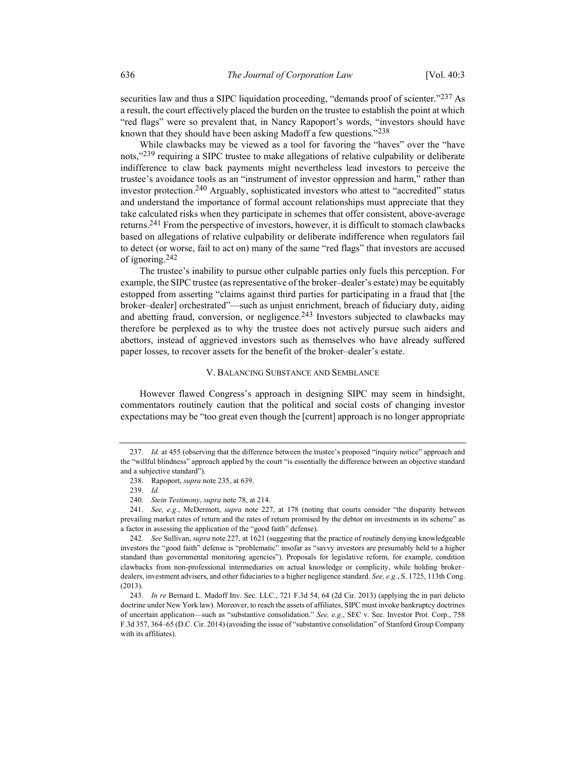securities law and thus a SIPC liquidation proceeding, "demands proof of scienter."[237] As a result, the court effectively placed the burden on the trustee to establish the point at which "red flags" were so prevalent that, in Nancy Rapoport's words, "investors should have known that they should have been asking Madoff a few questions."[238]

While clawbacks may be viewed as a tool for favoring the "haves" over the "have nots,"[239] requiring a SIPC trustee to make allegations of relative culpability or deliberate indifference to claw back payments might nevertheless lead investors to perceive the trustee's avoidance tools as an "instrument of investor oppression and harm," rather than investor protection.[240] Arguably, sophisticated investors who attest to "accredited" status and understand the importance of formal account relationships must appreciate that they take calculated risks when they participate in schemes that offer consistent, above-average returns.[241] From the perspective of investors, however, it is difficult to stomach clawbacks based on allegations of relative culpability or deliberate indifference when regulators fail to detect (or worse, fail to act on) many of the same "red flags" that investors are accused of ignoring.[242]

The trustee's inability to pursue other culpable parties only fuels this perception. For example, the SIPC trustee (as representative of the broker–dealer's estate) may be equitably estopped from asserting "claims against third parties for participating in a fraud that [the broker–dealer] orchestrated"—such as unjust enrichment, breach of fiduciary duty, aiding and abetting fraud, conversion, or negligence.[243] Investors subjected to clawbacks may therefore be perplexed as to why the trustee does not actively pursue such aiders and abettors, instead of aggrieved investors such as themselves who have already suffered paper losses, to recover assets for the benefit of the broker–dealer's estate.

## V. Balancing Substance and Semblance

However flawed Congress's approach in designing SIPC may seem in hindsight, commentators routinely caution that the political and social costs of changing investor expectations may be "too great even though the [current] approach is no longer appropriate

---

237. *Id.* at 455 (observing that the difference between the trustee's proposed "inquiry notice" approach and the "willful blindness" approach applied by the court "is essentially the difference between an objective standard and a subjective standard").

238. Rapoport, *supra* note 235, at 639.

239. *Id.*

240. *Stein Testimony*, *supra* note 78, at 214.

241. *See, e.g.*, McDermott, *supra* note 227, at 178 (noting that courts consider "the disparity between prevailing market rates of return and the rates of return promised by the debtor on investments in its scheme" as a factor in assessing the application of the "good faith" defense).

242. *See* Sullivan, *supra* note 227, at 1621 (suggesting that the practice of routinely denying knowledgeable investors the "good faith" defense is "problematic" insofar as "savvy investors are presumably held to a higher standard than governmental monitoring agencies"). Proposals for legislative reform, for example, condition clawbacks from non-professional intermediaries on actual knowledge or complicity, while holding broker–dealers, investment advisers, and other fiduciaries to a higher negligence standard. *See, e.g.*, S. 1725, 113th Cong. (2013).

243. *In re* Bernard L. Madoff Inv. Sec. LLC., 721 F.3d 54, 64 (2d Cir. 2013) (applying the in pari delicto doctrine under New York law). Moreover, to reach the assets of affiliates, SIPC must invoke bankruptcy doctrines of uncertain application—such as "substantive consolidation." *See, e.g.*, SEC v. Sec. Investor Prot. Corp., 758 F.3d 357, 364–65 (D.C. Cir. 2014) (avoiding the issue of "substantive consolidation" of Stanford Group Company with its affiliates).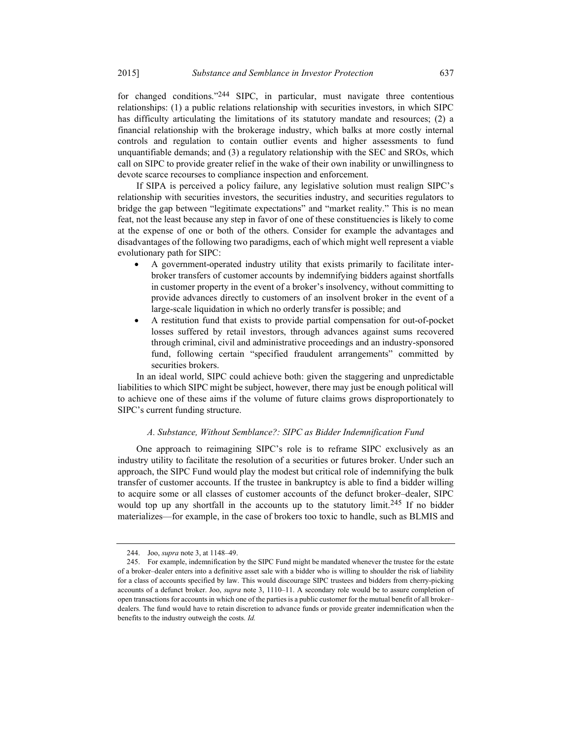for changed conditions."[244] SIPC, in particular, must navigate three contentious relationships: (1) a public relations relationship with securities investors, in which SIPC has difficulty articulating the limitations of its statutory mandate and resources; (2) a financial relationship with the brokerage industry, which balks at more costly internal controls and regulation to contain outlier events and higher assessments to fund unquantifiable demands; and (3) a regulatory relationship with the SEC and SROs, which call on SIPC to provide greater relief in the wake of their own inability or unwillingness to devote scarce recourses to compliance inspection and enforcement.

If SIPA is perceived a policy failure, any legislative solution must realign SIPC's relationship with securities investors, the securities industry, and securities regulators to bridge the gap between "legitimate expectations" and "market reality." This is no mean feat, not the least because any step in favor of one of these constituencies is likely to come at the expense of one or both of the others. Consider for example the advantages and disadvantages of the following two paradigms, each of which might well represent a viable evolutionary path for SIPC:

- A government-operated industry utility that exists primarily to facilitate inter-broker transfers of customer accounts by indemnifying bidders against shortfalls in customer property in the event of a broker's insolvency, without committing to provide advances directly to customers of an insolvent broker in the event of a large-scale liquidation in which no orderly transfer is possible; and
- A restitution fund that exists to provide partial compensation for out-of-pocket losses suffered by retail investors, through advances against sums recovered through criminal, civil and administrative proceedings and an industry-sponsored fund, following certain "specified fraudulent arrangements" committed by securities brokers.

In an ideal world, SIPC could achieve both: given the staggering and unpredictable liabilities to which SIPC might be subject, however, there may just be enough political will to achieve one of these aims if the volume of future claims grows disproportionately to SIPC's current funding structure.

### *A. Substance, Without Semblance?: SIPC as Bidder Indemnification Fund*

One approach to reimagining SIPC's role is to reframe SIPC exclusively as an industry utility to facilitate the resolution of a securities or futures broker. Under such an approach, the SIPC Fund would play the modest but critical role of indemnifying the bulk transfer of customer accounts. If the trustee in bankruptcy is able to find a bidder willing to acquire some or all classes of customer accounts of the defunct broker–dealer, SIPC would top up any shortfall in the accounts up to the statutory limit.[245] If no bidder materializes—for example, in the case of brokers too toxic to handle, such as BLMIS and

---

244. Joo, *supra* note 3, at 1148–49.

245. For example, indemnification by the SIPC Fund might be mandated whenever the trustee for the estate of a broker–dealer enters into a definitive asset sale with a bidder who is willing to shoulder the risk of liability for a class of accounts specified by law. This would discourage SIPC trustees and bidders from cherry-picking accounts of a defunct broker. Joo, *supra* note 3, 1110–11. A secondary role would be to assure completion of open transactions for accounts in which one of the parties is a public customer for the mutual benefit of all broker–dealers. The fund would have to retain discretion to advance funds or provide greater indemnification when the benefits to the industry outweigh the costs. *Id.*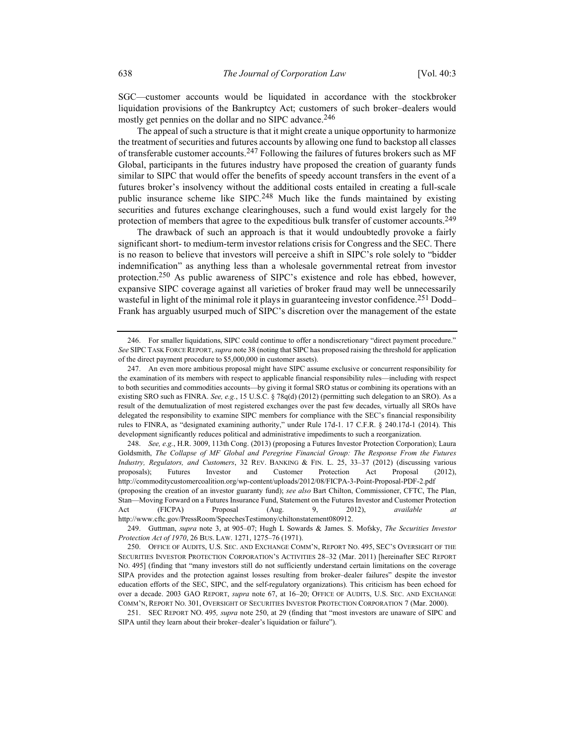SGC—customer accounts would be liquidated in accordance with the stockbroker liquidation provisions of the Bankruptcy Act; customers of such broker–dealers would mostly get pennies on the dollar and no SIPC advance.[246]

The appeal of such a structure is that it might create a unique opportunity to harmonize the treatment of securities and futures accounts by allowing one fund to backstop all classes of transferable customer accounts.[247] Following the failures of futures brokers such as MF Global, participants in the futures industry have proposed the creation of guaranty funds similar to SIPC that would offer the benefits of speedy account transfers in the event of a futures broker's insolvency without the additional costs entailed in creating a full-scale public insurance scheme like SIPC.[248] Much like the funds maintained by existing securities and futures exchange clearinghouses, such a fund would exist largely for the protection of members that agree to the expeditious bulk transfer of customer accounts.[249]

The drawback of such an approach is that it would undoubtedly provoke a fairly significant short- to medium-term investor relations crisis for Congress and the SEC. There is no reason to believe that investors will perceive a shift in SIPC's role solely to "bidder indemnification" as anything less than a wholesale governmental retreat from investor protection.[250] As public awareness of SIPC's existence and role has ebbed, however, expansive SIPC coverage against all varieties of broker fraud may well be unnecessarily wasteful in light of the minimal role it plays in guaranteeing investor confidence.[251] Dodd–Frank has arguably usurped much of SIPC's discretion over the management of the estate

---

246. For smaller liquidations, SIPC could continue to offer a nondiscretionary "direct payment procedure." *See* SIPC TASK FORCE REPORT, *supra* note 38 (noting that SIPC has proposed raising the threshold for application of the direct payment procedure to $5,000,000 in customer assets).

247. An even more ambitious proposal might have SIPC assume exclusive or concurrent responsibility for the examination of its members with respect to applicable financial responsibility rules—including with respect to both securities and commodities accounts—by giving it formal SRO status or combining its operations with an existing SRO such as FINRA. *See, e.g.*, 15 U.S.C. § 78q(d) (2012) (permitting such delegation to an SRO). As a result of the demutualization of most registered exchanges over the past few decades, virtually all SROs have delegated the responsibility to examine SIPC members for compliance with the SEC's financial responsibility rules to FINRA, as "designated examining authority," under Rule 17d-1. 17 C.F.R. § 240.17d-1 (2014). This development significantly reduces political and administrative impediments to such a reorganization.

248. *See, e.g.*, H.R. 3009, 113th Cong. (2013) (proposing a Futures Investor Protection Corporation); Laura Goldsmith, *The Collapse of MF Global and Peregrine Financial Group: The Response From the Futures Industry, Regulators, and Customers*, 32 REV. BANKING & FIN. L. 25, 33–37 (2012) (discussing various proposals); Futures Investor and Customer Protection Act Proposal (2012), http://commoditycustomercoalition.org/wp-content/uploads/2012/08/FICPA-3-Point-Proposal-PDF-2.pdf (proposing the creation of an investor guaranty fund); *see also* Bart Chilton, Commissioner, CFTC, The Plan, Stan—Moving Forward on a Futures Insurance Fund, Statement on the Futures Investor and Customer Protection Act (FICPA) Proposal (Aug. 9, 2012), *available at* http://www.cftc.gov/PressRoom/SpeechesTestimony/chiltonstatement080912.

249. Guttman, *supra* note 3, at 905–07; Hugh L Sowards & James. S. Mofsky, *The Securities Investor Protection Act of 1970*, 26 BUS. LAW. 1271, 1275–76 (1971).

250. OFFICE OF AUDITS, U.S. SEC. AND EXCHANGE COMM'N, REPORT NO. 495, SEC'S OVERSIGHT OF THE SECURITIES INVESTOR PROTECTION CORPORATION'S ACTIVITIES 28–32 (Mar. 2011) [hereinafter SEC REPORT NO. 495] (finding that "many investors still do not sufficiently understand certain limitations on the coverage SIPA provides and the protection against losses resulting from broker–dealer failures" despite the investor education efforts of the SEC, SIPC, and the self-regulatory organizations). This criticism has been echoed for over a decade. 2003 GAO REPORT, *supra* note 67, at 16–20; OFFICE OF AUDITS, U.S. SEC. AND EXCHANGE COMM'N, REPORT NO. 301, OVERSIGHT OF SECURITIES INVESTOR PROTECTION CORPORATION 7 (Mar. 2000).

251. SEC REPORT NO. 495*, supra* note 250, at 29 (finding that "most investors are unaware of SIPC and SIPA until they learn about their broker–dealer's liquidation or failure").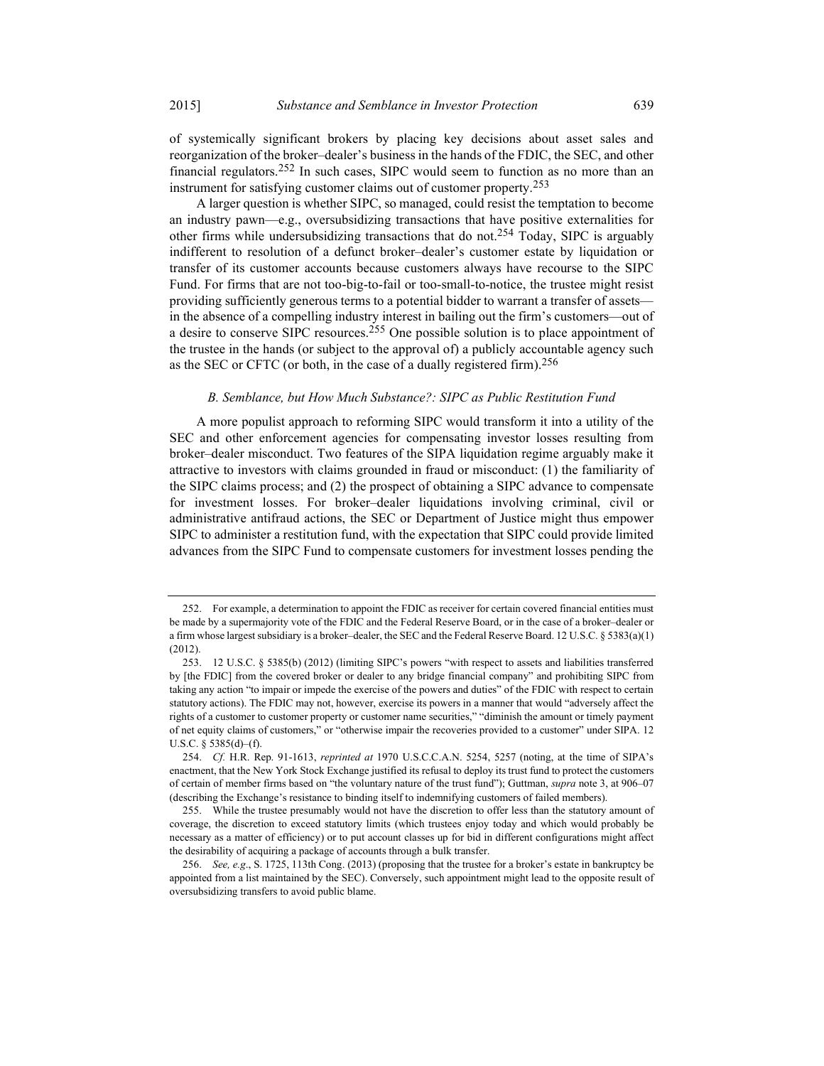of systemically significant brokers by placing key decisions about asset sales and reorganization of the broker–dealer's business in the hands of the FDIC, the SEC, and other financial regulators.[252] In such cases, SIPC would seem to function as no more than an instrument for satisfying customer claims out of customer property.[253]

A larger question is whether SIPC, so managed, could resist the temptation to become an industry pawn—e.g., oversubsidizing transactions that have positive externalities for other firms while undersubsidizing transactions that do not.[254] Today, SIPC is arguably indifferent to resolution of a defunct broker–dealer's customer estate by liquidation or transfer of its customer accounts because customers always have recourse to the SIPC Fund. For firms that are not too-big-to-fail or too-small-to-notice, the trustee might resist providing sufficiently generous terms to a potential bidder to warrant a transfer of assets—in the absence of a compelling industry interest in bailing out the firm's customers—out of a desire to conserve SIPC resources.[255] One possible solution is to place appointment of the trustee in the hands (or subject to the approval of) a publicly accountable agency such as the SEC or CFTC (or both, in the case of a dually registered firm).[256]

### *B. Semblance, but How Much Substance?: SIPC as Public Restitution Fund*

A more populist approach to reforming SIPC would transform it into a utility of the SEC and other enforcement agencies for compensating investor losses resulting from broker–dealer misconduct. Two features of the SIPA liquidation regime arguably make it attractive to investors with claims grounded in fraud or misconduct: (1) the familiarity of the SIPC claims process; and (2) the prospect of obtaining a SIPC advance to compensate for investment losses. For broker–dealer liquidations involving criminal, civil or administrative antifraud actions, the SEC or Department of Justice might thus empower SIPC to administer a restitution fund, with the expectation that SIPC could provide limited advances from the SIPC Fund to compensate customers for investment losses pending the

---

252. For example, a determination to appoint the FDIC as receiver for certain covered financial entities must be made by a supermajority vote of the FDIC and the Federal Reserve Board, or in the case of a broker–dealer or a firm whose largest subsidiary is a broker–dealer, the SEC and the Federal Reserve Board. 12 U.S.C. § 5383(a)(1) (2012).

253. 12 U.S.C. § 5385(b) (2012) (limiting SIPC's powers "with respect to assets and liabilities transferred by [the FDIC] from the covered broker or dealer to any bridge financial company" and prohibiting SIPC from taking any action "to impair or impede the exercise of the powers and duties" of the FDIC with respect to certain statutory actions). The FDIC may not, however, exercise its powers in a manner that would "adversely affect the rights of a customer to customer property or customer name securities," "diminish the amount or timely payment of net equity claims of customers," or "otherwise impair the recoveries provided to a customer" under SIPA. 12 U.S.C. § 5385(d)–(f).

254. *Cf.* H.R. Rep. 91-1613, *reprinted at* 1970 U.S.C.C.A.N. 5254, 5257 (noting, at the time of SIPA's enactment, that the New York Stock Exchange justified its refusal to deploy its trust fund to protect the customers of certain of member firms based on "the voluntary nature of the trust fund"); Guttman, *supra* note 3, at 906–07 (describing the Exchange's resistance to binding itself to indemnifying customers of failed members).

255. While the trustee presumably would not have the discretion to offer less than the statutory amount of coverage, the discretion to exceed statutory limits (which trustees enjoy today and which would probably be necessary as a matter of efficiency) or to put account classes up for bid in different configurations might affect the desirability of acquiring a package of accounts through a bulk transfer.

256. *See, e.g*., S. 1725, 113th Cong. (2013) (proposing that the trustee for a broker's estate in bankruptcy be appointed from a list maintained by the SEC). Conversely, such appointment might lead to the opposite result of oversubsidizing transfers to avoid public blame.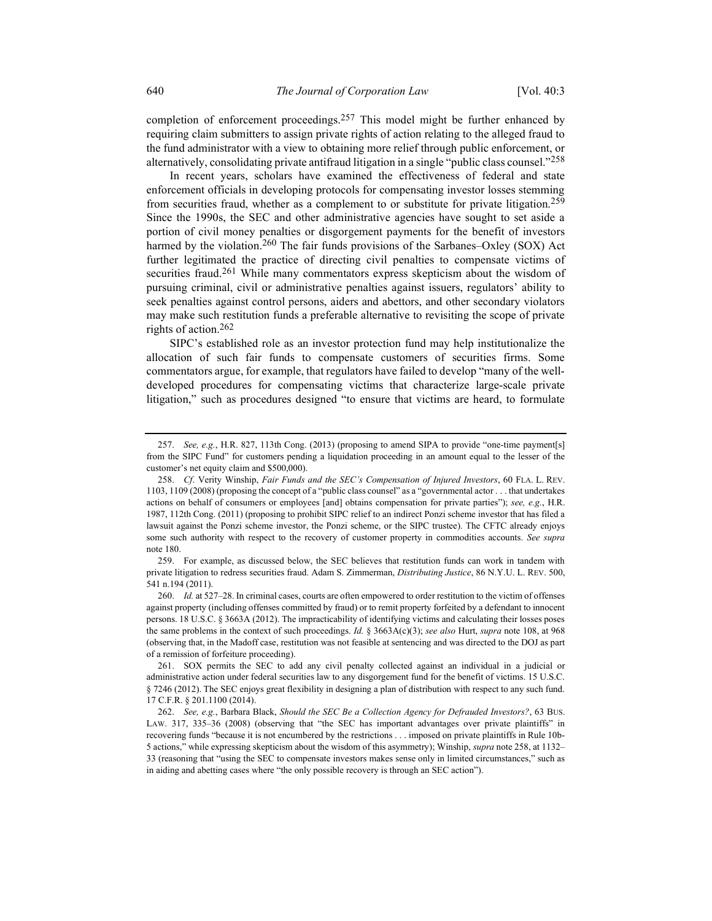completion of enforcement proceedings.[257] This model might be further enhanced by requiring claim submitters to assign private rights of action relating to the alleged fraud to the fund administrator with a view to obtaining more relief through public enforcement, or alternatively, consolidating private antifraud litigation in a single "public class counsel."[258]

In recent years, scholars have examined the effectiveness of federal and state enforcement officials in developing protocols for compensating investor losses stemming from securities fraud, whether as a complement to or substitute for private litigation.[259] Since the 1990s, the SEC and other administrative agencies have sought to set aside a portion of civil money penalties or disgorgement payments for the benefit of investors harmed by the violation.[260] The fair funds provisions of the Sarbanes–Oxley (SOX) Act further legitimated the practice of directing civil penalties to compensate victims of securities fraud.[261] While many commentators express skepticism about the wisdom of pursuing criminal, civil or administrative penalties against issuers, regulators' ability to seek penalties against control persons, aiders and abettors, and other secondary violators may make such restitution funds a preferable alternative to revisiting the scope of private rights of action.[262]

SIPC's established role as an investor protection fund may help institutionalize the allocation of such fair funds to compensate customers of securities firms. Some commentators argue, for example, that regulators have failed to develop "many of the well-developed procedures for compensating victims that characterize large-scale private litigation," such as procedures designed "to ensure that victims are heard, to formulate

---

257. *See, e.g.*, H.R. 827, 113th Cong. (2013) (proposing to amend SIPA to provide "one-time payment[s] from the SIPC Fund" for customers pending a liquidation proceeding in an amount equal to the lesser of the customer's net equity claim and $500,000).

258. *Cf*. Verity Winship, *Fair Funds and the SEC's Compensation of Injured Investors*, 60 FLA. L. REV. 1103, 1109 (2008) (proposing the concept of a "public class counsel" as a "governmental actor . . . that undertakes actions on behalf of consumers or employees [and] obtains compensation for private parties"); *see, e.g.*, H.R. 1987, 112th Cong. (2011) (proposing to prohibit SIPC relief to an indirect Ponzi scheme investor that has filed a lawsuit against the Ponzi scheme investor, the Ponzi scheme, or the SIPC trustee). The CFTC already enjoys some such authority with respect to the recovery of customer property in commodities accounts. *See supra* note 180.

259. For example, as discussed below, the SEC believes that restitution funds can work in tandem with private litigation to redress securities fraud. Adam S. Zimmerman, *Distributing Justice*, 86 N.Y.U. L. REV. 500, 541 n.194 (2011).

260. *Id.* at 527–28. In criminal cases, courts are often empowered to order restitution to the victim of offenses against property (including offenses committed by fraud) or to remit property forfeited by a defendant to innocent persons. 18 U.S.C. § 3663A (2012). The impracticability of identifying victims and calculating their losses poses the same problems in the context of such proceedings. *Id.* § 3663A(c)(3); *see also* Hurt, *supra* note 108, at 968 (observing that, in the Madoff case, restitution was not feasible at sentencing and was directed to the DOJ as part of a remission of forfeiture proceeding).

261. SOX permits the SEC to add any civil penalty collected against an individual in a judicial or administrative action under federal securities law to any disgorgement fund for the benefit of victims. 15 U.S.C. § 7246 (2012). The SEC enjoys great flexibility in designing a plan of distribution with respect to any such fund. 17 C.F.R. § 201.1100 (2014).

262. *See, e.g.*, Barbara Black, *Should the SEC Be a Collection Agency for Defrauded Investors?*, 63 BUS. LAW. 317, 335–36 (2008) (observing that "the SEC has important advantages over private plaintiffs" in recovering funds "because it is not encumbered by the restrictions . . . imposed on private plaintiffs in Rule 10b-5 actions," while expressing skepticism about the wisdom of this asymmetry); Winship, *supra* note 258, at 1132–33 (reasoning that "using the SEC to compensate investors makes sense only in limited circumstances," such as in aiding and abetting cases where "the only possible recovery is through an SEC action").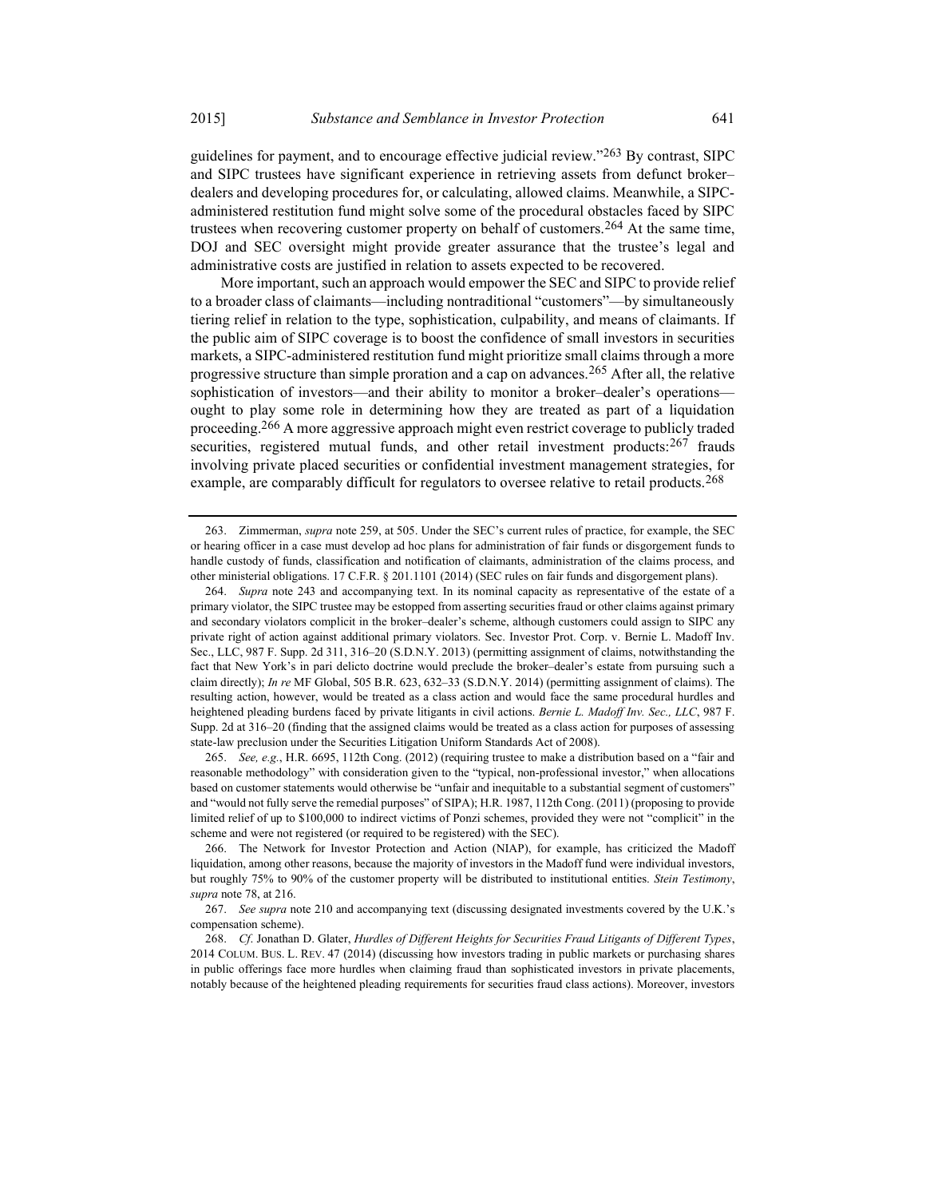guidelines for payment, and to encourage effective judicial review."[263] By contrast, SIPC and SIPC trustees have significant experience in retrieving assets from defunct broker–dealers and developing procedures for, or calculating, allowed claims. Meanwhile, a SIPC-administered restitution fund might solve some of the procedural obstacles faced by SIPC trustees when recovering customer property on behalf of customers.[264] At the same time, DOJ and SEC oversight might provide greater assurance that the trustee's legal and administrative costs are justified in relation to assets expected to be recovered.

More important, such an approach would empower the SEC and SIPC to provide relief to a broader class of claimants—including nontraditional "customers"—by simultaneously tiering relief in relation to the type, sophistication, culpability, and means of claimants. If the public aim of SIPC coverage is to boost the confidence of small investors in securities markets, a SIPC-administered restitution fund might prioritize small claims through a more progressive structure than simple proration and a cap on advances.[265] After all, the relative sophistication of investors—and their ability to monitor a broker–dealer's operations—ought to play some role in determining how they are treated as part of a liquidation proceeding.[266] A more aggressive approach might even restrict coverage to publicly traded securities, registered mutual funds, and other retail investment products:[267] frauds involving private placed securities or confidential investment management strategies, for example, are comparably difficult for regulators to oversee relative to retail products.[268]

---

263. Zimmerman, *supra* note 259, at 505. Under the SEC's current rules of practice, for example, the SEC or hearing officer in a case must develop ad hoc plans for administration of fair funds or disgorgement funds to handle custody of funds, classification and notification of claimants, administration of the claims process, and other ministerial obligations. 17 C.F.R. § 201.1101 (2014) (SEC rules on fair funds and disgorgement plans).

264. *Supra* note 243 and accompanying text. In its nominal capacity as representative of the estate of a primary violator, the SIPC trustee may be estopped from asserting securities fraud or other claims against primary and secondary violators complicit in the broker–dealer's scheme, although customers could assign to SIPC any private right of action against additional primary violators. Sec. Investor Prot. Corp. v. Bernie L. Madoff Inv. Sec., LLC, 987 F. Supp. 2d 311, 316–20 (S.D.N.Y. 2013) (permitting assignment of claims, notwithstanding the fact that New York's in pari delicto doctrine would preclude the broker–dealer's estate from pursuing such a claim directly); *In re* MF Global, 505 B.R. 623, 632–33 (S.D.N.Y. 2014) (permitting assignment of claims). The resulting action, however, would be treated as a class action and would face the same procedural hurdles and heightened pleading burdens faced by private litigants in civil actions. *Bernie L. Madoff Inv. Sec., LLC*, 987 F. Supp. 2d at 316–20 (finding that the assigned claims would be treated as a class action for purposes of assessing state-law preclusion under the Securities Litigation Uniform Standards Act of 2008).

265. *See, e.g.*, H.R. 6695, 112th Cong. (2012) (requiring trustee to make a distribution based on a "fair and reasonable methodology" with consideration given to the "typical, non-professional investor," when allocations based on customer statements would otherwise be "unfair and inequitable to a substantial segment of customers" and "would not fully serve the remedial purposes" of SIPA); H.R. 1987, 112th Cong. (2011) (proposing to provide limited relief of up to $100,000 to indirect victims of Ponzi schemes, provided they were not "complicit" in the scheme and were not registered (or required to be registered) with the SEC).

266. The Network for Investor Protection and Action (NIAP), for example, has criticized the Madoff liquidation, among other reasons, because the majority of investors in the Madoff fund were individual investors, but roughly 75% to 90% of the customer property will be distributed to institutional entities. *Stein Testimony*, *supra* note 78, at 216.

267. *See supra* note 210 and accompanying text (discussing designated investments covered by the U.K.'s compensation scheme).

268. *Cf*. Jonathan D. Glater, *Hurdles of Different Heights for Securities Fraud Litigants of Different Types*, 2014 COLUM. BUS. L. REV. 47 (2014) (discussing how investors trading in public markets or purchasing shares in public offerings face more hurdles when claiming fraud than sophisticated investors in private placements, notably because of the heightened pleading requirements for securities fraud class actions). Moreover, investors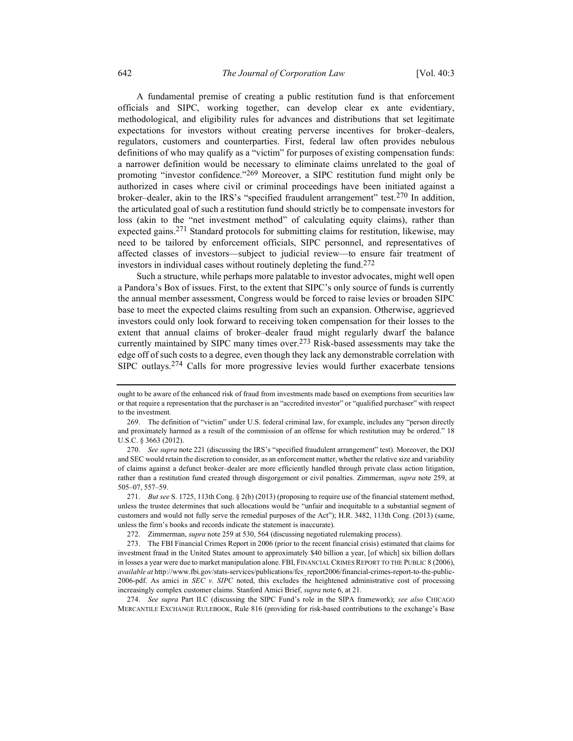A fundamental premise of creating a public restitution fund is that enforcement officials and SIPC, working together, can develop clear ex ante evidentiary, methodological, and eligibility rules for advances and distributions that set legitimate expectations for investors without creating perverse incentives for broker–dealers, regulators, customers and counterparties. First, federal law often provides nebulous definitions of who may qualify as a "victim" for purposes of existing compensation funds: a narrower definition would be necessary to eliminate claims unrelated to the goal of promoting "investor confidence."[269] Moreover, a SIPC restitution fund might only be authorized in cases where civil or criminal proceedings have been initiated against a broker–dealer, akin to the IRS's "specified fraudulent arrangement" test.[270] In addition, the articulated goal of such a restitution fund should strictly be to compensate investors for loss (akin to the "net investment method" of calculating equity claims), rather than expected gains.[271] Standard protocols for submitting claims for restitution, likewise, may need to be tailored by enforcement officials, SIPC personnel, and representatives of affected classes of investors—subject to judicial review—to ensure fair treatment of investors in individual cases without routinely depleting the fund.[272]

Such a structure, while perhaps more palatable to investor advocates, might well open a Pandora's Box of issues. First, to the extent that SIPC's only source of funds is currently the annual member assessment, Congress would be forced to raise levies or broaden SIPC base to meet the expected claims resulting from such an expansion. Otherwise, aggrieved investors could only look forward to receiving token compensation for their losses to the extent that annual claims of broker–dealer fraud might regularly dwarf the balance currently maintained by SIPC many times over.[273] Risk-based assessments may take the edge off of such costs to a degree, even though they lack any demonstrable correlation with SIPC outlays.[274] Calls for more progressive levies would further exacerbate tensions

---

ought to be aware of the enhanced risk of fraud from investments made based on exemptions from securities law or that require a representation that the purchaser is an "accredited investor" or "qualified purchaser" with respect to the investment.

269. The definition of "victim" under U.S. federal criminal law, for example, includes any "person directly and proximately harmed as a result of the commission of an offense for which restitution may be ordered." 18 U.S.C. § 3663 (2012).

270. *See supra* note 221 (discussing the IRS's "specified fraudulent arrangement" test). Moreover, the DOJ and SEC would retain the discretion to consider, as an enforcement matter, whether the relative size and variability of claims against a defunct broker–dealer are more efficiently handled through private class action litigation, rather than a restitution fund created through disgorgement or civil penalties. Zimmerman, *supra* note 259, at 505–07, 557–59.

271. *But see* S. 1725, 113th Cong. § 2(b) (2013) (proposing to require use of the financial statement method, unless the trustee determines that such allocations would be "unfair and inequitable to a substantial segment of customers and would not fully serve the remedial purposes of the Act"); H.R. 3482, 113th Cong. (2013) (same, unless the firm's books and records indicate the statement is inaccurate).

272. Zimmerman, *supra* note 259 at 530, 564 (discussing negotiated rulemaking process).

273. The FBI Financial Crimes Report in 2006 (prior to the recent financial crisis) estimated that claims for investment fraud in the United States amount to approximately $40 billion a year, [of which] six billion dollars in losses a year were due to market manipulation alone. FBI, FINANCIAL CRIMES REPORT TO THE PUBLIC 8 (2006), *available at* http://www.fbi.gov/stats-services/publications/fcs_report2006/financial-crimes-report-to-the-public-2006-pdf. As amici in *SEC v. SIPC* noted, this excludes the heightened administrative cost of processing increasingly complex customer claims. Stanford Amici Brief, *supra* note 6, at 21.

274. *See supra* Part II.C (discussing the SIPC Fund's role in the SIPA framework); *see also* CHICAGO MERCANTILE EXCHANGE RULEBOOK, Rule 816 (providing for risk-based contributions to the exchange's Base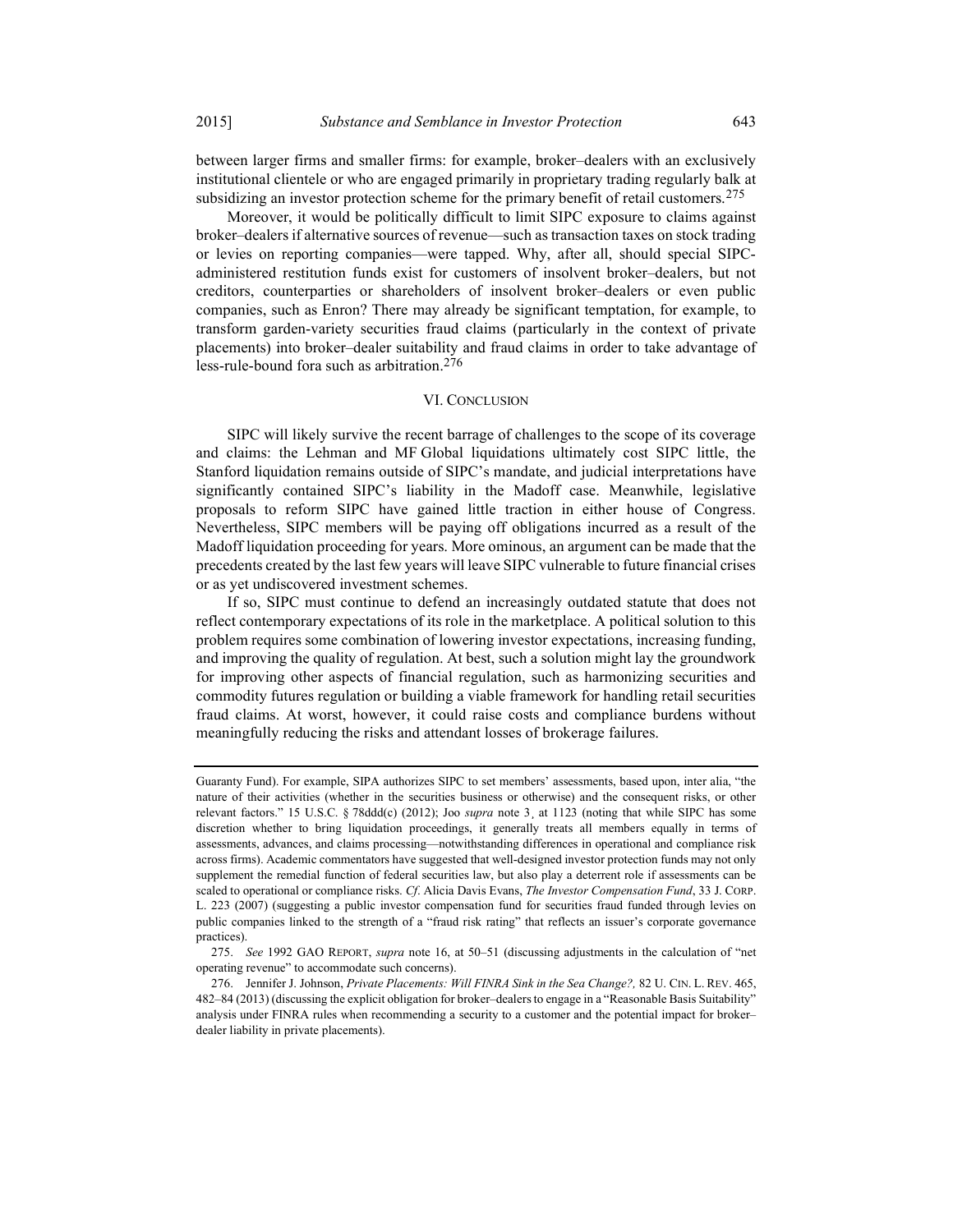between larger firms and smaller firms: for example, broker–dealers with an exclusively institutional clientele or who are engaged primarily in proprietary trading regularly balk at subsidizing an investor protection scheme for the primary benefit of retail customers.[275]

Moreover, it would be politically difficult to limit SIPC exposure to claims against broker–dealers if alternative sources of revenue—such as transaction taxes on stock trading or levies on reporting companies—were tapped. Why, after all, should special SIPC-administered restitution funds exist for customers of insolvent broker–dealers, but not creditors, counterparties or shareholders of insolvent broker–dealers or even public companies, such as Enron? There may already be significant temptation, for example, to transform garden-variety securities fraud claims (particularly in the context of private placements) into broker–dealer suitability and fraud claims in order to take advantage of less-rule-bound fora such as arbitration.[276]

## VI. CONCLUSION

SIPC will likely survive the recent barrage of challenges to the scope of its coverage and claims: the Lehman and MF Global liquidations ultimately cost SIPC little, the Stanford liquidation remains outside of SIPC's mandate, and judicial interpretations have significantly contained SIPC's liability in the Madoff case. Meanwhile, legislative proposals to reform SIPC have gained little traction in either house of Congress. Nevertheless, SIPC members will be paying off obligations incurred as a result of the Madoff liquidation proceeding for years. More ominous, an argument can be made that the precedents created by the last few years will leave SIPC vulnerable to future financial crises or as yet undiscovered investment schemes.

If so, SIPC must continue to defend an increasingly outdated statute that does not reflect contemporary expectations of its role in the marketplace. A political solution to this problem requires some combination of lowering investor expectations, increasing funding, and improving the quality of regulation. At best, such a solution might lay the groundwork for improving other aspects of financial regulation, such as harmonizing securities and commodity futures regulation or building a viable framework for handling retail securities fraud claims. At worst, however, it could raise costs and compliance burdens without meaningfully reducing the risks and attendant losses of brokerage failures.

---

Guaranty Fund). For example, SIPA authorizes SIPC to set members' assessments, based upon, inter alia, "the nature of their activities (whether in the securities business or otherwise) and the consequent risks, or other relevant factors." 15 U.S.C. § 78ddd(c) (2012); Joo *supra* note 3¸ at 1123 (noting that while SIPC has some discretion whether to bring liquidation proceedings, it generally treats all members equally in terms of assessments, advances, and claims processing—notwithstanding differences in operational and compliance risk across firms). Academic commentators have suggested that well-designed investor protection funds may not only supplement the remedial function of federal securities law, but also play a deterrent role if assessments can be scaled to operational or compliance risks. *Cf.* Alicia Davis Evans, *The Investor Compensation Fund*, 33 J. CORP. L. 223 (2007) (suggesting a public investor compensation fund for securities fraud funded through levies on public companies linked to the strength of a "fraud risk rating" that reflects an issuer's corporate governance practices).

275. *See* 1992 GAO REPORT, *supra* note 16, at 50–51 (discussing adjustments in the calculation of "net operating revenue" to accommodate such concerns).

276. Jennifer J. Johnson, *Private Placements: Will FINRA Sink in the Sea Change?,* 82 U. CIN. L. REV. 465, 482–84 (2013) (discussing the explicit obligation for broker–dealers to engage in a "Reasonable Basis Suitability" analysis under FINRA rules when recommending a security to a customer and the potential impact for broker–dealer liability in private placements).